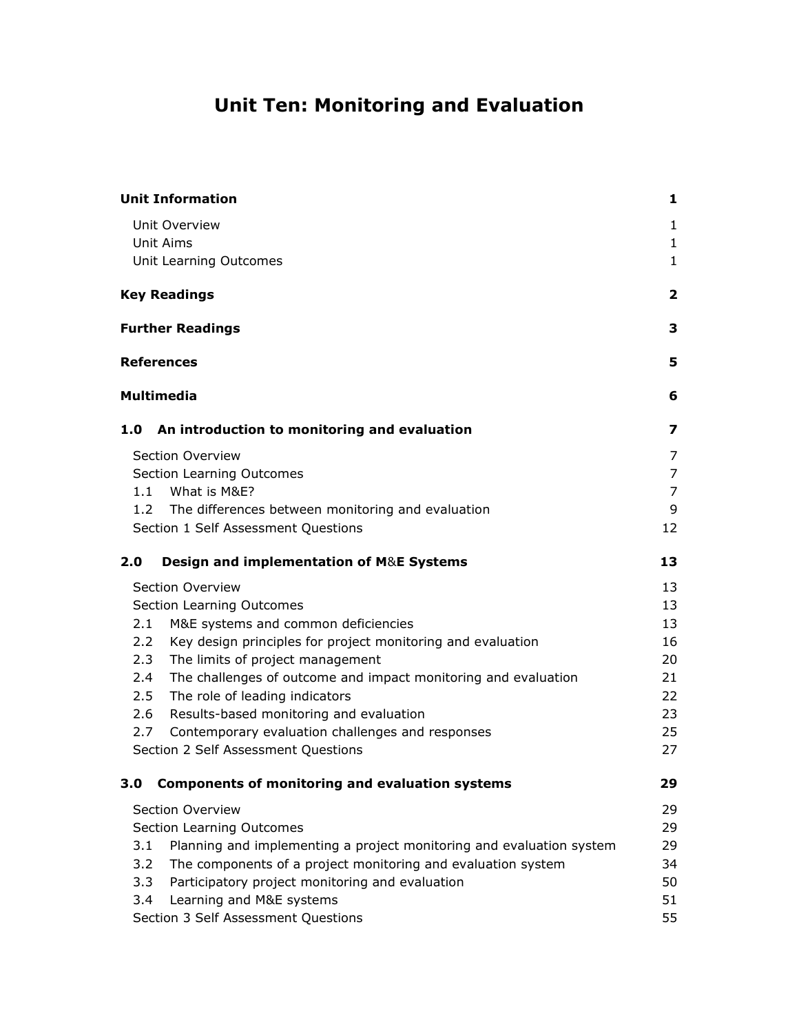# Unit Ten: Monitoring and Evaluation

| | |
|---|---|
| **Unit Information** | **1** |
| Unit Overview | 1 |
| Unit Aims | 1 |
| Unit Learning Outcomes | 1 |
| **Key Readings** | **2** |
| **Further Readings** | **3** |
| **References** | **5** |
| **Multimedia** | **6** |
| **1.0 An introduction to monitoring and evaluation** | **7** |
| Section Overview | 7 |
| Section Learning Outcomes | 7 |
| 1.1 What is M&E? | 7 |
| 1.2 The differences between monitoring and evaluation | 9 |
| Section 1 Self Assessment Questions | 12 |
| **2.0 Design and implementation of M&E Systems** | **13** |
| Section Overview | 13 |
| Section Learning Outcomes | 13 |
| 2.1 M&E systems and common deficiencies | 13 |
| 2.2 Key design principles for project monitoring and evaluation | 16 |
| 2.3 The limits of project management | 20 |
| 2.4 The challenges of outcome and impact monitoring and evaluation | 21 |
| 2.5 The role of leading indicators | 22 |
| 2.6 Results-based monitoring and evaluation | 23 |
| 2.7 Contemporary evaluation challenges and responses | 25 |
| Section 2 Self Assessment Questions | 27 |
| **3.0 Components of monitoring and evaluation systems** | **29** |
| Section Overview | 29 |
| Section Learning Outcomes | 29 |
| 3.1 Planning and implementing a project monitoring and evaluation system | 29 |
| 3.2 The components of a project monitoring and evaluation system | 34 |
| 3.3 Participatory project monitoring and evaluation | 50 |
| 3.4 Learning and M&E systems | 51 |
| Section 3 Self Assessment Questions | 55 |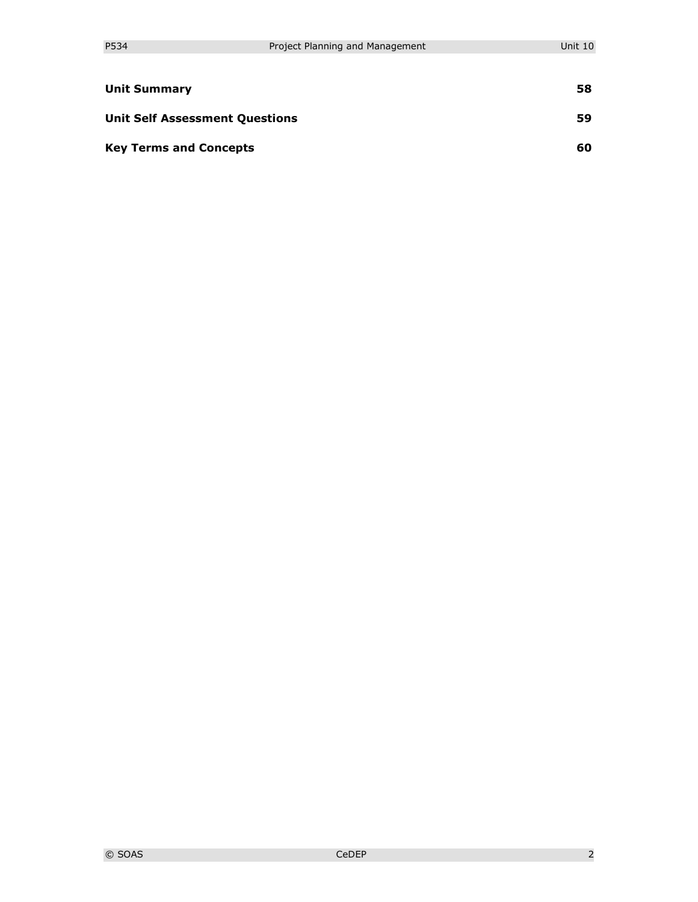| | |
|---|---|
| **Unit Summary** | **58** |
| **Unit Self Assessment Questions** | **59** |
| **Key Terms and Concepts** | **60** |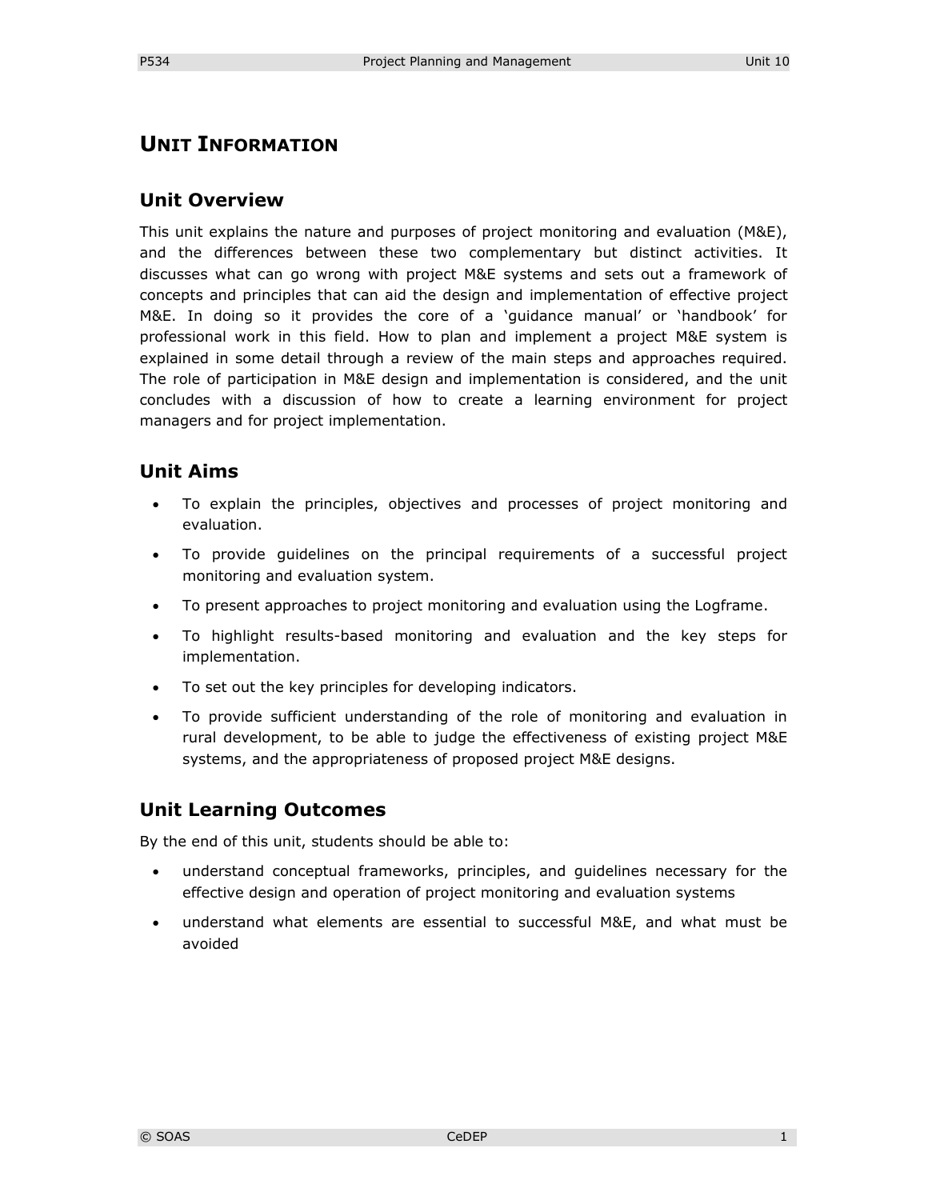# UNIT INFORMATION

## Unit Overview

This unit explains the nature and purposes of project monitoring and evaluation (M&E), and the differences between these two complementary but distinct activities. It discusses what can go wrong with project M&E systems and sets out a framework of concepts and principles that can aid the design and implementation of effective project M&E. In doing so it provides the core of a 'guidance manual' or 'handbook' for professional work in this field. How to plan and implement a project M&E system is explained in some detail through a review of the main steps and approaches required. The role of participation in M&E design and implementation is considered, and the unit concludes with a discussion of how to create a learning environment for project managers and for project implementation.

## Unit Aims

- To explain the principles, objectives and processes of project monitoring and evaluation.
- To provide guidelines on the principal requirements of a successful project monitoring and evaluation system.
- To present approaches to project monitoring and evaluation using the Logframe.
- To highlight results-based monitoring and evaluation and the key steps for implementation.
- To set out the key principles for developing indicators.
- To provide sufficient understanding of the role of monitoring and evaluation in rural development, to be able to judge the effectiveness of existing project M&E systems, and the appropriateness of proposed project M&E designs.

## Unit Learning Outcomes

By the end of this unit, students should be able to:

- understand conceptual frameworks, principles, and guidelines necessary for the effective design and operation of project monitoring and evaluation systems
- understand what elements are essential to successful M&E, and what must be avoided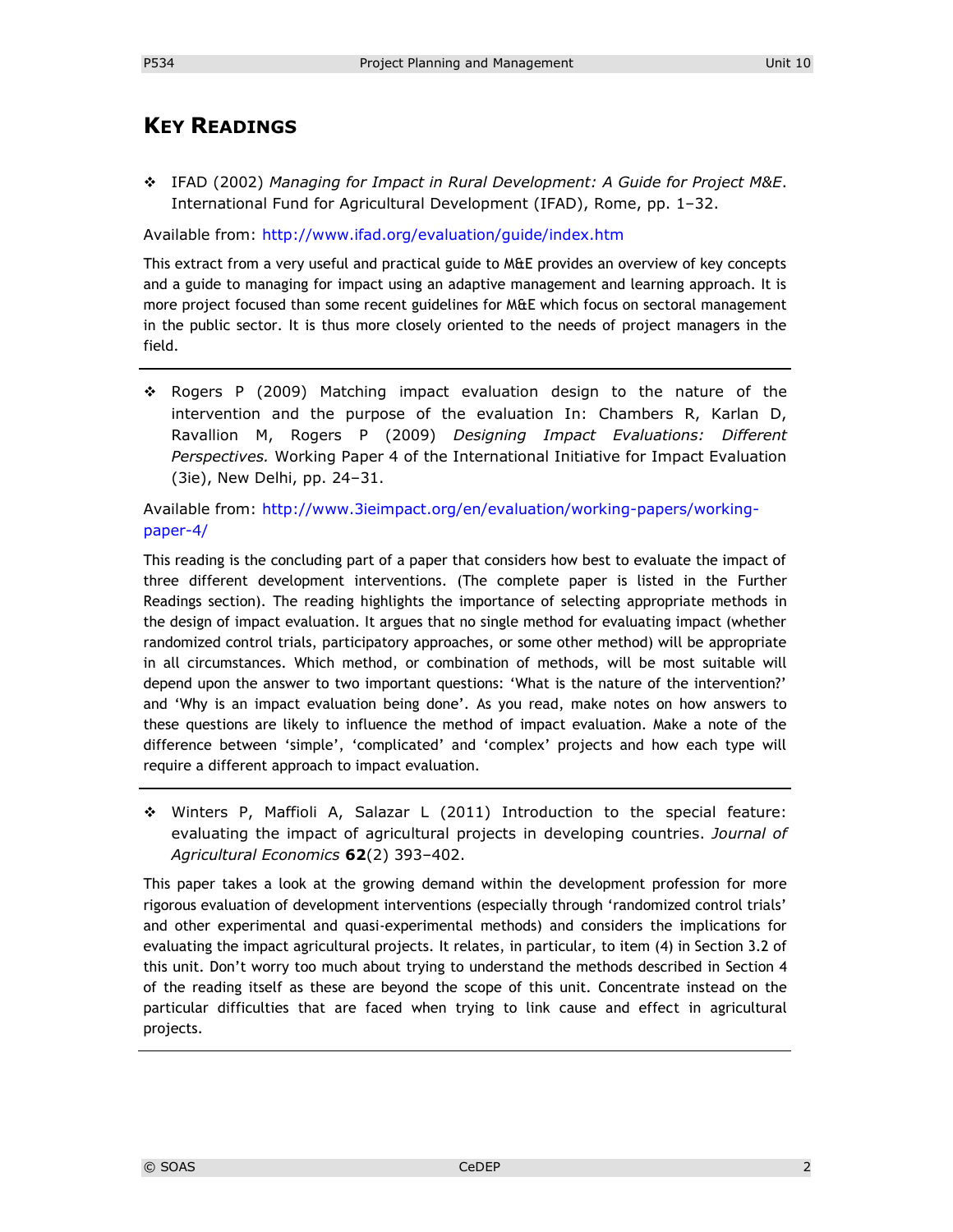## Key Readings

❖ IFAD (2002) *Managing for Impact in Rural Development: A Guide for Project M&E*. International Fund for Agricultural Development (IFAD), Rome, pp. 1–32.

Available from: http://www.ifad.org/evaluation/guide/index.htm

This extract from a very useful and practical guide to M&E provides an overview of key concepts and a guide to managing for impact using an adaptive management and learning approach. It is more project focused than some recent guidelines for M&E which focus on sectoral management in the public sector. It is thus more closely oriented to the needs of project managers in the field.

---

❖ Rogers P (2009) Matching impact evaluation design to the nature of the intervention and the purpose of the evaluation In: Chambers R, Karlan D, Ravallion M, Rogers P (2009) *Designing Impact Evaluations: Different Perspectives.* Working Paper 4 of the International Initiative for Impact Evaluation (3ie), New Delhi, pp. 24–31.

Available from: http://www.3ieimpact.org/en/evaluation/working-papers/working-paper-4/

This reading is the concluding part of a paper that considers how best to evaluate the impact of three different development interventions. (The complete paper is listed in the Further Readings section). The reading highlights the importance of selecting appropriate methods in the design of impact evaluation. It argues that no single method for evaluating impact (whether randomized control trials, participatory approaches, or some other method) will be appropriate in all circumstances. Which method, or combination of methods, will be most suitable will depend upon the answer to two important questions: 'What is the nature of the intervention?' and 'Why is an impact evaluation being done'. As you read, make notes on how answers to these questions are likely to influence the method of impact evaluation. Make a note of the difference between 'simple', 'complicated' and 'complex' projects and how each type will require a different approach to impact evaluation.

---

❖ Winters P, Maffioli A, Salazar L (2011) Introduction to the special feature: evaluating the impact of agricultural projects in developing countries. *Journal of Agricultural Economics* **62**(2) 393–402.

This paper takes a look at the growing demand within the development profession for more rigorous evaluation of development interventions (especially through 'randomized control trials' and other experimental and quasi-experimental methods) and considers the implications for evaluating the impact agricultural projects. It relates, in particular, to item (4) in Section 3.2 of this unit. Don't worry too much about trying to understand the methods described in Section 4 of the reading itself as these are beyond the scope of this unit. Concentrate instead on the particular difficulties that are faced when trying to link cause and effect in agricultural projects.

---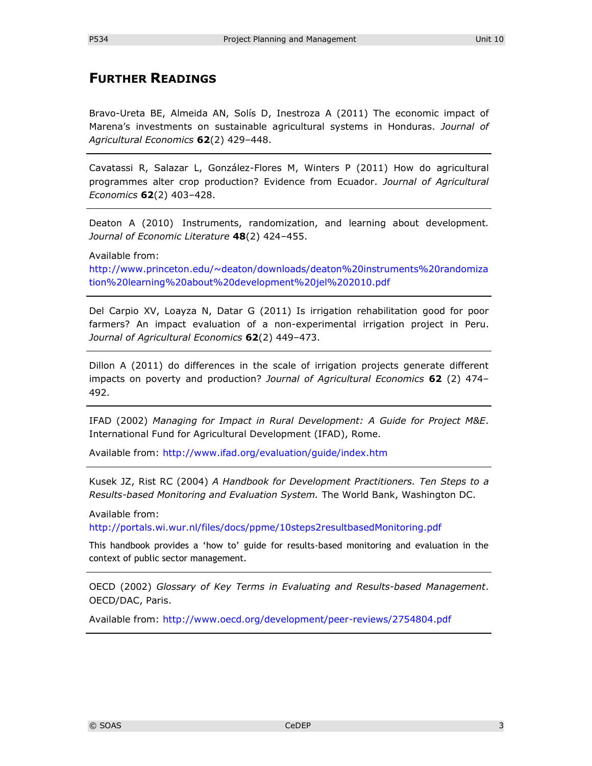## FURTHER READINGS

Bravo-Ureta BE, Almeida AN, Solís D, Inestroza A (2011) The economic impact of Marena's investments on sustainable agricultural systems in Honduras. *Journal of Agricultural Economics* **62**(2) 429–448.

---

Cavatassi R, Salazar L, González-Flores M, Winters P (2011) How do agricultural programmes alter crop production? Evidence from Ecuador. *Journal of Agricultural Economics* **62**(2) 403–428.

---

Deaton A (2010) Instruments, randomization, and learning about development. *Journal of Economic Literature* **48**(2) 424–455.

Available from: http://www.princeton.edu/~deaton/downloads/deaton%20instruments%20randomization%20learning%20about%20development%20jel%202010.pdf

---

Del Carpio XV, Loayza N, Datar G (2011) Is irrigation rehabilitation good for poor farmers? An impact evaluation of a non-experimental irrigation project in Peru. *Journal of Agricultural Economics* **62**(2) 449–473.

---

Dillon A (2011) do differences in the scale of irrigation projects generate different impacts on poverty and production? *Journal of Agricultural Economics* **62** (2) 474–492.

---

IFAD (2002) *Managing for Impact in Rural Development: A Guide for Project M&E*. International Fund for Agricultural Development (IFAD), Rome.

Available from: http://www.ifad.org/evaluation/guide/index.htm

---

Kusek JZ, Rist RC (2004) *A Handbook for Development Practitioners. Ten Steps to a Results-based Monitoring and Evaluation System.* The World Bank, Washington DC.

Available from: http://portals.wi.wur.nl/files/docs/ppme/10steps2resultbasedMonitoring.pdf

This handbook provides a 'how to' guide for results-based monitoring and evaluation in the context of public sector management.

---

OECD (2002) *Glossary of Key Terms in Evaluating and Results-based Management*. OECD/DAC, Paris.

Available from: http://www.oecd.org/development/peer-reviews/2754804.pdf

---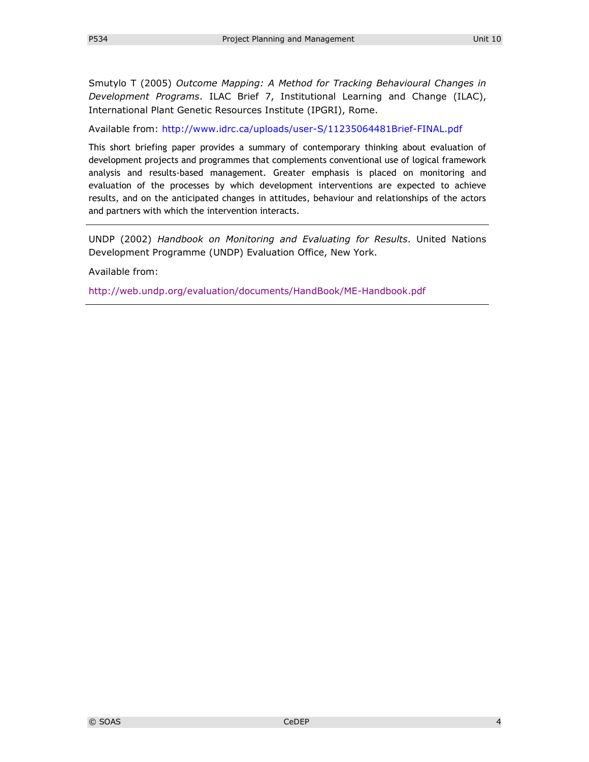Smutylo T (2005) *Outcome Mapping: A Method for Tracking Behavioural Changes in Development Programs*. ILAC Brief 7, Institutional Learning and Change (ILAC), International Plant Genetic Resources Institute (IPGRI), Rome.

Available from: http://www.idrc.ca/uploads/user-S/11235064481Brief-FINAL.pdf

This short briefing paper provides a summary of contemporary thinking about evaluation of development projects and programmes that complements conventional use of logical framework analysis and results-based management. Greater emphasis is placed on monitoring and evaluation of the processes by which development interventions are expected to achieve results, and on the anticipated changes in attitudes, behaviour and relationships of the actors and partners with which the intervention interacts.

---

UNDP (2002) *Handbook on Monitoring and Evaluating for Results*. United Nations Development Programme (UNDP) Evaluation Office, New York.

Available from:

http://web.undp.org/evaluation/documents/HandBook/ME-Handbook.pdf

---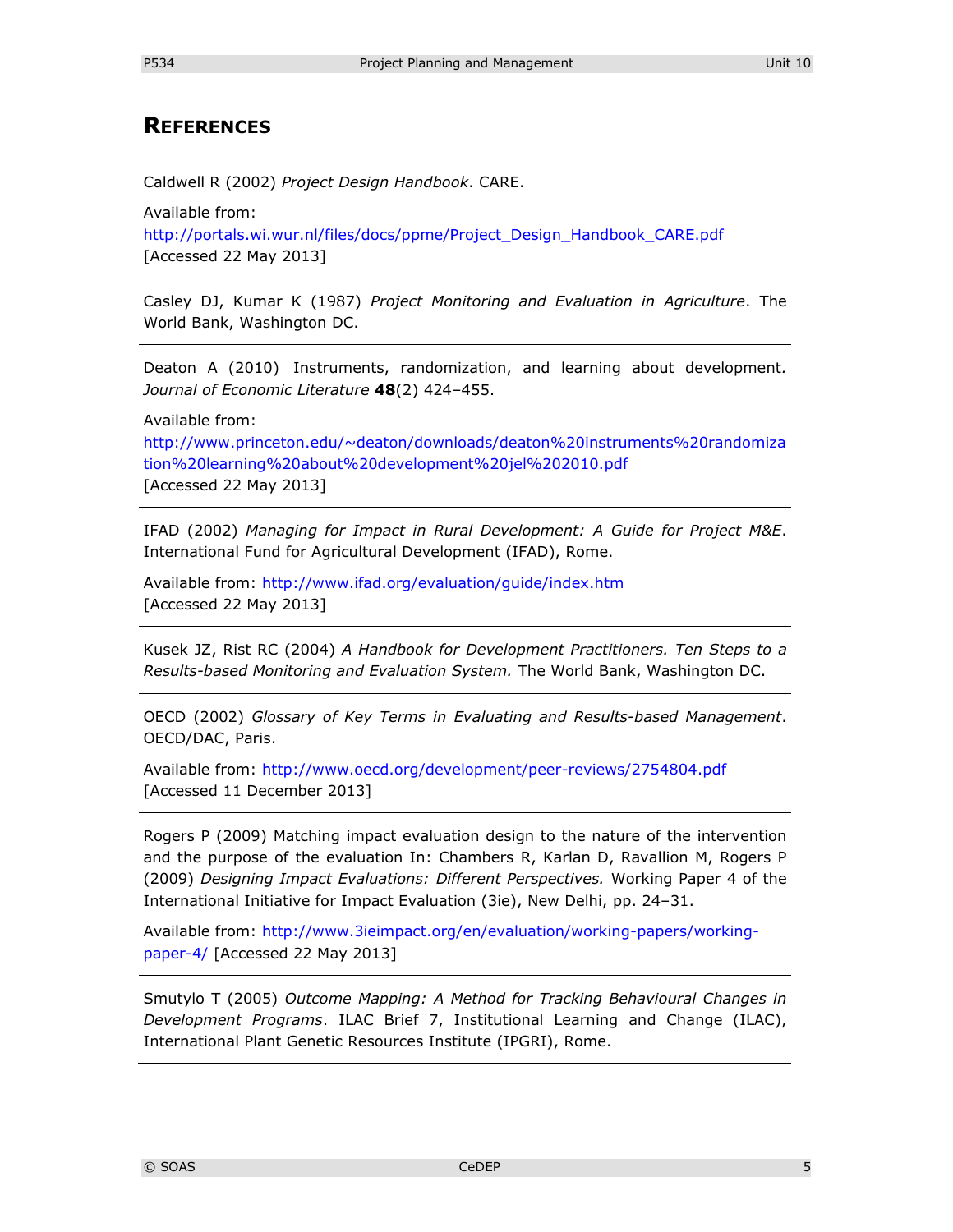## REFERENCES

Caldwell R (2002) *Project Design Handbook*. CARE.

Available from:
http://portals.wi.wur.nl/files/docs/ppme/Project_Design_Handbook_CARE.pdf
[Accessed 22 May 2013]

---

Casley DJ, Kumar K (1987) *Project Monitoring and Evaluation in Agriculture*. The World Bank, Washington DC.

---

Deaton A (2010) Instruments, randomization, and learning about development. *Journal of Economic Literature* **48**(2) 424–455.

Available from:
http://www.princeton.edu/~deaton/downloads/deaton%20instruments%20randomization%20learning%20about%20development%20jel%202010.pdf
[Accessed 22 May 2013]

---

IFAD (2002) *Managing for Impact in Rural Development: A Guide for Project M&E*. International Fund for Agricultural Development (IFAD), Rome.

Available from: http://www.ifad.org/evaluation/guide/index.htm
[Accessed 22 May 2013]

---

Kusek JZ, Rist RC (2004) *A Handbook for Development Practitioners. Ten Steps to a Results-based Monitoring and Evaluation System.* The World Bank, Washington DC.

---

OECD (2002) *Glossary of Key Terms in Evaluating and Results-based Management*. OECD/DAC, Paris.

Available from: http://www.oecd.org/development/peer-reviews/2754804.pdf
[Accessed 11 December 2013]

---

Rogers P (2009) Matching impact evaluation design to the nature of the intervention and the purpose of the evaluation In: Chambers R, Karlan D, Ravallion M, Rogers P (2009) *Designing Impact Evaluations: Different Perspectives.* Working Paper 4 of the International Initiative for Impact Evaluation (3ie), New Delhi, pp. 24–31.

Available from: http://www.3ieimpact.org/en/evaluation/working-papers/working-paper-4/ [Accessed 22 May 2013]

---

Smutylo T (2005) *Outcome Mapping: A Method for Tracking Behavioural Changes in Development Programs*. ILAC Brief 7, Institutional Learning and Change (ILAC), International Plant Genetic Resources Institute (IPGRI), Rome.

---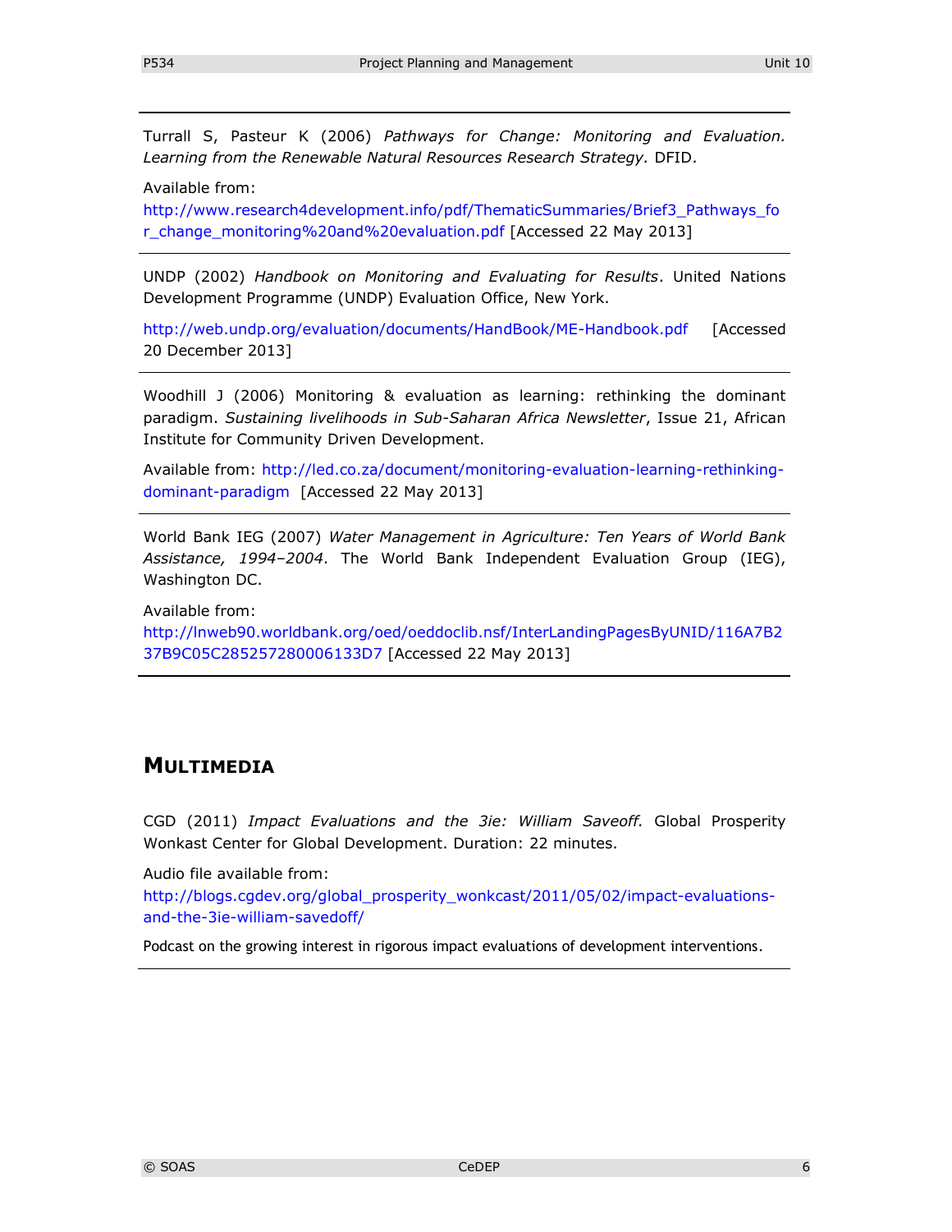Turrall S, Pasteur K (2006) *Pathways for Change: Monitoring and Evaluation. Learning from the Renewable Natural Resources Research Strategy.* DFID.

Available from:
http://www.research4development.info/pdf/ThematicSummaries/Brief3_Pathways_for_change_monitoring%20and%20evaluation.pdf [Accessed 22 May 2013]

---

UNDP (2002) *Handbook on Monitoring and Evaluating for Results*. United Nations Development Programme (UNDP) Evaluation Office, New York.

http://web.undp.org/evaluation/documents/HandBook/ME-Handbook.pdf [Accessed 20 December 2013]

---

Woodhill J (2006) Monitoring & evaluation as learning: rethinking the dominant paradigm. *Sustaining livelihoods in Sub-Saharan Africa Newsletter*, Issue 21, African Institute for Community Driven Development.

Available from: http://led.co.za/document/monitoring-evaluation-learning-rethinking-dominant-paradigm [Accessed 22 May 2013]

---

World Bank IEG (2007) *Water Management in Agriculture: Ten Years of World Bank Assistance, 1994–2004*. The World Bank Independent Evaluation Group (IEG), Washington DC.

Available from:
http://lnweb90.worldbank.org/oed/oeddoclib.nsf/InterLandingPagesByUNID/116A7B237B9C05C285257280006133D7 [Accessed 22 May 2013]

---

## MULTIMEDIA

CGD (2011) *Impact Evaluations and the 3ie: William Saveoff.* Global Prosperity Wonkast Center for Global Development. Duration: 22 minutes.

Audio file available from:
http://blogs.cgdev.org/global_prosperity_wonkcast/2011/05/02/impact-evaluations-and-the-3ie-william-savedoff/

Podcast on the growing interest in rigorous impact evaluations of development interventions.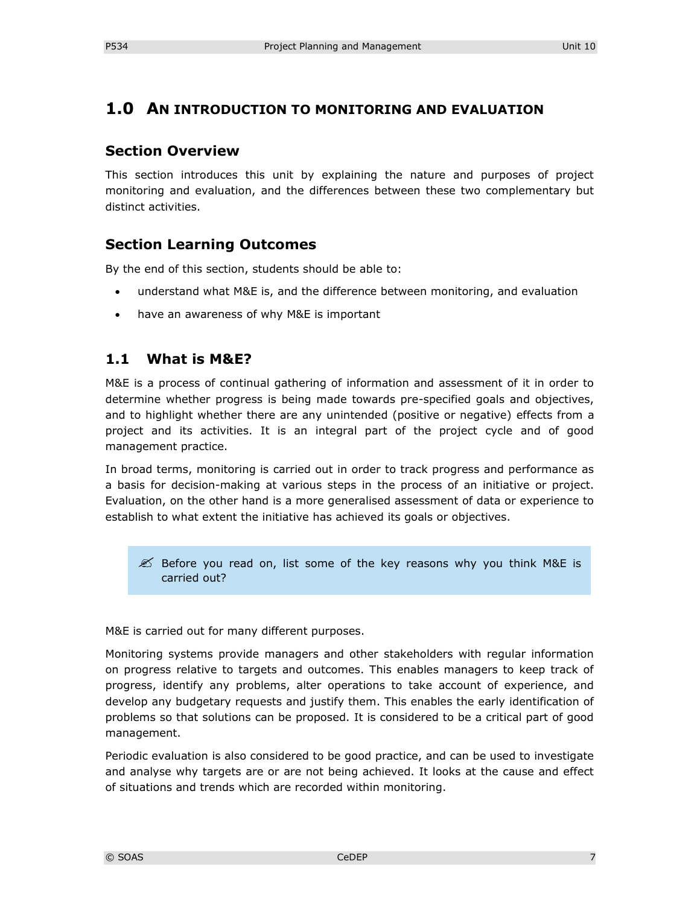# 1.0 An introduction to monitoring and evaluation

## Section Overview

This section introduces this unit by explaining the nature and purposes of project monitoring and evaluation, and the differences between these two complementary but distinct activities.

## Section Learning Outcomes

By the end of this section, students should be able to:

- understand what M&E is, and the difference between monitoring, and evaluation
- have an awareness of why M&E is important

## 1.1 What is M&E?

M&E is a process of continual gathering of information and assessment of it in order to determine whether progress is being made towards pre-specified goals and objectives, and to highlight whether there are any unintended (positive or negative) effects from a project and its activities. It is an integral part of the project cycle and of good management practice.

In broad terms, monitoring is carried out in order to track progress and performance as a basis for decision-making at various steps in the process of an initiative or project. Evaluation, on the other hand is a more generalised assessment of data or experience to establish to what extent the initiative has achieved its goals or objectives.

> ✍ Before you read on, list some of the key reasons why you think M&E is carried out?

M&E is carried out for many different purposes.

Monitoring systems provide managers and other stakeholders with regular information on progress relative to targets and outcomes. This enables managers to keep track of progress, identify any problems, alter operations to take account of experience, and develop any budgetary requests and justify them. This enables the early identification of problems so that solutions can be proposed. It is considered to be a critical part of good management.

Periodic evaluation is also considered to be good practice, and can be used to investigate and analyse why targets are or are not being achieved. It looks at the cause and effect of situations and trends which are recorded within monitoring.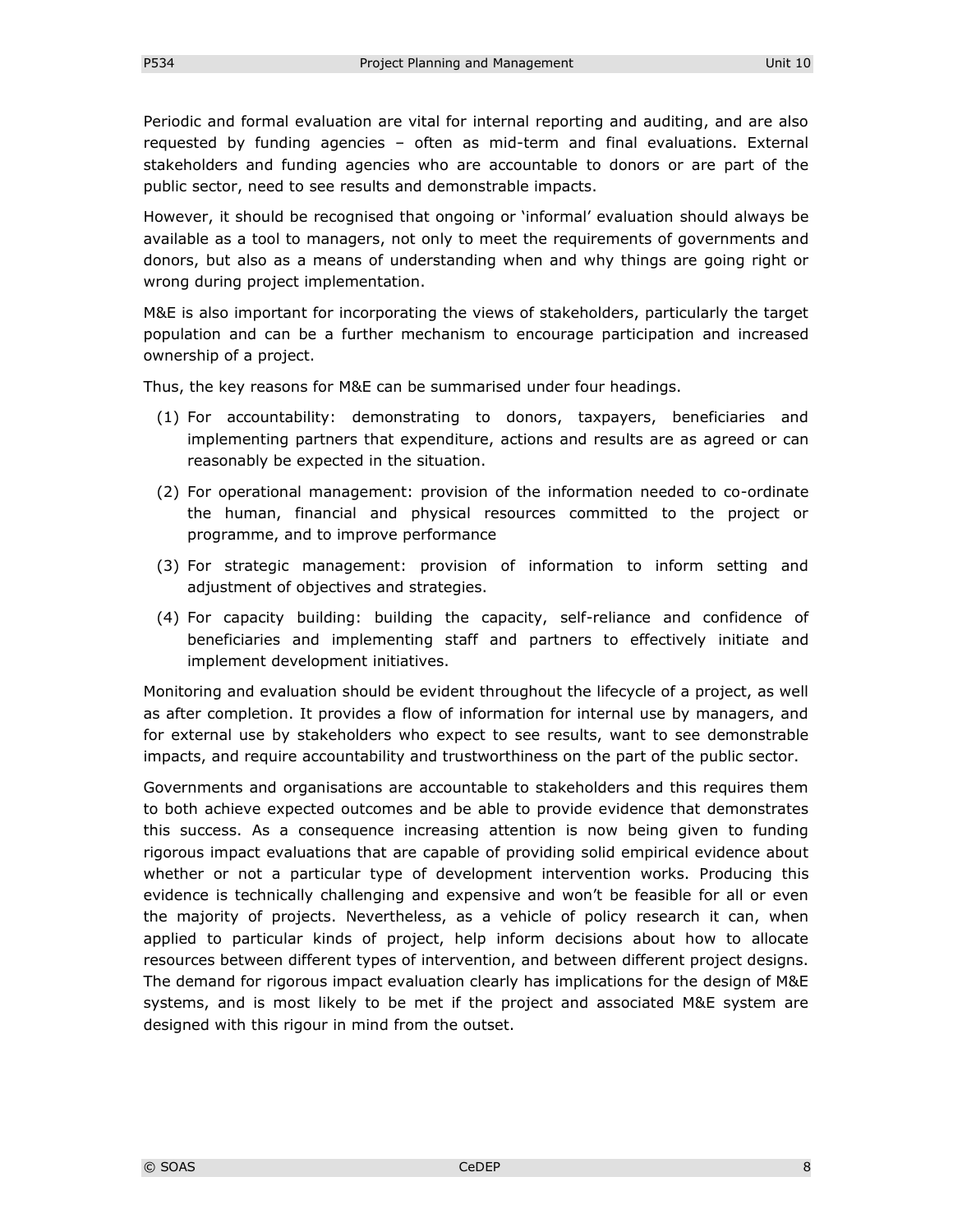Periodic and formal evaluation are vital for internal reporting and auditing, and are also requested by funding agencies – often as mid-term and final evaluations. External stakeholders and funding agencies who are accountable to donors or are part of the public sector, need to see results and demonstrable impacts.

However, it should be recognised that ongoing or 'informal' evaluation should always be available as a tool to managers, not only to meet the requirements of governments and donors, but also as a means of understanding when and why things are going right or wrong during project implementation.

M&E is also important for incorporating the views of stakeholders, particularly the target population and can be a further mechanism to encourage participation and increased ownership of a project.

Thus, the key reasons for M&E can be summarised under four headings.

(1) For accountability: demonstrating to donors, taxpayers, beneficiaries and implementing partners that expenditure, actions and results are as agreed or can reasonably be expected in the situation.

(2) For operational management: provision of the information needed to co-ordinate the human, financial and physical resources committed to the project or programme, and to improve performance

(3) For strategic management: provision of information to inform setting and adjustment of objectives and strategies.

(4) For capacity building: building the capacity, self-reliance and confidence of beneficiaries and implementing staff and partners to effectively initiate and implement development initiatives.

Monitoring and evaluation should be evident throughout the lifecycle of a project, as well as after completion. It provides a flow of information for internal use by managers, and for external use by stakeholders who expect to see results, want to see demonstrable impacts, and require accountability and trustworthiness on the part of the public sector.

Governments and organisations are accountable to stakeholders and this requires them to both achieve expected outcomes and be able to provide evidence that demonstrates this success. As a consequence increasing attention is now being given to funding rigorous impact evaluations that are capable of providing solid empirical evidence about whether or not a particular type of development intervention works. Producing this evidence is technically challenging and expensive and won't be feasible for all or even the majority of projects. Nevertheless, as a vehicle of policy research it can, when applied to particular kinds of project, help inform decisions about how to allocate resources between different types of intervention, and between different project designs. The demand for rigorous impact evaluation clearly has implications for the design of M&E systems, and is most likely to be met if the project and associated M&E system are designed with this rigour in mind from the outset.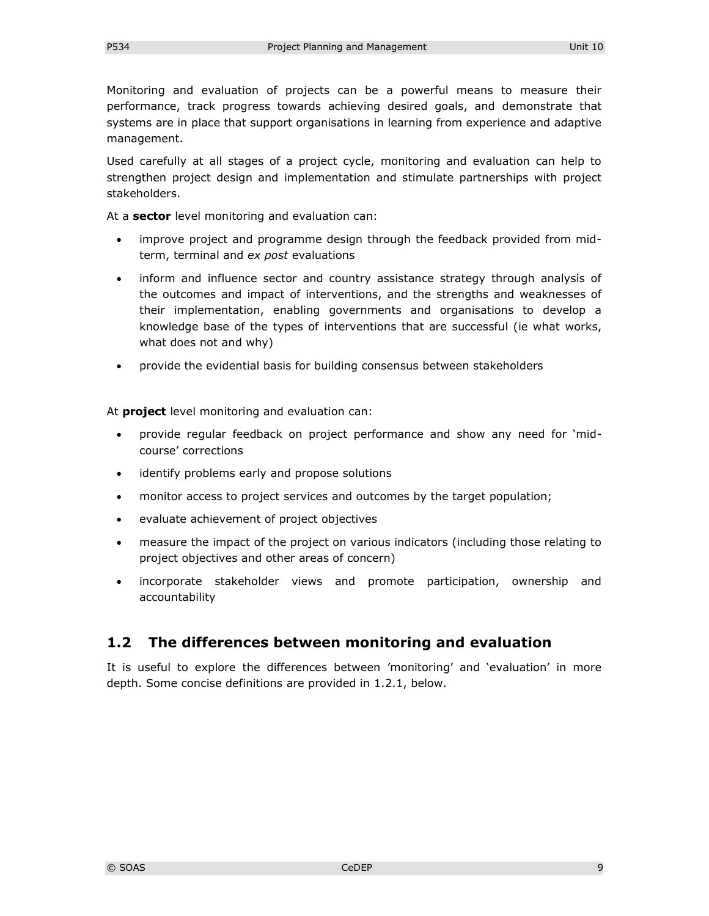Monitoring and evaluation of projects can be a powerful means to measure their performance, track progress towards achieving desired goals, and demonstrate that systems are in place that support organisations in learning from experience and adaptive management.

Used carefully at all stages of a project cycle, monitoring and evaluation can help to strengthen project design and implementation and stimulate partnerships with project stakeholders.

At a **sector** level monitoring and evaluation can:

- improve project and programme design through the feedback provided from mid-term, terminal and *ex post* evaluations
- inform and influence sector and country assistance strategy through analysis of the outcomes and impact of interventions, and the strengths and weaknesses of their implementation, enabling governments and organisations to develop a knowledge base of the types of interventions that are successful (ie what works, what does not and why)
- provide the evidential basis for building consensus between stakeholders

At **project** level monitoring and evaluation can:

- provide regular feedback on project performance and show any need for 'mid-course' corrections
- identify problems early and propose solutions
- monitor access to project services and outcomes by the target population;
- evaluate achievement of project objectives
- measure the impact of the project on various indicators (including those relating to project objectives and other areas of concern)
- incorporate stakeholder views and promote participation, ownership and accountability

## 1.2 The differences between monitoring and evaluation

It is useful to explore the differences between 'monitoring' and 'evaluation' in more depth. Some concise definitions are provided in 1.2.1, below.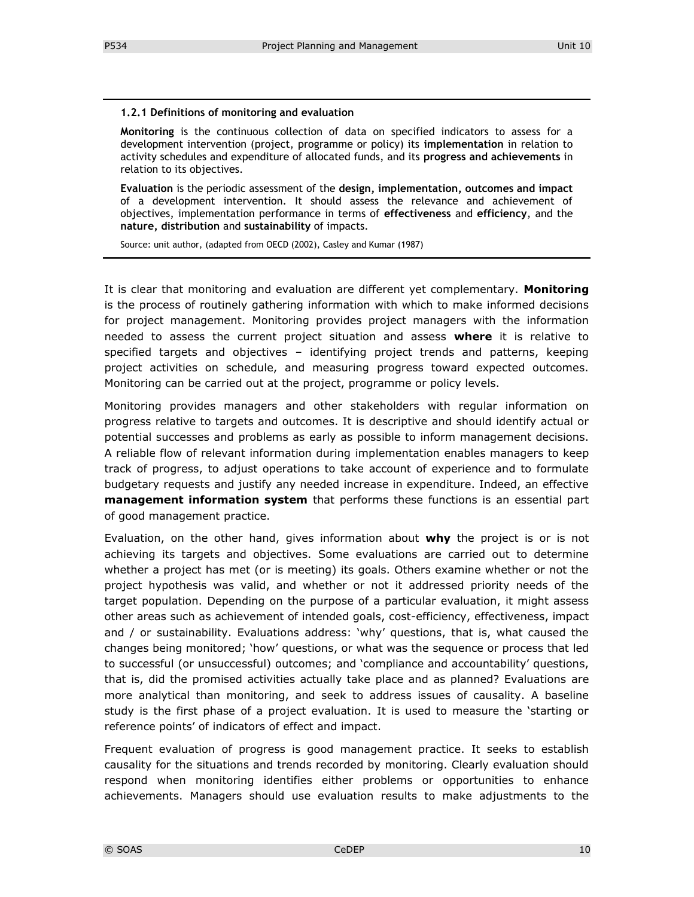**1.2.1 Definitions of monitoring and evaluation**

**Monitoring** is the continuous collection of data on specified indicators to assess for a development intervention (project, programme or policy) its **implementation** in relation to activity schedules and expenditure of allocated funds, and its **progress and achievements** in relation to its objectives.

**Evaluation** is the periodic assessment of the **design, implementation, outcomes and impact** of a development intervention. It should assess the relevance and achievement of objectives, implementation performance in terms of **effectiveness** and **efficiency**, and the **nature, distribution** and **sustainability** of impacts.

Source: unit author, (adapted from OECD (2002), Casley and Kumar (1987)

It is clear that monitoring and evaluation are different yet complementary. **Monitoring** is the process of routinely gathering information with which to make informed decisions for project management. Monitoring provides project managers with the information needed to assess the current project situation and assess **where** it is relative to specified targets and objectives – identifying project trends and patterns, keeping project activities on schedule, and measuring progress toward expected outcomes. Monitoring can be carried out at the project, programme or policy levels.

Monitoring provides managers and other stakeholders with regular information on progress relative to targets and outcomes. It is descriptive and should identify actual or potential successes and problems as early as possible to inform management decisions. A reliable flow of relevant information during implementation enables managers to keep track of progress, to adjust operations to take account of experience and to formulate budgetary requests and justify any needed increase in expenditure. Indeed, an effective **management information system** that performs these functions is an essential part of good management practice.

Evaluation, on the other hand, gives information about **why** the project is or is not achieving its targets and objectives. Some evaluations are carried out to determine whether a project has met (or is meeting) its goals. Others examine whether or not the project hypothesis was valid, and whether or not it addressed priority needs of the target population. Depending on the purpose of a particular evaluation, it might assess other areas such as achievement of intended goals, cost-efficiency, effectiveness, impact and / or sustainability. Evaluations address: 'why' questions, that is, what caused the changes being monitored; 'how' questions, or what was the sequence or process that led to successful (or unsuccessful) outcomes; and 'compliance and accountability' questions, that is, did the promised activities actually take place and as planned? Evaluations are more analytical than monitoring, and seek to address issues of causality. A baseline study is the first phase of a project evaluation. It is used to measure the 'starting or reference points' of indicators of effect and impact.

Frequent evaluation of progress is good management practice. It seeks to establish causality for the situations and trends recorded by monitoring. Clearly evaluation should respond when monitoring identifies either problems or opportunities to enhance achievements. Managers should use evaluation results to make adjustments to the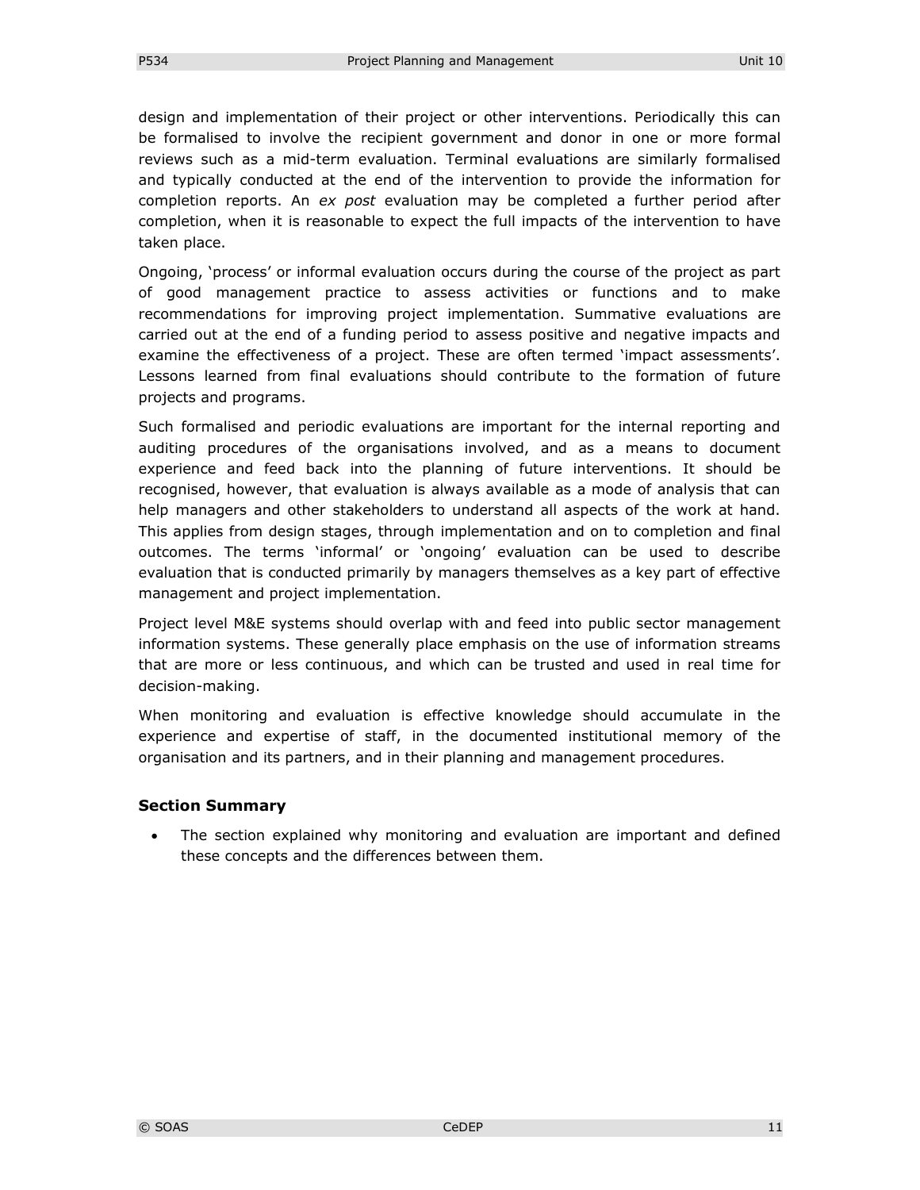design and implementation of their project or other interventions. Periodically this can be formalised to involve the recipient government and donor in one or more formal reviews such as a mid-term evaluation. Terminal evaluations are similarly formalised and typically conducted at the end of the intervention to provide the information for completion reports. An *ex post* evaluation may be completed a further period after completion, when it is reasonable to expect the full impacts of the intervention to have taken place.

Ongoing, 'process' or informal evaluation occurs during the course of the project as part of good management practice to assess activities or functions and to make recommendations for improving project implementation. Summative evaluations are carried out at the end of a funding period to assess positive and negative impacts and examine the effectiveness of a project. These are often termed 'impact assessments'. Lessons learned from final evaluations should contribute to the formation of future projects and programs.

Such formalised and periodic evaluations are important for the internal reporting and auditing procedures of the organisations involved, and as a means to document experience and feed back into the planning of future interventions. It should be recognised, however, that evaluation is always available as a mode of analysis that can help managers and other stakeholders to understand all aspects of the work at hand. This applies from design stages, through implementation and on to completion and final outcomes. The terms 'informal' or 'ongoing' evaluation can be used to describe evaluation that is conducted primarily by managers themselves as a key part of effective management and project implementation.

Project level M&E systems should overlap with and feed into public sector management information systems. These generally place emphasis on the use of information streams that are more or less continuous, and which can be trusted and used in real time for decision-making.

When monitoring and evaluation is effective knowledge should accumulate in the experience and expertise of staff, in the documented institutional memory of the organisation and its partners, and in their planning and management procedures.

### Section Summary

- The section explained why monitoring and evaluation are important and defined these concepts and the differences between them.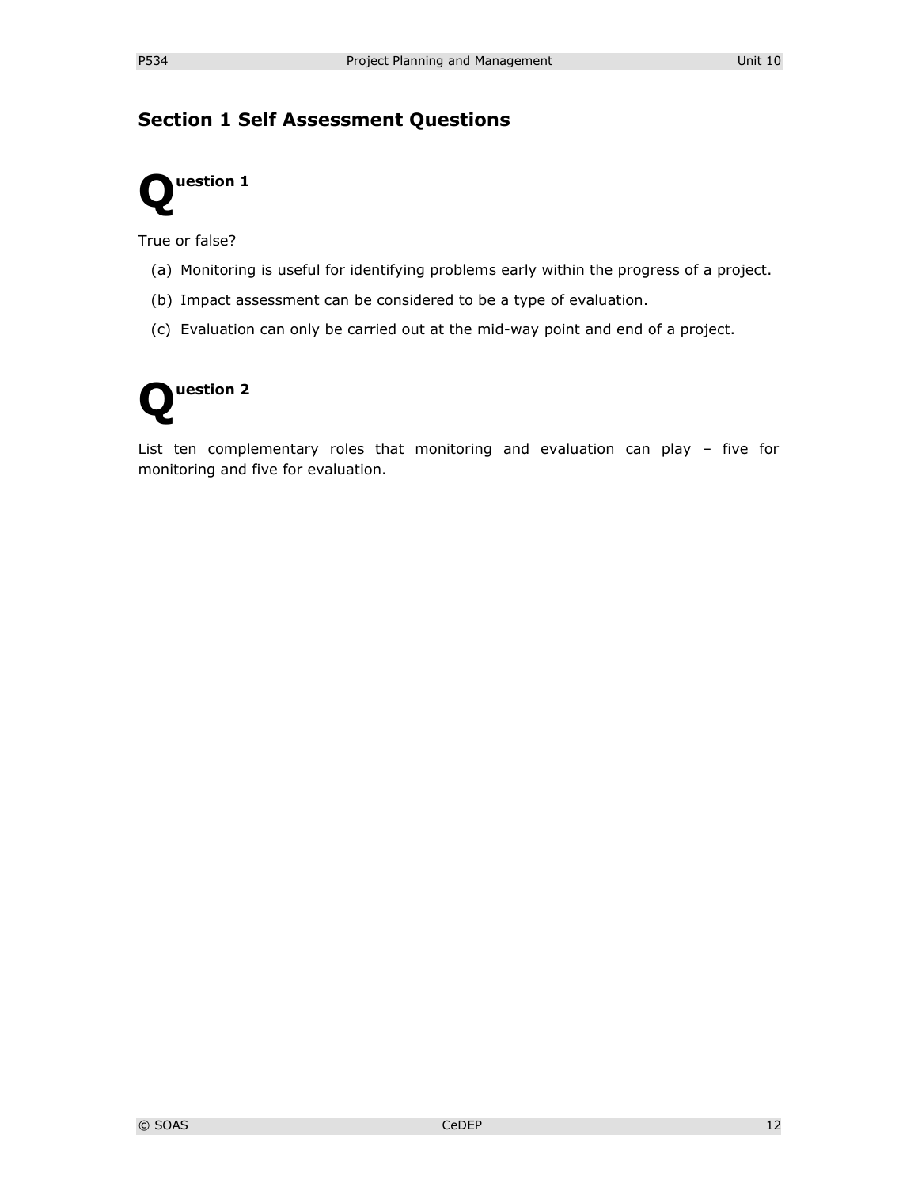## Section 1 Self Assessment Questions

### Question 1

True or false?

(a) Monitoring is useful for identifying problems early within the progress of a project.

(b) Impact assessment can be considered to be a type of evaluation.

(c) Evaluation can only be carried out at the mid-way point and end of a project.

### Question 2

List ten complementary roles that monitoring and evaluation can play – five for monitoring and five for evaluation.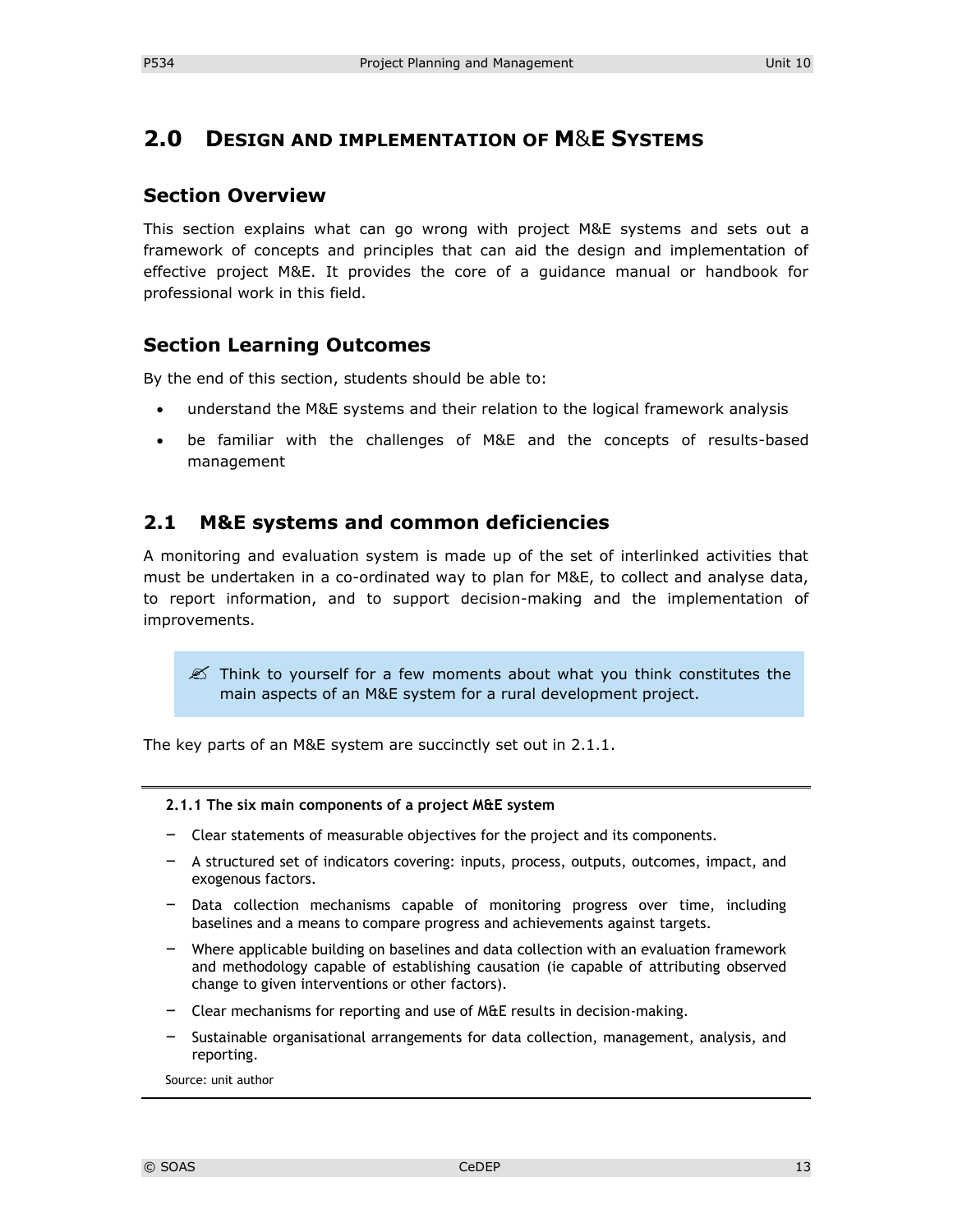## 2.0 Design and implementation of M&E Systems

### Section Overview

This section explains what can go wrong with project M&E systems and sets out a framework of concepts and principles that can aid the design and implementation of effective project M&E. It provides the core of a guidance manual or handbook for professional work in this field.

### Section Learning Outcomes

By the end of this section, students should be able to:

- understand the M&E systems and their relation to the logical framework analysis
- be familiar with the challenges of M&E and the concepts of results-based management

## 2.1 M&E systems and common deficiencies

A monitoring and evaluation system is made up of the set of interlinked activities that must be undertaken in a co-ordinated way to plan for M&E, to collect and analyse data, to report information, and to support decision-making and the implementation of improvements.

> ✍ Think to yourself for a few moments about what you think constitutes the main aspects of an M&E system for a rural development project.

The key parts of an M&E system are succinctly set out in 2.1.1.

**2.1.1 The six main components of a project M&E system**

- Clear statements of measurable objectives for the project and its components.
- A structured set of indicators covering: inputs, process, outputs, outcomes, impact, and exogenous factors.
- Data collection mechanisms capable of monitoring progress over time, including baselines and a means to compare progress and achievements against targets.
- Where applicable building on baselines and data collection with an evaluation framework and methodology capable of establishing causation (ie capable of attributing observed change to given interventions or other factors).
- Clear mechanisms for reporting and use of M&E results in decision-making.
- Sustainable organisational arrangements for data collection, management, analysis, and reporting.

Source: unit author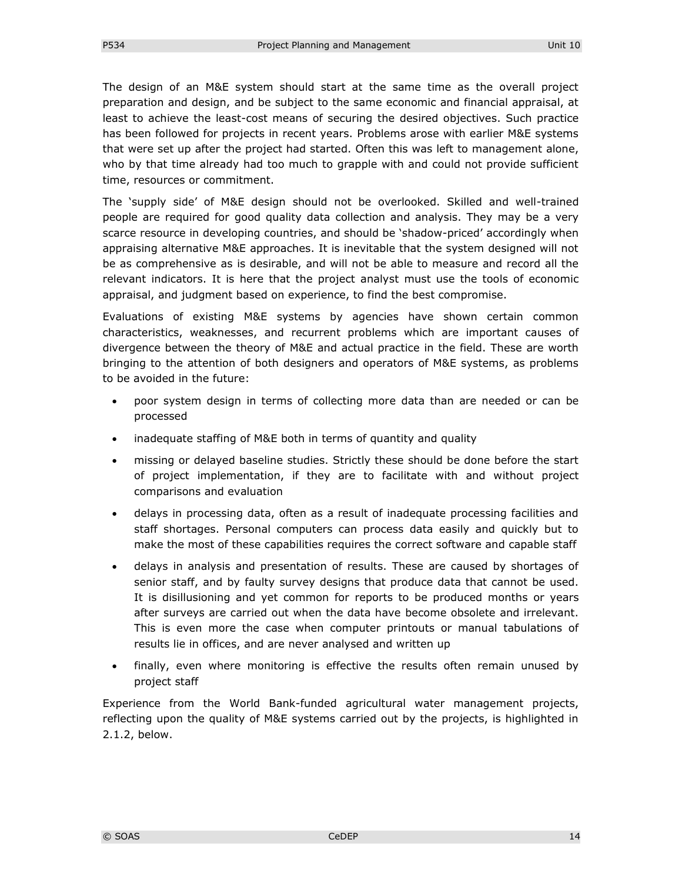The design of an M&E system should start at the same time as the overall project preparation and design, and be subject to the same economic and financial appraisal, at least to achieve the least-cost means of securing the desired objectives. Such practice has been followed for projects in recent years. Problems arose with earlier M&E systems that were set up after the project had started. Often this was left to management alone, who by that time already had too much to grapple with and could not provide sufficient time, resources or commitment.

The 'supply side' of M&E design should not be overlooked. Skilled and well-trained people are required for good quality data collection and analysis. They may be a very scarce resource in developing countries, and should be 'shadow-priced' accordingly when appraising alternative M&E approaches. It is inevitable that the system designed will not be as comprehensive as is desirable, and will not be able to measure and record all the relevant indicators. It is here that the project analyst must use the tools of economic appraisal, and judgment based on experience, to find the best compromise.

Evaluations of existing M&E systems by agencies have shown certain common characteristics, weaknesses, and recurrent problems which are important causes of divergence between the theory of M&E and actual practice in the field. These are worth bringing to the attention of both designers and operators of M&E systems, as problems to be avoided in the future:

- poor system design in terms of collecting more data than are needed or can be processed
- inadequate staffing of M&E both in terms of quantity and quality
- missing or delayed baseline studies. Strictly these should be done before the start of project implementation, if they are to facilitate with and without project comparisons and evaluation
- delays in processing data, often as a result of inadequate processing facilities and staff shortages. Personal computers can process data easily and quickly but to make the most of these capabilities requires the correct software and capable staff
- delays in analysis and presentation of results. These are caused by shortages of senior staff, and by faulty survey designs that produce data that cannot be used. It is disillusioning and yet common for reports to be produced months or years after surveys are carried out when the data have become obsolete and irrelevant. This is even more the case when computer printouts or manual tabulations of results lie in offices, and are never analysed and written up
- finally, even where monitoring is effective the results often remain unused by project staff

Experience from the World Bank-funded agricultural water management projects, reflecting upon the quality of M&E systems carried out by the projects, is highlighted in 2.1.2, below.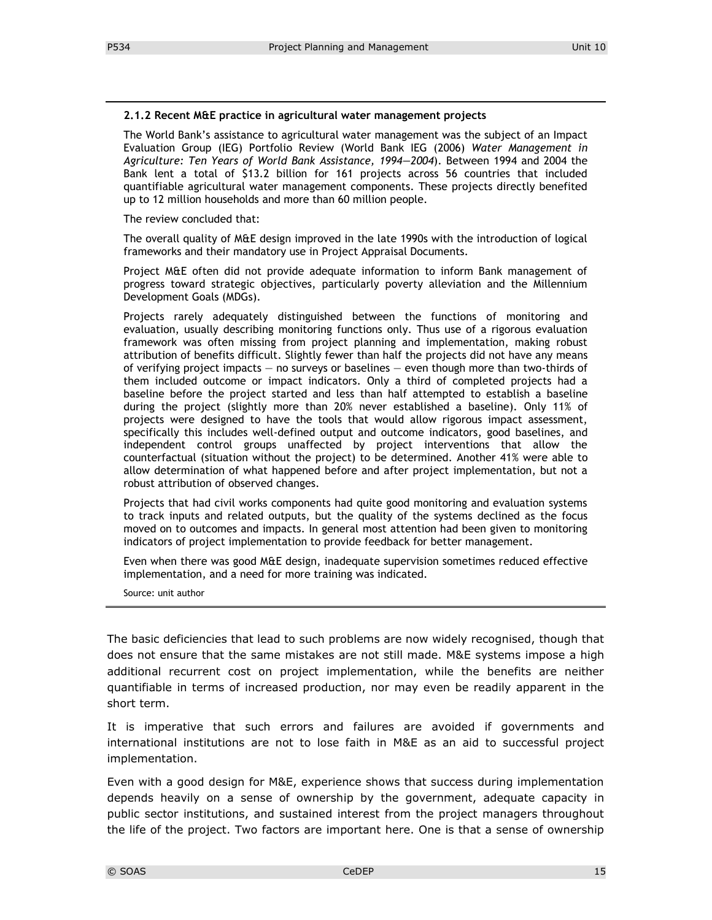#### 2.1.2 Recent M&E practice in agricultural water management projects

The World Bank's assistance to agricultural water management was the subject of an Impact Evaluation Group (IEG) Portfolio Review (World Bank IEG (2006) *Water Management in Agriculture: Ten Years of World Bank Assistance, 1994—2004*). Between 1994 and 2004 the Bank lent a total of $13.2 billion for 161 projects across 56 countries that included quantifiable agricultural water management components. These projects directly benefited up to 12 million households and more than 60 million people.

The review concluded that:

The overall quality of M&E design improved in the late 1990s with the introduction of logical frameworks and their mandatory use in Project Appraisal Documents.

Project M&E often did not provide adequate information to inform Bank management of progress toward strategic objectives, particularly poverty alleviation and the Millennium Development Goals (MDGs).

Projects rarely adequately distinguished between the functions of monitoring and evaluation, usually describing monitoring functions only. Thus use of a rigorous evaluation framework was often missing from project planning and implementation, making robust attribution of benefits difficult. Slightly fewer than half the projects did not have any means of verifying project impacts — no surveys or baselines — even though more than two-thirds of them included outcome or impact indicators. Only a third of completed projects had a baseline before the project started and less than half attempted to establish a baseline during the project (slightly more than 20% never established a baseline). Only 11% of projects were designed to have the tools that would allow rigorous impact assessment, specifically this includes well-defined output and outcome indicators, good baselines, and independent control groups unaffected by project interventions that allow the counterfactual (situation without the project) to be determined. Another 41% were able to allow determination of what happened before and after project implementation, but not a robust attribution of observed changes.

Projects that had civil works components had quite good monitoring and evaluation systems to track inputs and related outputs, but the quality of the systems declined as the focus moved on to outcomes and impacts. In general most attention had been given to monitoring indicators of project implementation to provide feedback for better management.

Even when there was good M&E design, inadequate supervision sometimes reduced effective implementation, and a need for more training was indicated.

Source: unit author

The basic deficiencies that lead to such problems are now widely recognised, though that does not ensure that the same mistakes are not still made. M&E systems impose a high additional recurrent cost on project implementation, while the benefits are neither quantifiable in terms of increased production, nor may even be readily apparent in the short term.

It is imperative that such errors and failures are avoided if governments and international institutions are not to lose faith in M&E as an aid to successful project implementation.

Even with a good design for M&E, experience shows that success during implementation depends heavily on a sense of ownership by the government, adequate capacity in public sector institutions, and sustained interest from the project managers throughout the life of the project. Two factors are important here. One is that a sense of ownership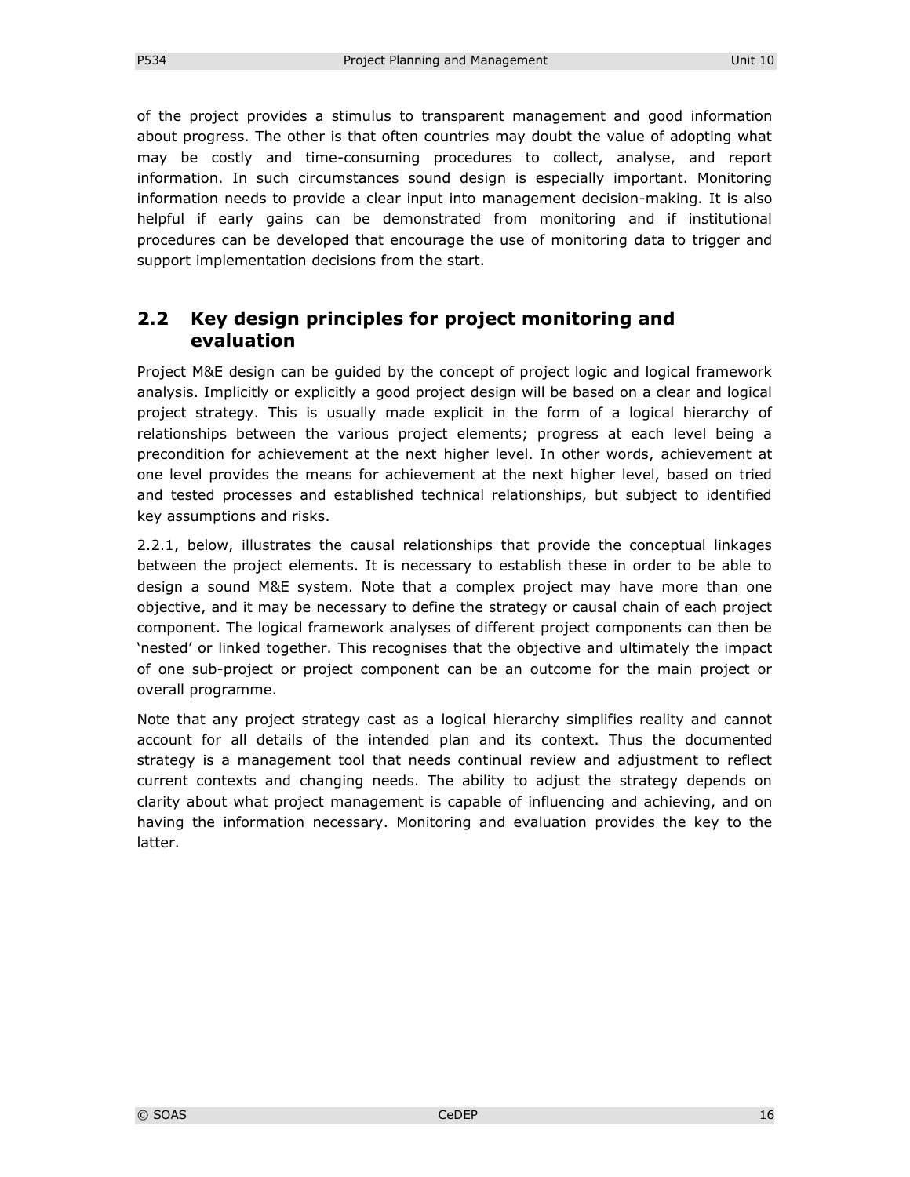of the project provides a stimulus to transparent management and good information about progress. The other is that often countries may doubt the value of adopting what may be costly and time-consuming procedures to collect, analyse, and report information. In such circumstances sound design is especially important. Monitoring information needs to provide a clear input into management decision-making. It is also helpful if early gains can be demonstrated from monitoring and if institutional procedures can be developed that encourage the use of monitoring data to trigger and support implementation decisions from the start.

## 2.2 Key design principles for project monitoring and evaluation

Project M&E design can be guided by the concept of project logic and logical framework analysis. Implicitly or explicitly a good project design will be based on a clear and logical project strategy. This is usually made explicit in the form of a logical hierarchy of relationships between the various project elements; progress at each level being a precondition for achievement at the next higher level. In other words, achievement at one level provides the means for achievement at the next higher level, based on tried and tested processes and established technical relationships, but subject to identified key assumptions and risks.

2.2.1, below, illustrates the causal relationships that provide the conceptual linkages between the project elements. It is necessary to establish these in order to be able to design a sound M&E system. Note that a complex project may have more than one objective, and it may be necessary to define the strategy or causal chain of each project component. The logical framework analyses of different project components can then be 'nested' or linked together. This recognises that the objective and ultimately the impact of one sub-project or project component can be an outcome for the main project or overall programme.

Note that any project strategy cast as a logical hierarchy simplifies reality and cannot account for all details of the intended plan and its context. Thus the documented strategy is a management tool that needs continual review and adjustment to reflect current contexts and changing needs. The ability to adjust the strategy depends on clarity about what project management is capable of influencing and achieving, and on having the information necessary. Monitoring and evaluation provides the key to the latter.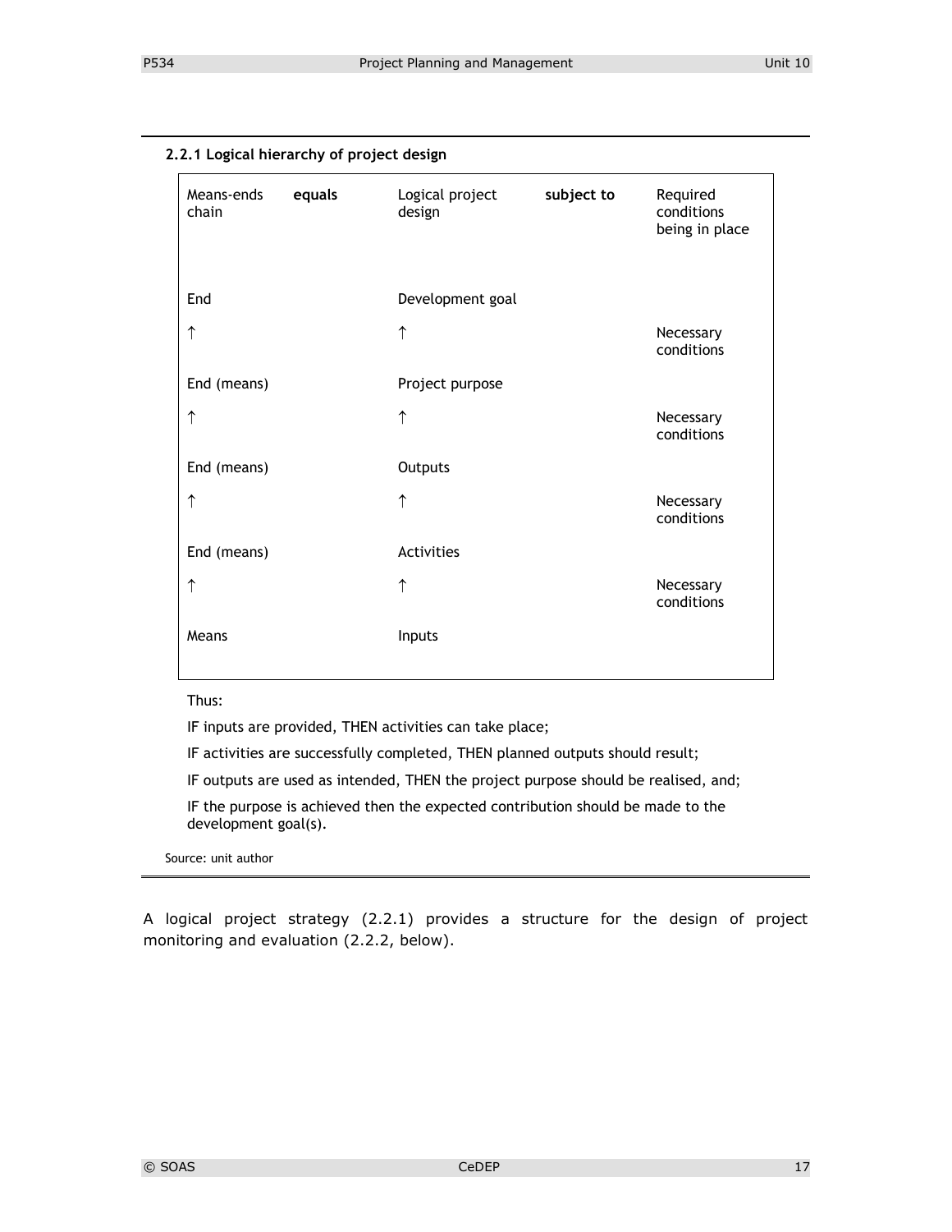#### 2.2.1 Logical hierarchy of project design

| Means-ends chain | **equals** | Logical project design | **subject to** | Required conditions being in place |
|---|---|---|---|---|
| End | | Development goal | | |
| ↑ | | ↑ | | Necessary conditions |
| End (means) | | Project purpose | | |
| ↑ | | ↑ | | Necessary conditions |
| End (means) | | Outputs | | |
| ↑ | | ↑ | | Necessary conditions |
| End (means) | | Activities | | |
| ↑ | | ↑ | | Necessary conditions |
| Means | | Inputs | | |

Thus:

IF inputs are provided, THEN activities can take place;

IF activities are successfully completed, THEN planned outputs should result;

IF outputs are used as intended, THEN the project purpose should be realised, and;

IF the purpose is achieved then the expected contribution should be made to the development goal(s).

Source: unit author

A logical project strategy (2.2.1) provides a structure for the design of project monitoring and evaluation (2.2.2, below).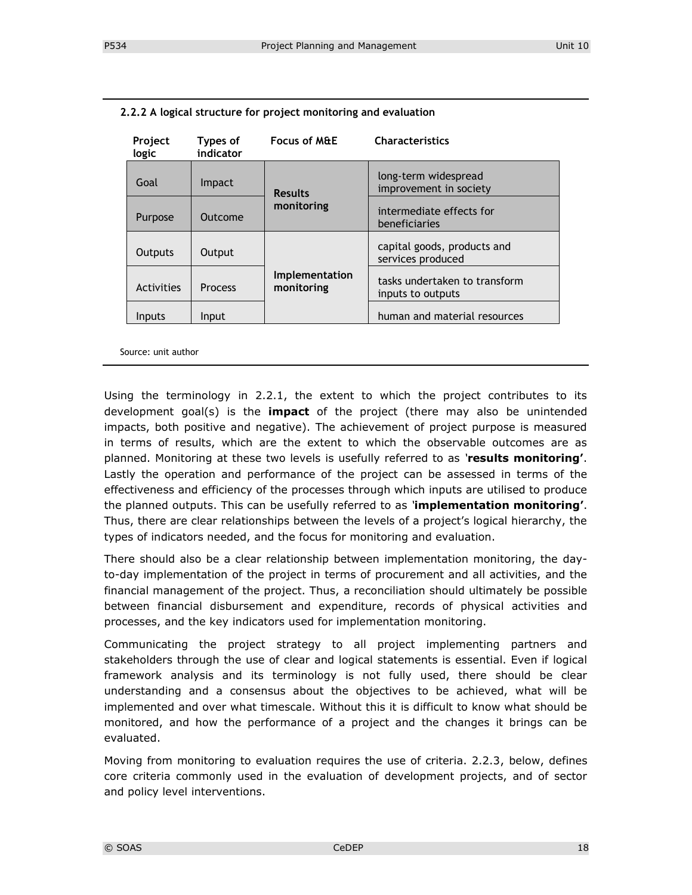**2.2.2 A logical structure for project monitoring and evaluation**

| Project logic | Types of indicator | Focus of M&E | Characteristics |
|---|---|---|---|
| Goal | Impact | **Results monitoring** | long-term widespread improvement in society |
| Purpose | Outcome | | intermediate effects for beneficiaries |
| Outputs | Output | **Implementation monitoring** | capital goods, products and services produced |
| Activities | Process | | tasks undertaken to transform inputs to outputs |
| Inputs | Input | | human and material resources |

Source: unit author

Using the terminology in 2.2.1, the extent to which the project contributes to its development goal(s) is the **impact** of the project (there may also be unintended impacts, both positive and negative). The achievement of project purpose is measured in terms of results, which are the extent to which the observable outcomes are as planned. Monitoring at these two levels is usefully referred to as '**results monitoring'**. Lastly the operation and performance of the project can be assessed in terms of the effectiveness and efficiency of the processes through which inputs are utilised to produce the planned outputs. This can be usefully referred to as '**implementation monitoring'**. Thus, there are clear relationships between the levels of a project's logical hierarchy, the types of indicators needed, and the focus for monitoring and evaluation.

There should also be a clear relationship between implementation monitoring, the day-to-day implementation of the project in terms of procurement and all activities, and the financial management of the project. Thus, a reconciliation should ultimately be possible between financial disbursement and expenditure, records of physical activities and processes, and the key indicators used for implementation monitoring.

Communicating the project strategy to all project implementing partners and stakeholders through the use of clear and logical statements is essential. Even if logical framework analysis and its terminology is not fully used, there should be clear understanding and a consensus about the objectives to be achieved, what will be implemented and over what timescale. Without this it is difficult to know what should be monitored, and how the performance of a project and the changes it brings can be evaluated.

Moving from monitoring to evaluation requires the use of criteria. 2.2.3, below, defines core criteria commonly used in the evaluation of development projects, and of sector and policy level interventions.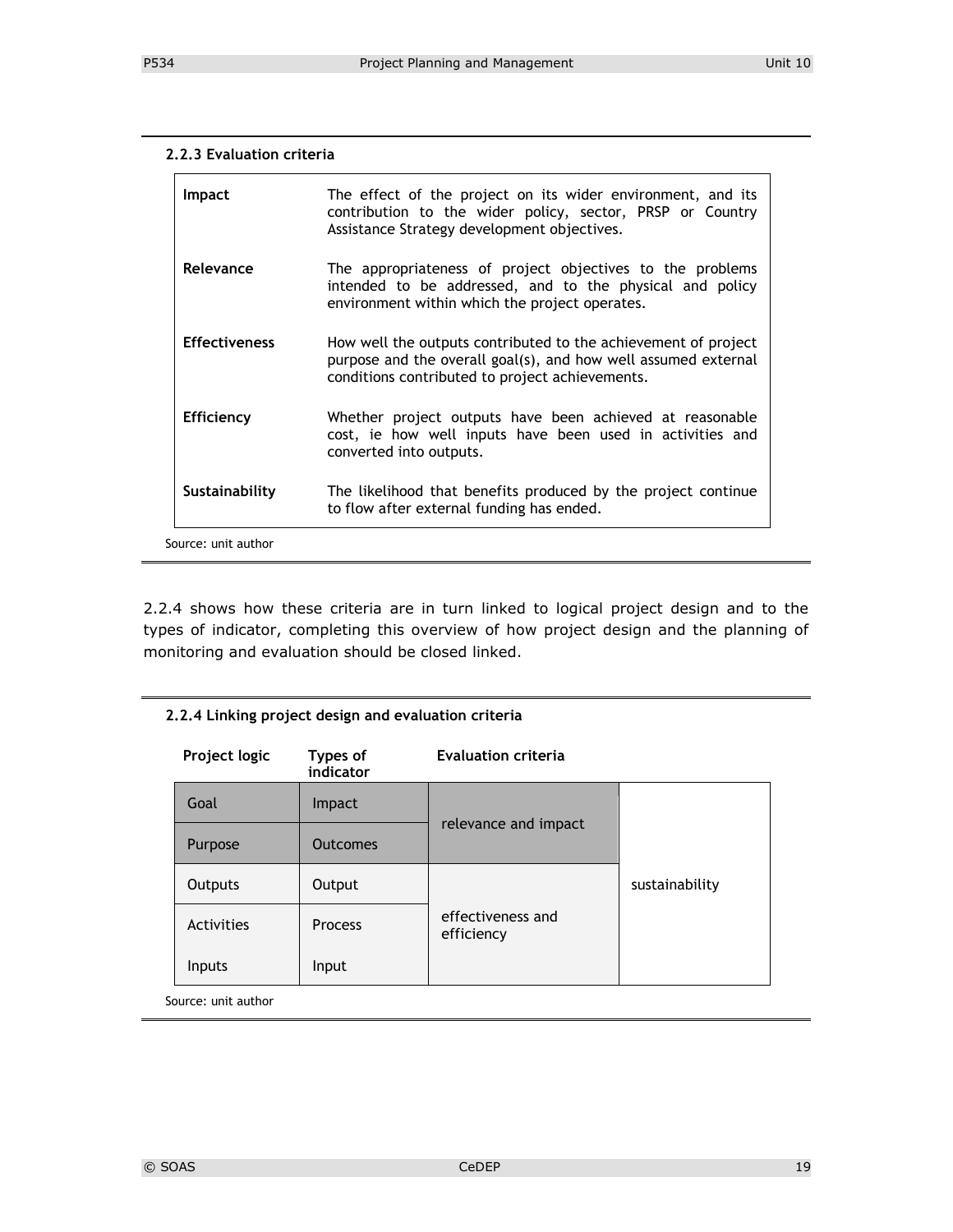**2.2.3 Evaluation criteria**

| | |
|---|---|
| **Impact** | The effect of the project on its wider environment, and its contribution to the wider policy, sector, PRSP or Country Assistance Strategy development objectives. |
| **Relevance** | The appropriateness of project objectives to the problems intended to be addressed, and to the physical and policy environment within which the project operates. |
| **Effectiveness** | How well the outputs contributed to the achievement of project purpose and the overall goal(s), and how well assumed external conditions contributed to project achievements. |
| **Efficiency** | Whether project outputs have been achieved at reasonable cost, ie how well inputs have been used in activities and converted into outputs. |
| **Sustainability** | The likelihood that benefits produced by the project continue to flow after external funding has ended. |

Source: unit author

2.2.4 shows how these criteria are in turn linked to logical project design and to the types of indicator, completing this overview of how project design and the planning of monitoring and evaluation should be closed linked.

**2.2.4 Linking project design and evaluation criteria**

| Project logic | Types of indicator | Evaluation criteria | |
|---|---|---|---|
| Goal | Impact | relevance and impact | sustainability |
| Purpose | Outcomes | | |
| Outputs | Output | effectiveness and efficiency | |
| Activities | Process | | |
| Inputs | Input | | |

Source: unit author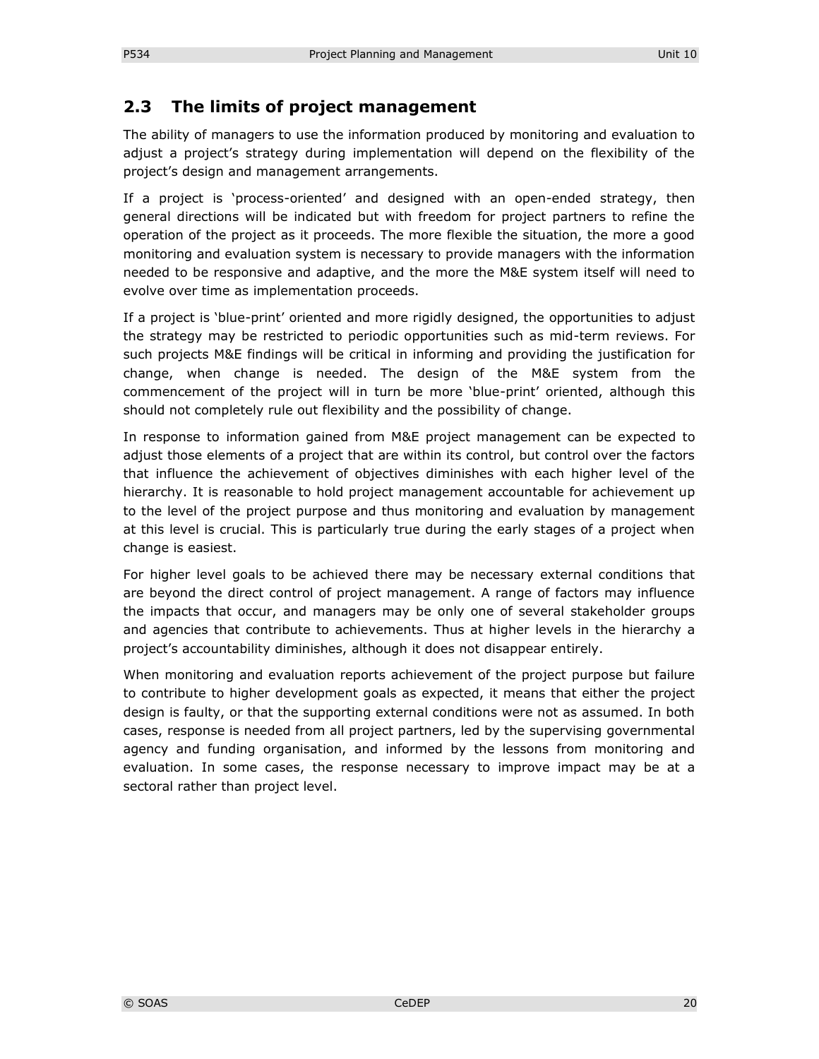## 2.3 The limits of project management

The ability of managers to use the information produced by monitoring and evaluation to adjust a project's strategy during implementation will depend on the flexibility of the project's design and management arrangements.

If a project is 'process-oriented' and designed with an open-ended strategy, then general directions will be indicated but with freedom for project partners to refine the operation of the project as it proceeds. The more flexible the situation, the more a good monitoring and evaluation system is necessary to provide managers with the information needed to be responsive and adaptive, and the more the M&E system itself will need to evolve over time as implementation proceeds.

If a project is 'blue-print' oriented and more rigidly designed, the opportunities to adjust the strategy may be restricted to periodic opportunities such as mid-term reviews. For such projects M&E findings will be critical in informing and providing the justification for change, when change is needed. The design of the M&E system from the commencement of the project will in turn be more 'blue-print' oriented, although this should not completely rule out flexibility and the possibility of change.

In response to information gained from M&E project management can be expected to adjust those elements of a project that are within its control, but control over the factors that influence the achievement of objectives diminishes with each higher level of the hierarchy. It is reasonable to hold project management accountable for achievement up to the level of the project purpose and thus monitoring and evaluation by management at this level is crucial. This is particularly true during the early stages of a project when change is easiest.

For higher level goals to be achieved there may be necessary external conditions that are beyond the direct control of project management. A range of factors may influence the impacts that occur, and managers may be only one of several stakeholder groups and agencies that contribute to achievements. Thus at higher levels in the hierarchy a project's accountability diminishes, although it does not disappear entirely.

When monitoring and evaluation reports achievement of the project purpose but failure to contribute to higher development goals as expected, it means that either the project design is faulty, or that the supporting external conditions were not as assumed. In both cases, response is needed from all project partners, led by the supervising governmental agency and funding organisation, and informed by the lessons from monitoring and evaluation. In some cases, the response necessary to improve impact may be at a sectoral rather than project level.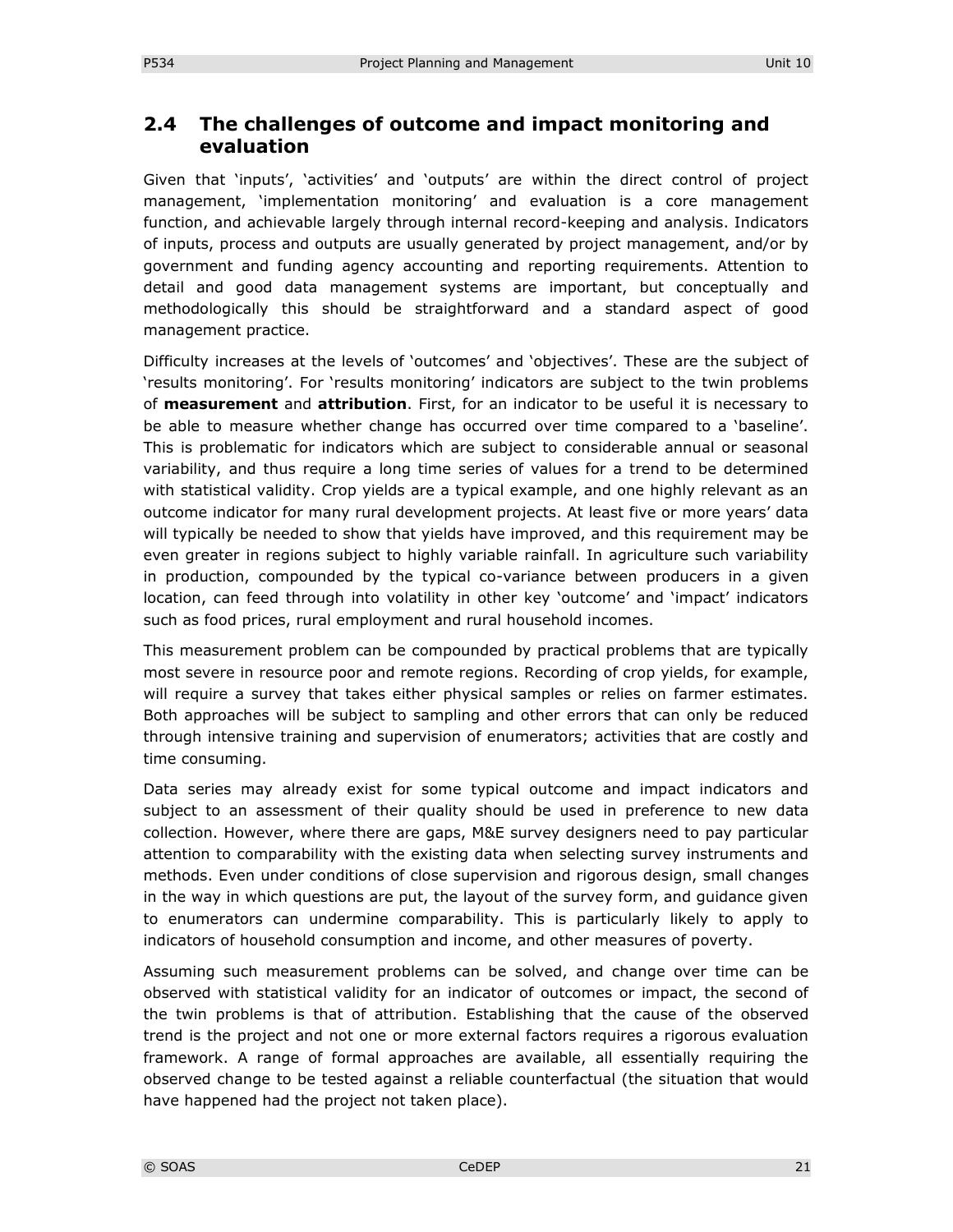## 2.4 The challenges of outcome and impact monitoring and evaluation

Given that 'inputs', 'activities' and 'outputs' are within the direct control of project management, 'implementation monitoring' and evaluation is a core management function, and achievable largely through internal record-keeping and analysis. Indicators of inputs, process and outputs are usually generated by project management, and/or by government and funding agency accounting and reporting requirements. Attention to detail and good data management systems are important, but conceptually and methodologically this should be straightforward and a standard aspect of good management practice.

Difficulty increases at the levels of 'outcomes' and 'objectives'. These are the subject of 'results monitoring'. For 'results monitoring' indicators are subject to the twin problems of **measurement** and **attribution**. First, for an indicator to be useful it is necessary to be able to measure whether change has occurred over time compared to a 'baseline'. This is problematic for indicators which are subject to considerable annual or seasonal variability, and thus require a long time series of values for a trend to be determined with statistical validity. Crop yields are a typical example, and one highly relevant as an outcome indicator for many rural development projects. At least five or more years' data will typically be needed to show that yields have improved, and this requirement may be even greater in regions subject to highly variable rainfall. In agriculture such variability in production, compounded by the typical co-variance between producers in a given location, can feed through into volatility in other key 'outcome' and 'impact' indicators such as food prices, rural employment and rural household incomes.

This measurement problem can be compounded by practical problems that are typically most severe in resource poor and remote regions. Recording of crop yields, for example, will require a survey that takes either physical samples or relies on farmer estimates. Both approaches will be subject to sampling and other errors that can only be reduced through intensive training and supervision of enumerators; activities that are costly and time consuming.

Data series may already exist for some typical outcome and impact indicators and subject to an assessment of their quality should be used in preference to new data collection. However, where there are gaps, M&E survey designers need to pay particular attention to comparability with the existing data when selecting survey instruments and methods. Even under conditions of close supervision and rigorous design, small changes in the way in which questions are put, the layout of the survey form, and guidance given to enumerators can undermine comparability. This is particularly likely to apply to indicators of household consumption and income, and other measures of poverty.

Assuming such measurement problems can be solved, and change over time can be observed with statistical validity for an indicator of outcomes or impact, the second of the twin problems is that of attribution. Establishing that the cause of the observed trend is the project and not one or more external factors requires a rigorous evaluation framework. A range of formal approaches are available, all essentially requiring the observed change to be tested against a reliable counterfactual (the situation that would have happened had the project not taken place).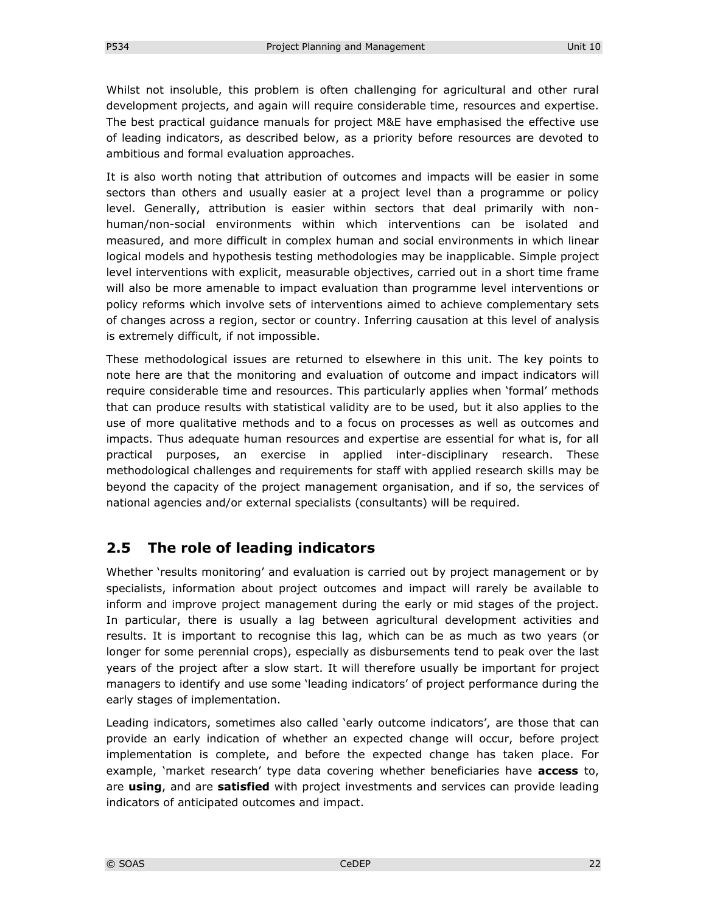Whilst not insoluble, this problem is often challenging for agricultural and other rural development projects, and again will require considerable time, resources and expertise. The best practical guidance manuals for project M&E have emphasised the effective use of leading indicators, as described below, as a priority before resources are devoted to ambitious and formal evaluation approaches.

It is also worth noting that attribution of outcomes and impacts will be easier in some sectors than others and usually easier at a project level than a programme or policy level. Generally, attribution is easier within sectors that deal primarily with non-human/non-social environments within which interventions can be isolated and measured, and more difficult in complex human and social environments in which linear logical models and hypothesis testing methodologies may be inapplicable. Simple project level interventions with explicit, measurable objectives, carried out in a short time frame will also be more amenable to impact evaluation than programme level interventions or policy reforms which involve sets of interventions aimed to achieve complementary sets of changes across a region, sector or country. Inferring causation at this level of analysis is extremely difficult, if not impossible.

These methodological issues are returned to elsewhere in this unit. The key points to note here are that the monitoring and evaluation of outcome and impact indicators will require considerable time and resources. This particularly applies when 'formal' methods that can produce results with statistical validity are to be used, but it also applies to the use of more qualitative methods and to a focus on processes as well as outcomes and impacts. Thus adequate human resources and expertise are essential for what is, for all practical purposes, an exercise in applied inter-disciplinary research. These methodological challenges and requirements for staff with applied research skills may be beyond the capacity of the project management organisation, and if so, the services of national agencies and/or external specialists (consultants) will be required.

## 2.5 The role of leading indicators

Whether 'results monitoring' and evaluation is carried out by project management or by specialists, information about project outcomes and impact will rarely be available to inform and improve project management during the early or mid stages of the project. In particular, there is usually a lag between agricultural development activities and results. It is important to recognise this lag, which can be as much as two years (or longer for some perennial crops), especially as disbursements tend to peak over the last years of the project after a slow start. It will therefore usually be important for project managers to identify and use some 'leading indicators' of project performance during the early stages of implementation.

Leading indicators, sometimes also called 'early outcome indicators', are those that can provide an early indication of whether an expected change will occur, before project implementation is complete, and before the expected change has taken place. For example, 'market research' type data covering whether beneficiaries have **access** to, are **using**, and are **satisfied** with project investments and services can provide leading indicators of anticipated outcomes and impact.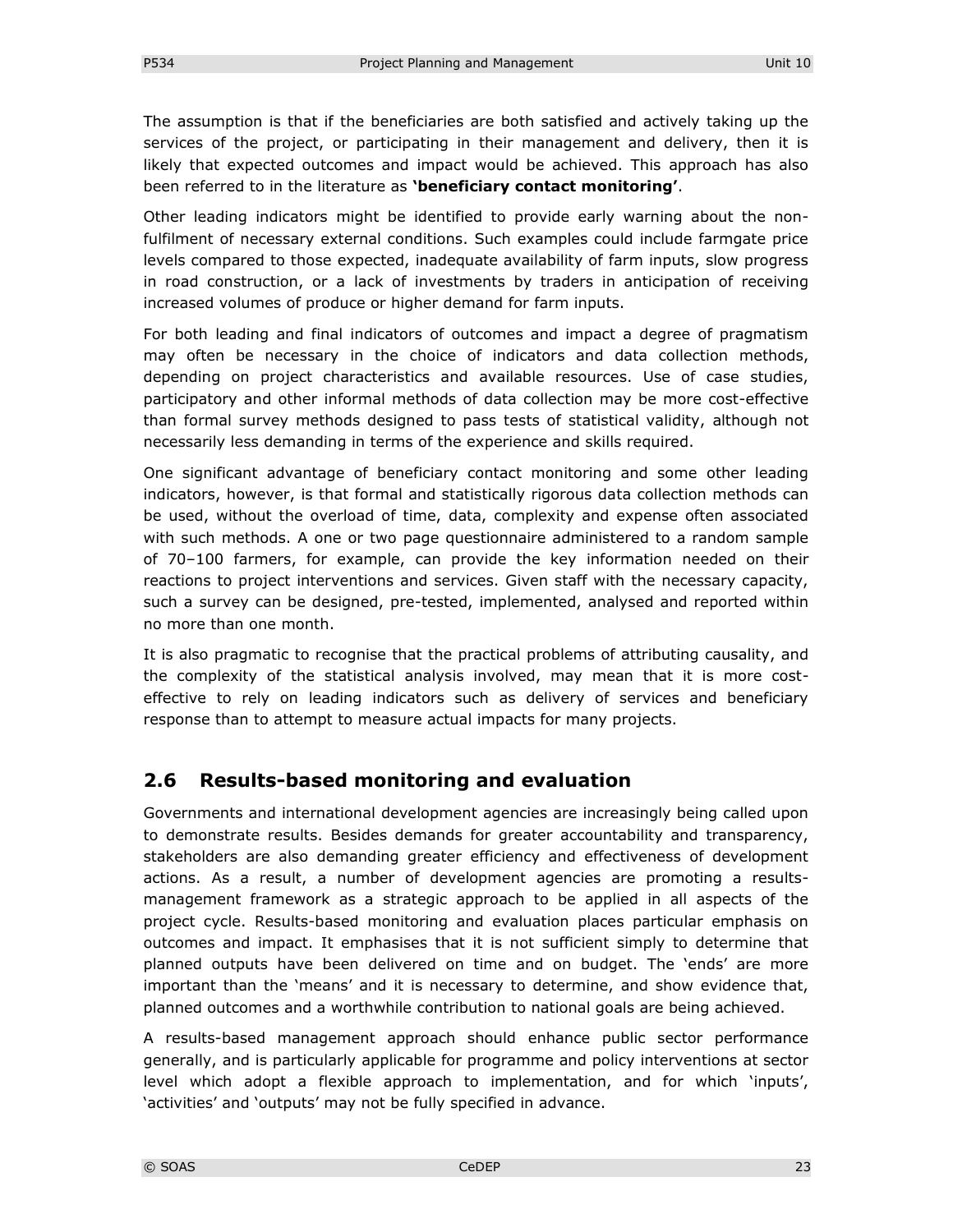The assumption is that if the beneficiaries are both satisfied and actively taking up the services of the project, or participating in their management and delivery, then it is likely that expected outcomes and impact would be achieved. This approach has also been referred to in the literature as **'beneficiary contact monitoring'**.

Other leading indicators might be identified to provide early warning about the non-fulfilment of necessary external conditions. Such examples could include farmgate price levels compared to those expected, inadequate availability of farm inputs, slow progress in road construction, or a lack of investments by traders in anticipation of receiving increased volumes of produce or higher demand for farm inputs.

For both leading and final indicators of outcomes and impact a degree of pragmatism may often be necessary in the choice of indicators and data collection methods, depending on project characteristics and available resources. Use of case studies, participatory and other informal methods of data collection may be more cost-effective than formal survey methods designed to pass tests of statistical validity, although not necessarily less demanding in terms of the experience and skills required.

One significant advantage of beneficiary contact monitoring and some other leading indicators, however, is that formal and statistically rigorous data collection methods can be used, without the overload of time, data, complexity and expense often associated with such methods. A one or two page questionnaire administered to a random sample of 70–100 farmers, for example, can provide the key information needed on their reactions to project interventions and services. Given staff with the necessary capacity, such a survey can be designed, pre-tested, implemented, analysed and reported within no more than one month.

It is also pragmatic to recognise that the practical problems of attributing causality, and the complexity of the statistical analysis involved, may mean that it is more cost-effective to rely on leading indicators such as delivery of services and beneficiary response than to attempt to measure actual impacts for many projects.

## 2.6 Results-based monitoring and evaluation

Governments and international development agencies are increasingly being called upon to demonstrate results. Besides demands for greater accountability and transparency, stakeholders are also demanding greater efficiency and effectiveness of development actions. As a result, a number of development agencies are promoting a results-management framework as a strategic approach to be applied in all aspects of the project cycle. Results-based monitoring and evaluation places particular emphasis on outcomes and impact. It emphasises that it is not sufficient simply to determine that planned outputs have been delivered on time and on budget. The 'ends' are more important than the 'means' and it is necessary to determine, and show evidence that, planned outcomes and a worthwhile contribution to national goals are being achieved.

A results-based management approach should enhance public sector performance generally, and is particularly applicable for programme and policy interventions at sector level which adopt a flexible approach to implementation, and for which 'inputs', 'activities' and 'outputs' may not be fully specified in advance.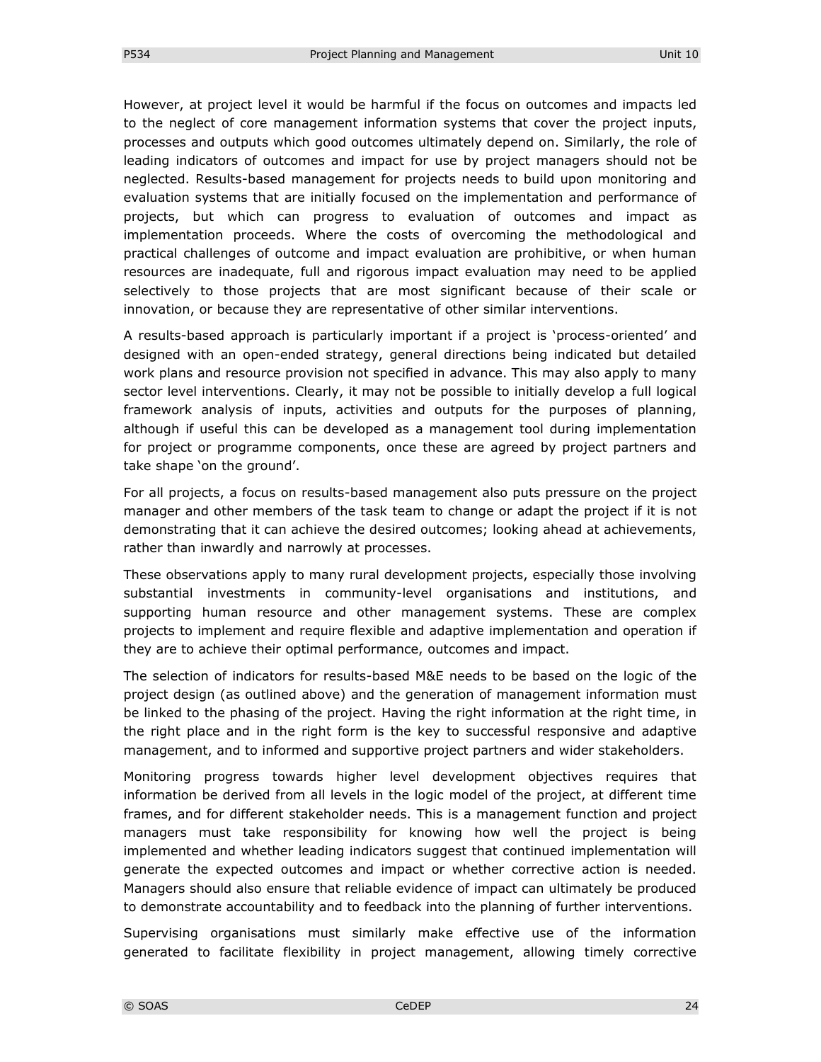However, at project level it would be harmful if the focus on outcomes and impacts led to the neglect of core management information systems that cover the project inputs, processes and outputs which good outcomes ultimately depend on. Similarly, the role of leading indicators of outcomes and impact for use by project managers should not be neglected. Results-based management for projects needs to build upon monitoring and evaluation systems that are initially focused on the implementation and performance of projects, but which can progress to evaluation of outcomes and impact as implementation proceeds. Where the costs of overcoming the methodological and practical challenges of outcome and impact evaluation are prohibitive, or when human resources are inadequate, full and rigorous impact evaluation may need to be applied selectively to those projects that are most significant because of their scale or innovation, or because they are representative of other similar interventions.

A results-based approach is particularly important if a project is 'process-oriented' and designed with an open-ended strategy, general directions being indicated but detailed work plans and resource provision not specified in advance. This may also apply to many sector level interventions. Clearly, it may not be possible to initially develop a full logical framework analysis of inputs, activities and outputs for the purposes of planning, although if useful this can be developed as a management tool during implementation for project or programme components, once these are agreed by project partners and take shape 'on the ground'.

For all projects, a focus on results-based management also puts pressure on the project manager and other members of the task team to change or adapt the project if it is not demonstrating that it can achieve the desired outcomes; looking ahead at achievements, rather than inwardly and narrowly at processes.

These observations apply to many rural development projects, especially those involving substantial investments in community-level organisations and institutions, and supporting human resource and other management systems. These are complex projects to implement and require flexible and adaptive implementation and operation if they are to achieve their optimal performance, outcomes and impact.

The selection of indicators for results-based M&E needs to be based on the logic of the project design (as outlined above) and the generation of management information must be linked to the phasing of the project. Having the right information at the right time, in the right place and in the right form is the key to successful responsive and adaptive management, and to informed and supportive project partners and wider stakeholders.

Monitoring progress towards higher level development objectives requires that information be derived from all levels in the logic model of the project, at different time frames, and for different stakeholder needs. This is a management function and project managers must take responsibility for knowing how well the project is being implemented and whether leading indicators suggest that continued implementation will generate the expected outcomes and impact or whether corrective action is needed. Managers should also ensure that reliable evidence of impact can ultimately be produced to demonstrate accountability and to feedback into the planning of further interventions.

Supervising organisations must similarly make effective use of the information generated to facilitate flexibility in project management, allowing timely corrective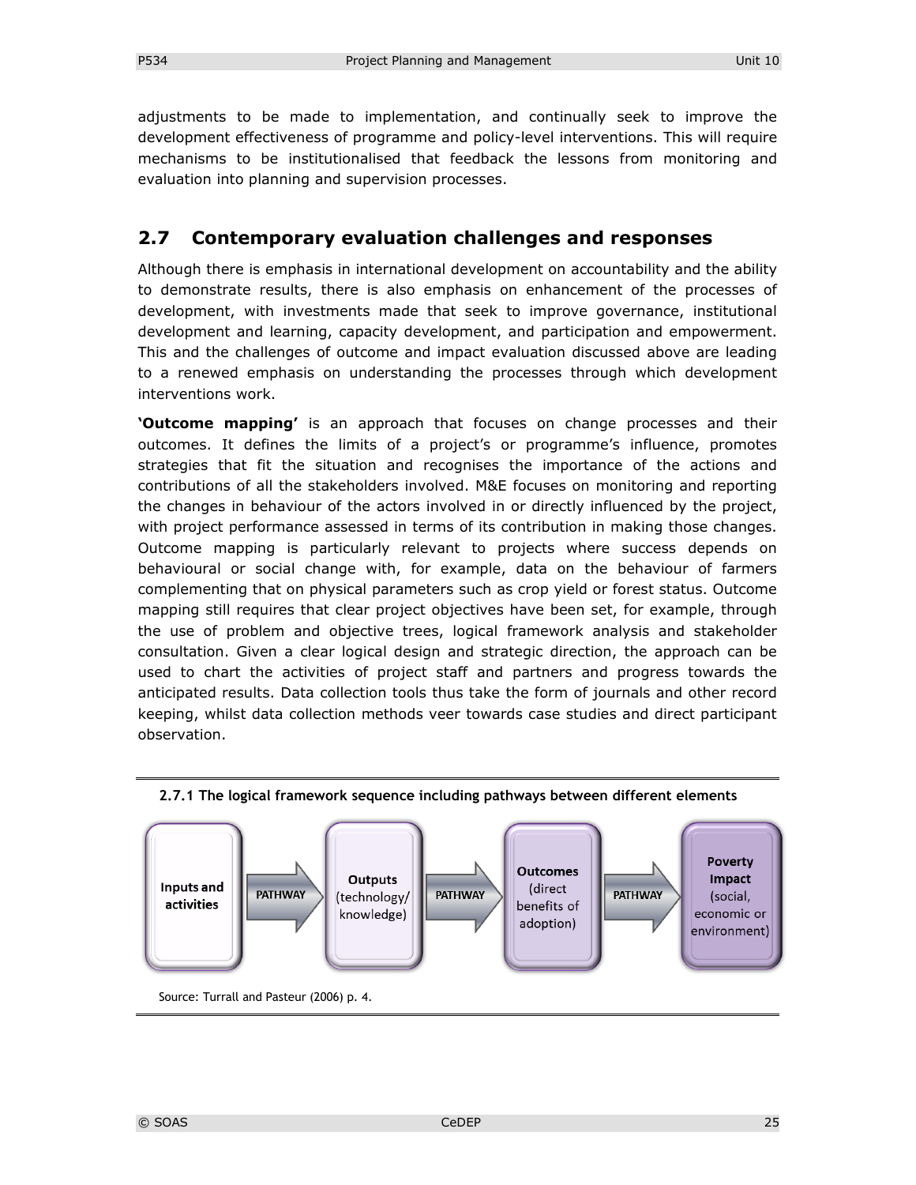adjustments to be made to implementation, and continually seek to improve the development effectiveness of programme and policy-level interventions. This will require mechanisms to be institutionalised that feedback the lessons from monitoring and evaluation into planning and supervision processes.

## 2.7 Contemporary evaluation challenges and responses

Although there is emphasis in international development on accountability and the ability to demonstrate results, there is also emphasis on enhancement of the processes of development, with investments made that seek to improve governance, institutional development and learning, capacity development, and participation and empowerment. This and the challenges of outcome and impact evaluation discussed above are leading to a renewed emphasis on understanding the processes through which development interventions work.

**'Outcome mapping'** is an approach that focuses on change processes and their outcomes. It defines the limits of a project's or programme's influence, promotes strategies that fit the situation and recognises the importance of the actions and contributions of all the stakeholders involved. M&E focuses on monitoring and reporting the changes in behaviour of the actors involved in or directly influenced by the project, with project performance assessed in terms of its contribution in making those changes. Outcome mapping is particularly relevant to projects where success depends on behavioural or social change with, for example, data on the behaviour of farmers complementing that on physical parameters such as crop yield or forest status. Outcome mapping still requires that clear project objectives have been set, for example, through the use of problem and objective trees, logical framework analysis and stakeholder consultation. Given a clear logical design and strategic direction, the approach can be used to chart the activities of project staff and partners and progress towards the anticipated results. Data collection tools thus take the form of journals and other record keeping, whilst data collection methods veer towards case studies and direct participant observation.

**2.7.1 The logical framework sequence including pathways between different elements**

**Inputs and activities** → PATHWAY → **Outputs** (technology/ knowledge) → PATHWAY → **Outcomes** (direct benefits of adoption) → PATHWAY → **Poverty Impact** (social, economic or environment)

Source: Turrall and Pasteur (2006) p. 4.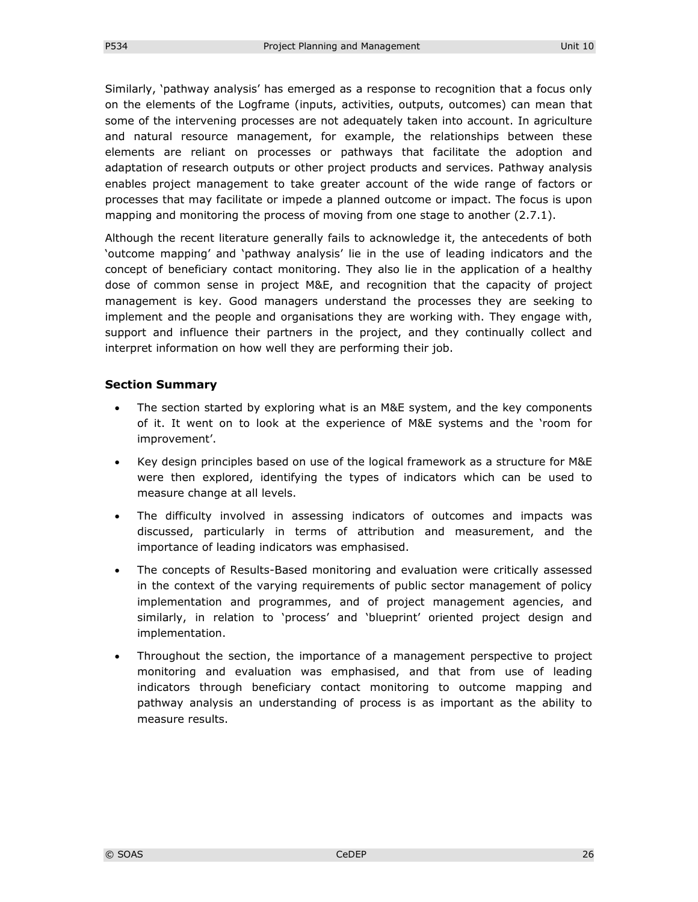Similarly, 'pathway analysis' has emerged as a response to recognition that a focus only on the elements of the Logframe (inputs, activities, outputs, outcomes) can mean that some of the intervening processes are not adequately taken into account. In agriculture and natural resource management, for example, the relationships between these elements are reliant on processes or pathways that facilitate the adoption and adaptation of research outputs or other project products and services. Pathway analysis enables project management to take greater account of the wide range of factors or processes that may facilitate or impede a planned outcome or impact. The focus is upon mapping and monitoring the process of moving from one stage to another (2.7.1).

Although the recent literature generally fails to acknowledge it, the antecedents of both 'outcome mapping' and 'pathway analysis' lie in the use of leading indicators and the concept of beneficiary contact monitoring. They also lie in the application of a healthy dose of common sense in project M&E, and recognition that the capacity of project management is key. Good managers understand the processes they are seeking to implement and the people and organisations they are working with. They engage with, support and influence their partners in the project, and they continually collect and interpret information on how well they are performing their job.

### Section Summary

- The section started by exploring what is an M&E system, and the key components of it. It went on to look at the experience of M&E systems and the 'room for improvement'.
- Key design principles based on use of the logical framework as a structure for M&E were then explored, identifying the types of indicators which can be used to measure change at all levels.
- The difficulty involved in assessing indicators of outcomes and impacts was discussed, particularly in terms of attribution and measurement, and the importance of leading indicators was emphasised.
- The concepts of Results-Based monitoring and evaluation were critically assessed in the context of the varying requirements of public sector management of policy implementation and programmes, and of project management agencies, and similarly, in relation to 'process' and 'blueprint' oriented project design and implementation.
- Throughout the section, the importance of a management perspective to project monitoring and evaluation was emphasised, and that from use of leading indicators through beneficiary contact monitoring to outcome mapping and pathway analysis an understanding of process is as important as the ability to measure results.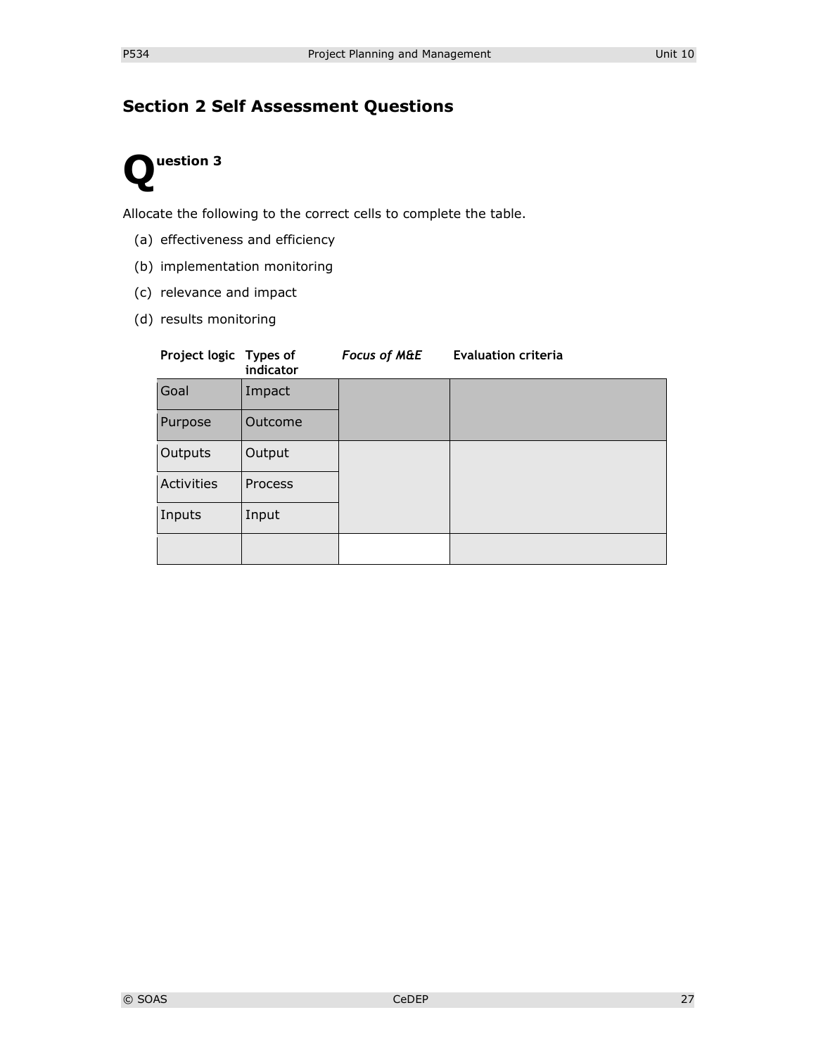## Section 2 Self Assessment Questions

### Question 3

Allocate the following to the correct cells to complete the table.

(a) effectiveness and efficiency

(b) implementation monitoring

(c) relevance and impact

(d) results monitoring

| Project logic | Types of indicator | *Focus of M&E* | Evaluation criteria |
|---|---|---|---|
| Goal | Impact | | |
| Purpose | Outcome | | |
| Outputs | Output | | |
| Activities | Process | | |
| Inputs | Input | | |
| | | | |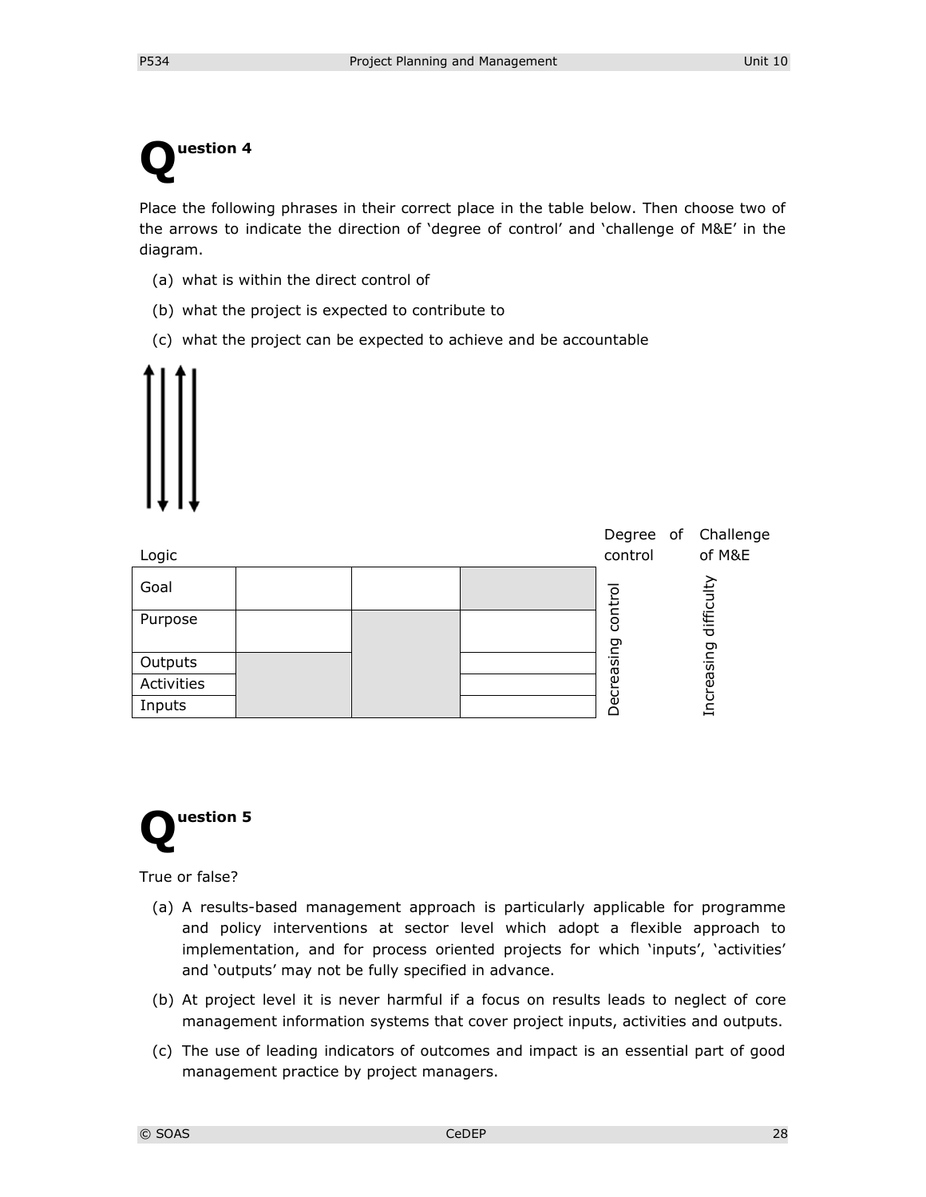## Question 4

Place the following phrases in their correct place in the table below. Then choose two of the arrows to indicate the direction of 'degree of control' and 'challenge of M&E' in the diagram.

(a) what is within the direct control of

(b) what the project is expected to contribute to

(c) what the project can be expected to achieve and be accountable

↑ ↓ ↑ ↓

| Logic | | | | Degree of control | Challenge of M&E |
|---|---|---|---|---|---|
| Goal | | | | Decreasing control | Increasing difficulty |
| Purpose | | | | | |
| Outputs | | | | | |
| Activities | | | | | |
| Inputs | | | | | |

## Question 5

True or false?

(a) A results-based management approach is particularly applicable for programme and policy interventions at sector level which adopt a flexible approach to implementation, and for process oriented projects for which 'inputs', 'activities' and 'outputs' may not be fully specified in advance.

(b) At project level it is never harmful if a focus on results leads to neglect of core management information systems that cover project inputs, activities and outputs.

(c) The use of leading indicators of outcomes and impact is an essential part of good management practice by project managers.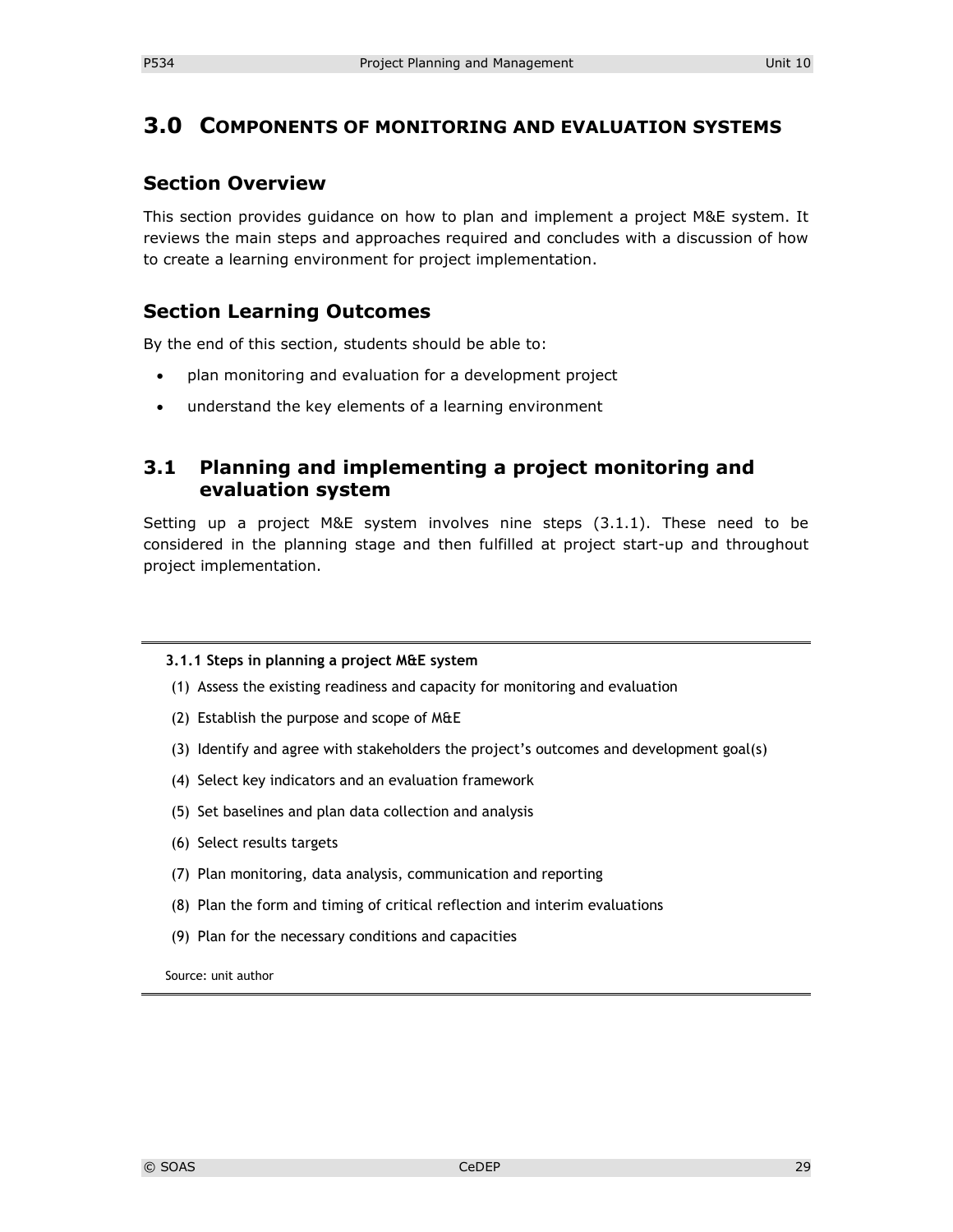# 3.0 COMPONENTS OF MONITORING AND EVALUATION SYSTEMS

## Section Overview

This section provides guidance on how to plan and implement a project M&E system. It reviews the main steps and approaches required and concludes with a discussion of how to create a learning environment for project implementation.

## Section Learning Outcomes

By the end of this section, students should be able to:

- plan monitoring and evaluation for a development project
- understand the key elements of a learning environment

## 3.1 Planning and implementing a project monitoring and evaluation system

Setting up a project M&E system involves nine steps (3.1.1). These need to be considered in the planning stage and then fulfilled at project start-up and throughout project implementation.

---

**3.1.1 Steps in planning a project M&E system**

(1) Assess the existing readiness and capacity for monitoring and evaluation

(2) Establish the purpose and scope of M&E

(3) Identify and agree with stakeholders the project's outcomes and development goal(s)

(4) Select key indicators and an evaluation framework

(5) Set baselines and plan data collection and analysis

(6) Select results targets

(7) Plan monitoring, data analysis, communication and reporting

(8) Plan the form and timing of critical reflection and interim evaluations

(9) Plan for the necessary conditions and capacities

Source: unit author

---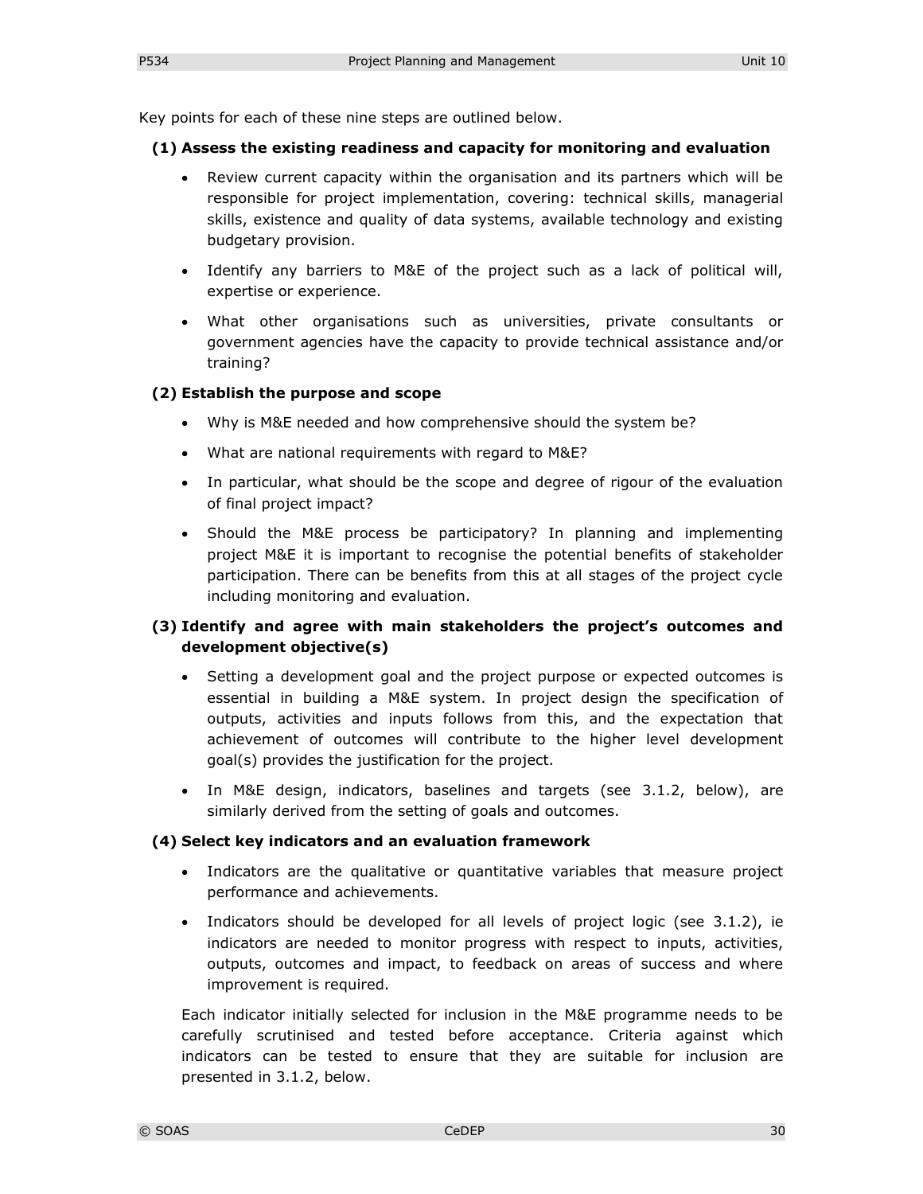Key points for each of these nine steps are outlined below.

**(1) Assess the existing readiness and capacity for monitoring and evaluation**

- Review current capacity within the organisation and its partners which will be responsible for project implementation, covering: technical skills, managerial skills, existence and quality of data systems, available technology and existing budgetary provision.
- Identify any barriers to M&E of the project such as a lack of political will, expertise or experience.
- What other organisations such as universities, private consultants or government agencies have the capacity to provide technical assistance and/or training?

**(2) Establish the purpose and scope**

- Why is M&E needed and how comprehensive should the system be?
- What are national requirements with regard to M&E?
- In particular, what should be the scope and degree of rigour of the evaluation of final project impact?
- Should the M&E process be participatory? In planning and implementing project M&E it is important to recognise the potential benefits of stakeholder participation. There can be benefits from this at all stages of the project cycle including monitoring and evaluation.

**(3) Identify and agree with main stakeholders the project's outcomes and development objective(s)**

- Setting a development goal and the project purpose or expected outcomes is essential in building a M&E system. In project design the specification of outputs, activities and inputs follows from this, and the expectation that achievement of outcomes will contribute to the higher level development goal(s) provides the justification for the project.
- In M&E design, indicators, baselines and targets (see 3.1.2, below), are similarly derived from the setting of goals and outcomes.

**(4) Select key indicators and an evaluation framework**

- Indicators are the qualitative or quantitative variables that measure project performance and achievements.
- Indicators should be developed for all levels of project logic (see 3.1.2), ie indicators are needed to monitor progress with respect to inputs, activities, outputs, outcomes and impact, to feedback on areas of success and where improvement is required.

Each indicator initially selected for inclusion in the M&E programme needs to be carefully scrutinised and tested before acceptance. Criteria against which indicators can be tested to ensure that they are suitable for inclusion are presented in 3.1.2, below.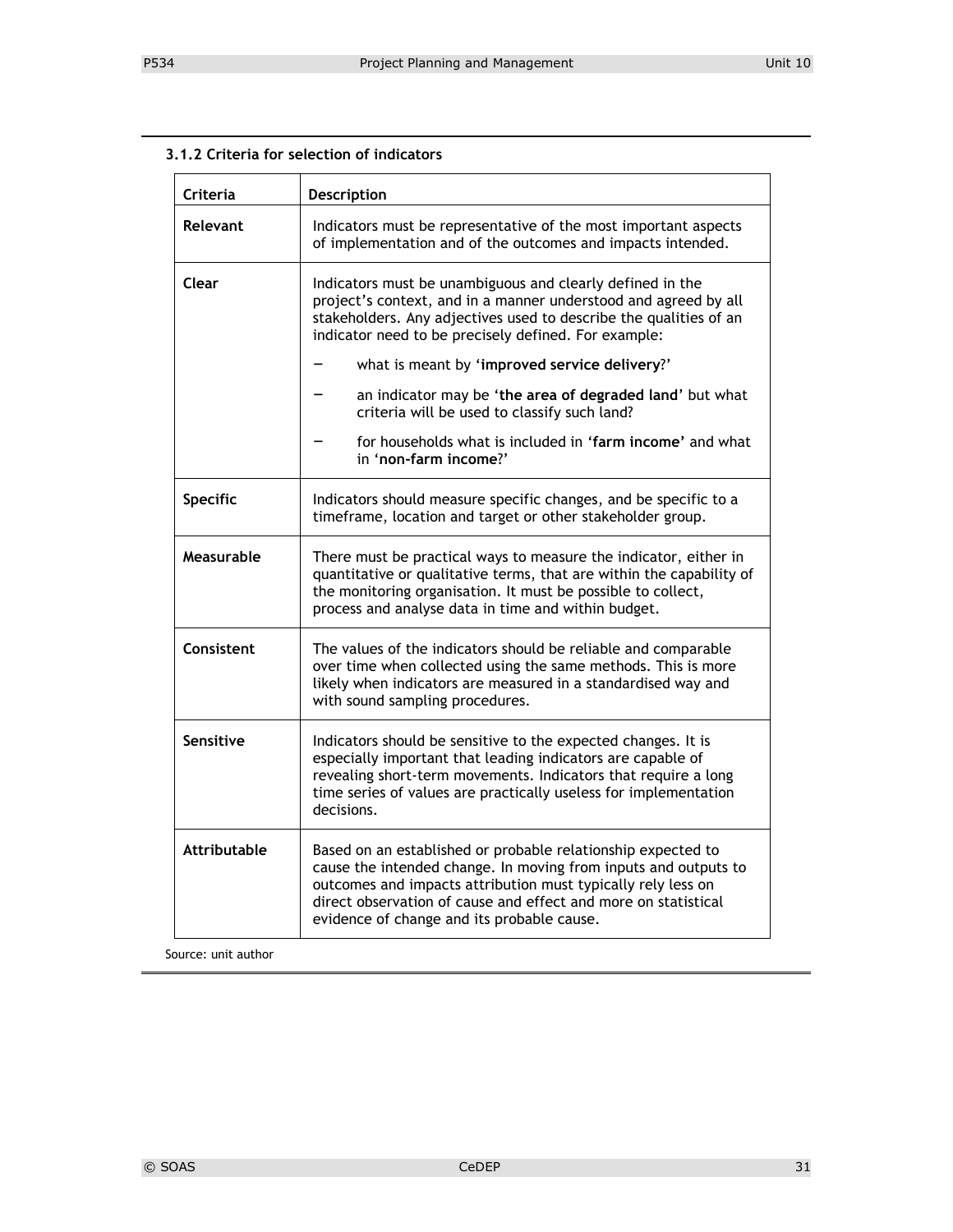### 3.1.2 Criteria for selection of indicators

| Criteria | Description |
|---|---|
| **Relevant** | Indicators must be representative of the most important aspects of implementation and of the outcomes and impacts intended. |
| **Clear** | Indicators must be unambiguous and clearly defined in the project's context, and in a manner understood and agreed by all stakeholders. Any adjectives used to describe the qualities of an indicator need to be precisely defined. For example: <br>– what is meant by '**improved service delivery**?' <br>– an indicator may be '**the area of degraded land**' but what criteria will be used to classify such land? <br>– for households what is included in '**farm income**' and what in '**non-farm income**?' |
| **Specific** | Indicators should measure specific changes, and be specific to a timeframe, location and target or other stakeholder group. |
| **Measurable** | There must be practical ways to measure the indicator, either in quantitative or qualitative terms, that are within the capability of the monitoring organisation. It must be possible to collect, process and analyse data in time and within budget. |
| **Consistent** | The values of the indicators should be reliable and comparable over time when collected using the same methods. This is more likely when indicators are measured in a standardised way and with sound sampling procedures. |
| **Sensitive** | Indicators should be sensitive to the expected changes. It is especially important that leading indicators are capable of revealing short-term movements. Indicators that require a long time series of values are practically useless for implementation decisions. |
| **Attributable** | Based on an established or probable relationship expected to cause the intended change. In moving from inputs and outputs to outcomes and impacts attribution must typically rely less on direct observation of cause and effect and more on statistical evidence of change and its probable cause. |

Source: unit author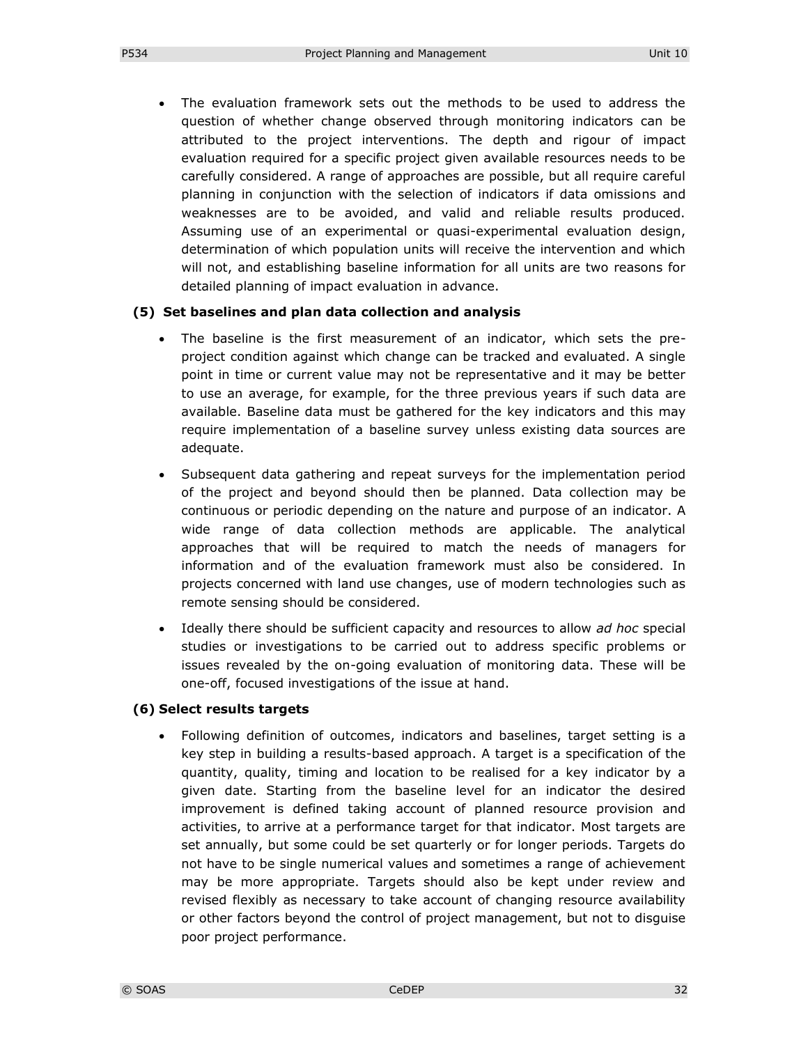- The evaluation framework sets out the methods to be used to address the question of whether change observed through monitoring indicators can be attributed to the project interventions. The depth and rigour of impact evaluation required for a specific project given available resources needs to be carefully considered. A range of approaches are possible, but all require careful planning in conjunction with the selection of indicators if data omissions and weaknesses are to be avoided, and valid and reliable results produced. Assuming use of an experimental or quasi-experimental evaluation design, determination of which population units will receive the intervention and which will not, and establishing baseline information for all units are two reasons for detailed planning of impact evaluation in advance.

**(5) Set baselines and plan data collection and analysis**

- The baseline is the first measurement of an indicator, which sets the pre-project condition against which change can be tracked and evaluated. A single point in time or current value may not be representative and it may be better to use an average, for example, for the three previous years if such data are available. Baseline data must be gathered for the key indicators and this may require implementation of a baseline survey unless existing data sources are adequate.
- Subsequent data gathering and repeat surveys for the implementation period of the project and beyond should then be planned. Data collection may be continuous or periodic depending on the nature and purpose of an indicator. A wide range of data collection methods are applicable. The analytical approaches that will be required to match the needs of managers for information and of the evaluation framework must also be considered. In projects concerned with land use changes, use of modern technologies such as remote sensing should be considered.
- Ideally there should be sufficient capacity and resources to allow *ad hoc* special studies or investigations to be carried out to address specific problems or issues revealed by the on-going evaluation of monitoring data. These will be one-off, focused investigations of the issue at hand.

**(6) Select results targets**

- Following definition of outcomes, indicators and baselines, target setting is a key step in building a results-based approach. A target is a specification of the quantity, quality, timing and location to be realised for a key indicator by a given date. Starting from the baseline level for an indicator the desired improvement is defined taking account of planned resource provision and activities, to arrive at a performance target for that indicator. Most targets are set annually, but some could be set quarterly or for longer periods. Targets do not have to be single numerical values and sometimes a range of achievement may be more appropriate. Targets should also be kept under review and revised flexibly as necessary to take account of changing resource availability or other factors beyond the control of project management, but not to disguise poor project performance.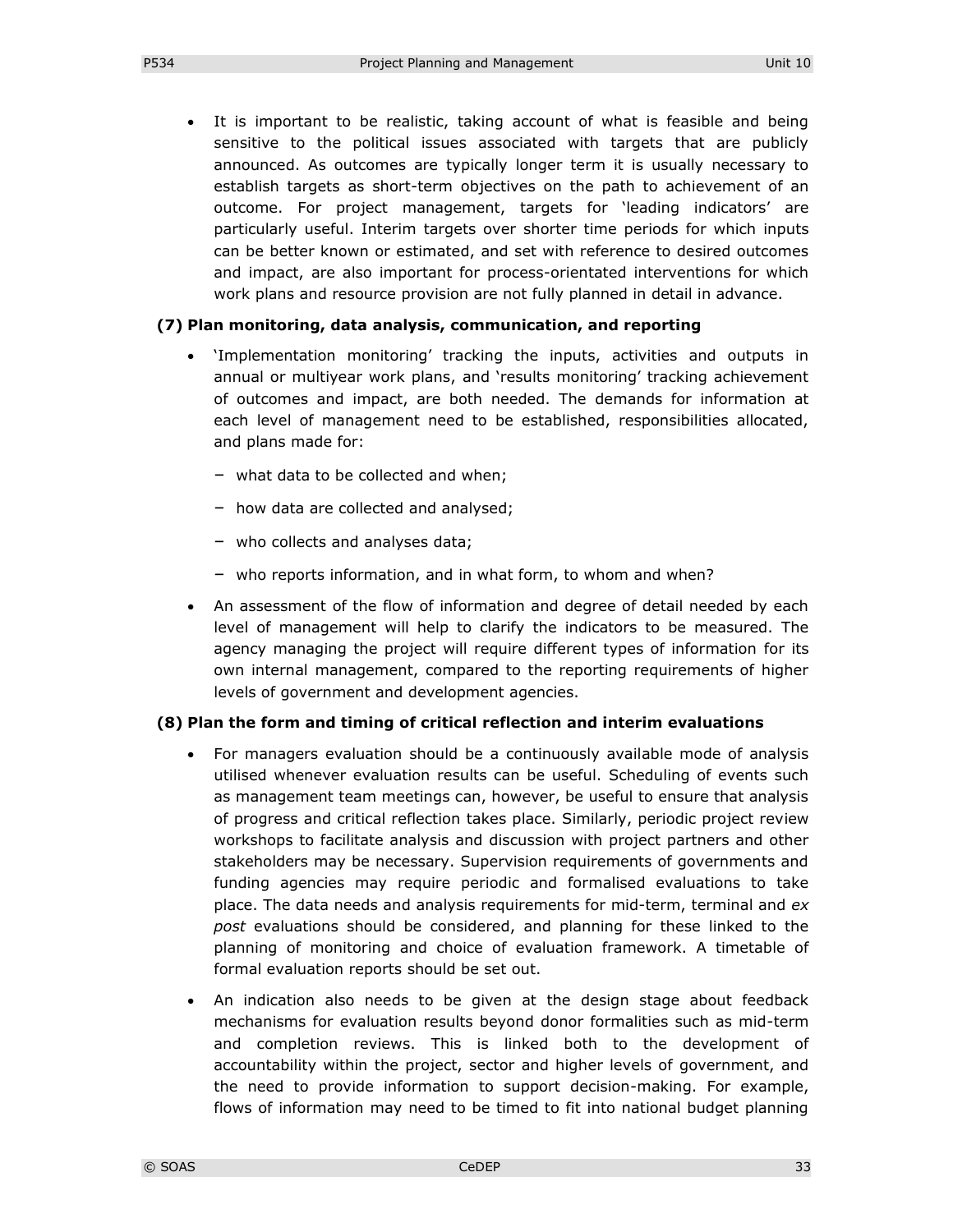- It is important to be realistic, taking account of what is feasible and being sensitive to the political issues associated with targets that are publicly announced. As outcomes are typically longer term it is usually necessary to establish targets as short-term objectives on the path to achievement of an outcome. For project management, targets for 'leading indicators' are particularly useful. Interim targets over shorter time periods for which inputs can be better known or estimated, and set with reference to desired outcomes and impact, are also important for process-orientated interventions for which work plans and resource provision are not fully planned in detail in advance.

**(7) Plan monitoring, data analysis, communication, and reporting**

- 'Implementation monitoring' tracking the inputs, activities and outputs in annual or multiyear work plans, and 'results monitoring' tracking achievement of outcomes and impact, are both needed. The demands for information at each level of management need to be established, responsibilities allocated, and plans made for:
  - what data to be collected and when;
  - how data are collected and analysed;
  - who collects and analyses data;
  - who reports information, and in what form, to whom and when?
- An assessment of the flow of information and degree of detail needed by each level of management will help to clarify the indicators to be measured. The agency managing the project will require different types of information for its own internal management, compared to the reporting requirements of higher levels of government and development agencies.

**(8) Plan the form and timing of critical reflection and interim evaluations**

- For managers evaluation should be a continuously available mode of analysis utilised whenever evaluation results can be useful. Scheduling of events such as management team meetings can, however, be useful to ensure that analysis of progress and critical reflection takes place. Similarly, periodic project review workshops to facilitate analysis and discussion with project partners and other stakeholders may be necessary. Supervision requirements of governments and funding agencies may require periodic and formalised evaluations to take place. The data needs and analysis requirements for mid-term, terminal and *ex post* evaluations should be considered, and planning for these linked to the planning of monitoring and choice of evaluation framework. A timetable of formal evaluation reports should be set out.
- An indication also needs to be given at the design stage about feedback mechanisms for evaluation results beyond donor formalities such as mid-term and completion reviews. This is linked both to the development of accountability within the project, sector and higher levels of government, and the need to provide information to support decision-making. For example, flows of information may need to be timed to fit into national budget planning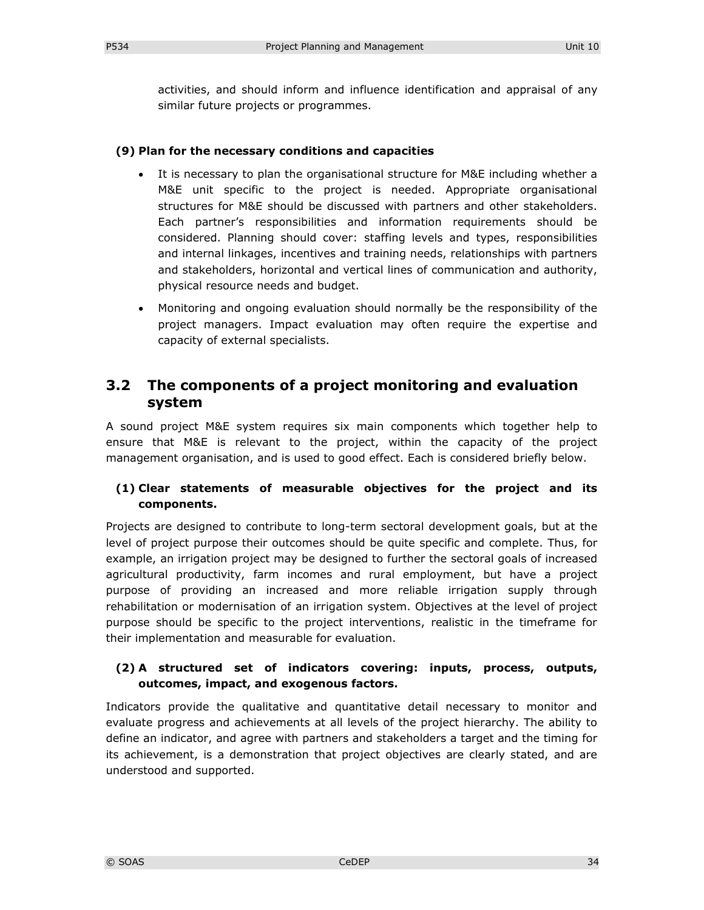activities, and should inform and influence identification and appraisal of any similar future projects or programmes.

**(9) Plan for the necessary conditions and capacities**

- It is necessary to plan the organisational structure for M&E including whether a M&E unit specific to the project is needed. Appropriate organisational structures for M&E should be discussed with partners and other stakeholders. Each partner's responsibilities and information requirements should be considered. Planning should cover: staffing levels and types, responsibilities and internal linkages, incentives and training needs, relationships with partners and stakeholders, horizontal and vertical lines of communication and authority, physical resource needs and budget.
- Monitoring and ongoing evaluation should normally be the responsibility of the project managers. Impact evaluation may often require the expertise and capacity of external specialists.

## 3.2 The components of a project monitoring and evaluation system

A sound project M&E system requires six main components which together help to ensure that M&E is relevant to the project, within the capacity of the project management organisation, and is used to good effect. Each is considered briefly below.

**(1) Clear statements of measurable objectives for the project and its components.**

Projects are designed to contribute to long-term sectoral development goals, but at the level of project purpose their outcomes should be quite specific and complete. Thus, for example, an irrigation project may be designed to further the sectoral goals of increased agricultural productivity, farm incomes and rural employment, but have a project purpose of providing an increased and more reliable irrigation supply through rehabilitation or modernisation of an irrigation system. Objectives at the level of project purpose should be specific to the project interventions, realistic in the timeframe for their implementation and measurable for evaluation.

**(2) A structured set of indicators covering: inputs, process, outputs, outcomes, impact, and exogenous factors.**

Indicators provide the qualitative and quantitative detail necessary to monitor and evaluate progress and achievements at all levels of the project hierarchy. The ability to define an indicator, and agree with partners and stakeholders a target and the timing for its achievement, is a demonstration that project objectives are clearly stated, and are understood and supported.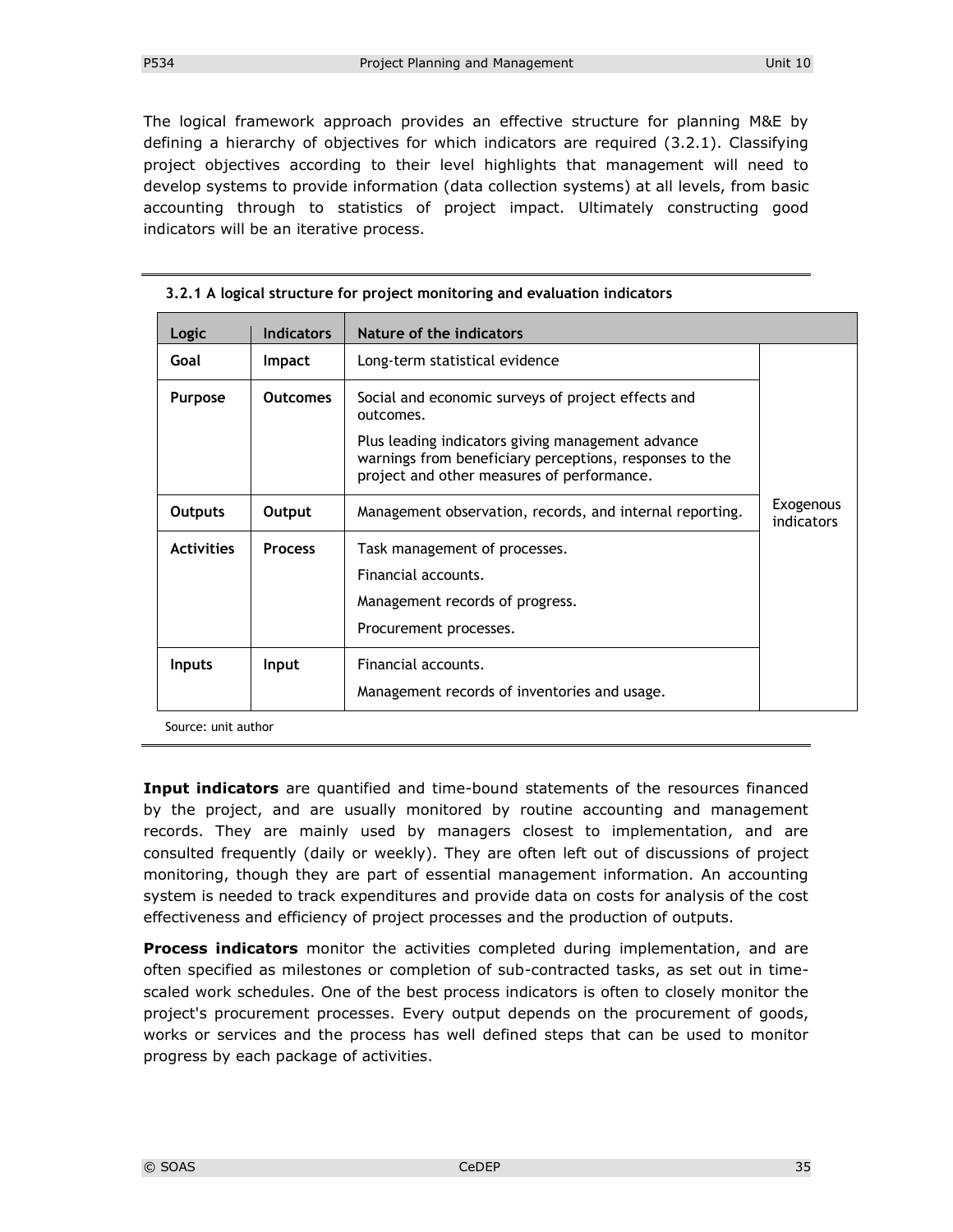The logical framework approach provides an effective structure for planning M&E by defining a hierarchy of objectives for which indicators are required (3.2.1). Classifying project objectives according to their level highlights that management will need to develop systems to provide information (data collection systems) at all levels, from basic accounting through to statistics of project impact. Ultimately constructing good indicators will be an iterative process.

**3.2.1 A logical structure for project monitoring and evaluation indicators**

| Logic | Indicators | Nature of the indicators | |
|---|---|---|---|
| **Goal** | **Impact** | Long-term statistical evidence | Exogenous indicators |
| **Purpose** | **Outcomes** | Social and economic surveys of project effects and outcomes.<br><br>Plus leading indicators giving management advance warnings from beneficiary perceptions, responses to the project and other measures of performance. | |
| **Outputs** | **Output** | Management observation, records, and internal reporting. | |
| **Activities** | **Process** | Task management of processes.<br><br>Financial accounts.<br><br>Management records of progress.<br><br>Procurement processes. | |
| **Inputs** | **Input** | Financial accounts.<br><br>Management records of inventories and usage. | |

Source: unit author

**Input indicators** are quantified and time-bound statements of the resources financed by the project, and are usually monitored by routine accounting and management records. They are mainly used by managers closest to implementation, and are consulted frequently (daily or weekly). They are often left out of discussions of project monitoring, though they are part of essential management information. An accounting system is needed to track expenditures and provide data on costs for analysis of the cost effectiveness and efficiency of project processes and the production of outputs.

**Process indicators** monitor the activities completed during implementation, and are often specified as milestones or completion of sub-contracted tasks, as set out in time-scaled work schedules. One of the best process indicators is often to closely monitor the project's procurement processes. Every output depends on the procurement of goods, works or services and the process has well defined steps that can be used to monitor progress by each package of activities.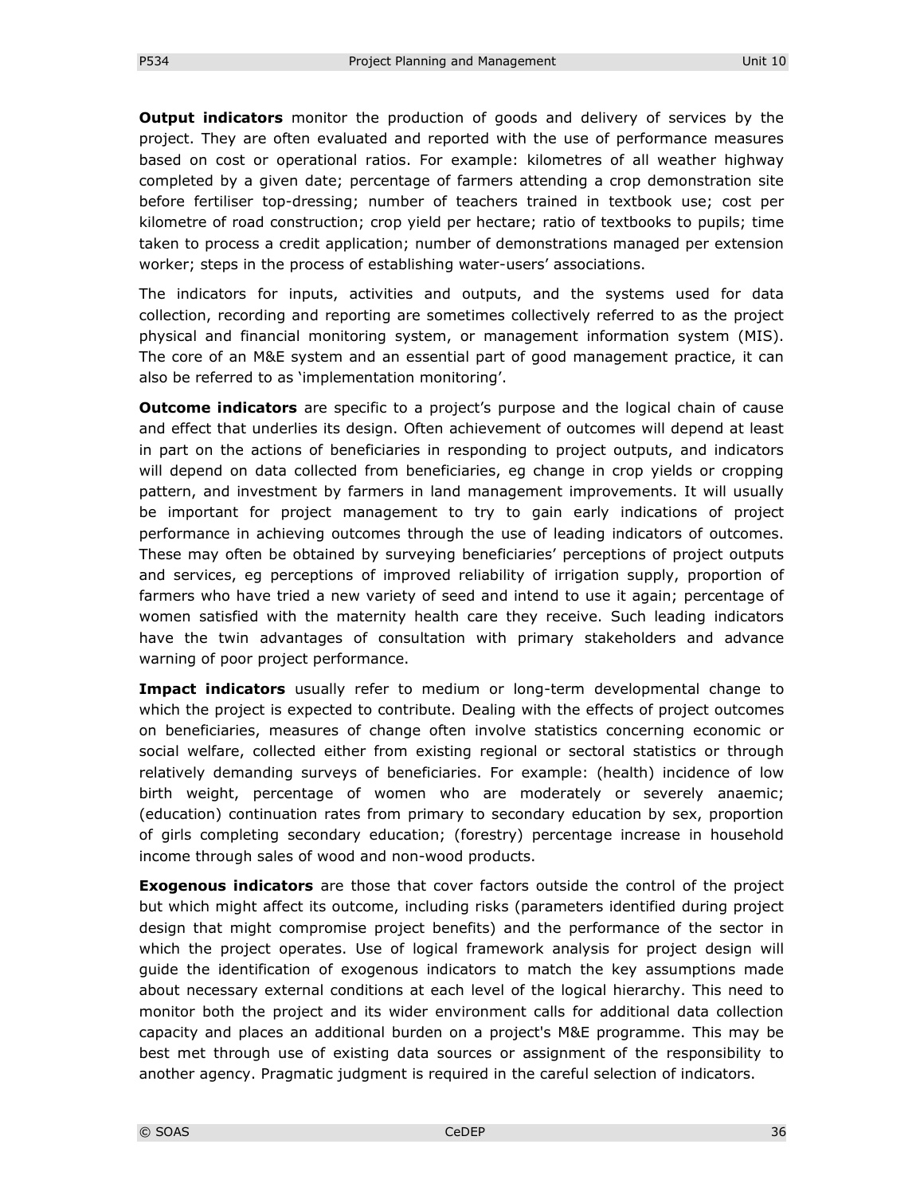**Output indicators** monitor the production of goods and delivery of services by the project. They are often evaluated and reported with the use of performance measures based on cost or operational ratios. For example: kilometres of all weather highway completed by a given date; percentage of farmers attending a crop demonstration site before fertiliser top-dressing; number of teachers trained in textbook use; cost per kilometre of road construction; crop yield per hectare; ratio of textbooks to pupils; time taken to process a credit application; number of demonstrations managed per extension worker; steps in the process of establishing water-users' associations.

The indicators for inputs, activities and outputs, and the systems used for data collection, recording and reporting are sometimes collectively referred to as the project physical and financial monitoring system, or management information system (MIS). The core of an M&E system and an essential part of good management practice, it can also be referred to as 'implementation monitoring'.

**Outcome indicators** are specific to a project's purpose and the logical chain of cause and effect that underlies its design. Often achievement of outcomes will depend at least in part on the actions of beneficiaries in responding to project outputs, and indicators will depend on data collected from beneficiaries, eg change in crop yields or cropping pattern, and investment by farmers in land management improvements. It will usually be important for project management to try to gain early indications of project performance in achieving outcomes through the use of leading indicators of outcomes. These may often be obtained by surveying beneficiaries' perceptions of project outputs and services, eg perceptions of improved reliability of irrigation supply, proportion of farmers who have tried a new variety of seed and intend to use it again; percentage of women satisfied with the maternity health care they receive. Such leading indicators have the twin advantages of consultation with primary stakeholders and advance warning of poor project performance.

**Impact indicators** usually refer to medium or long-term developmental change to which the project is expected to contribute. Dealing with the effects of project outcomes on beneficiaries, measures of change often involve statistics concerning economic or social welfare, collected either from existing regional or sectoral statistics or through relatively demanding surveys of beneficiaries. For example: (health) incidence of low birth weight, percentage of women who are moderately or severely anaemic; (education) continuation rates from primary to secondary education by sex, proportion of girls completing secondary education; (forestry) percentage increase in household income through sales of wood and non-wood products.

**Exogenous indicators** are those that cover factors outside the control of the project but which might affect its outcome, including risks (parameters identified during project design that might compromise project benefits) and the performance of the sector in which the project operates. Use of logical framework analysis for project design will guide the identification of exogenous indicators to match the key assumptions made about necessary external conditions at each level of the logical hierarchy. This need to monitor both the project and its wider environment calls for additional data collection capacity and places an additional burden on a project's M&E programme. This may be best met through use of existing data sources or assignment of the responsibility to another agency. Pragmatic judgment is required in the careful selection of indicators.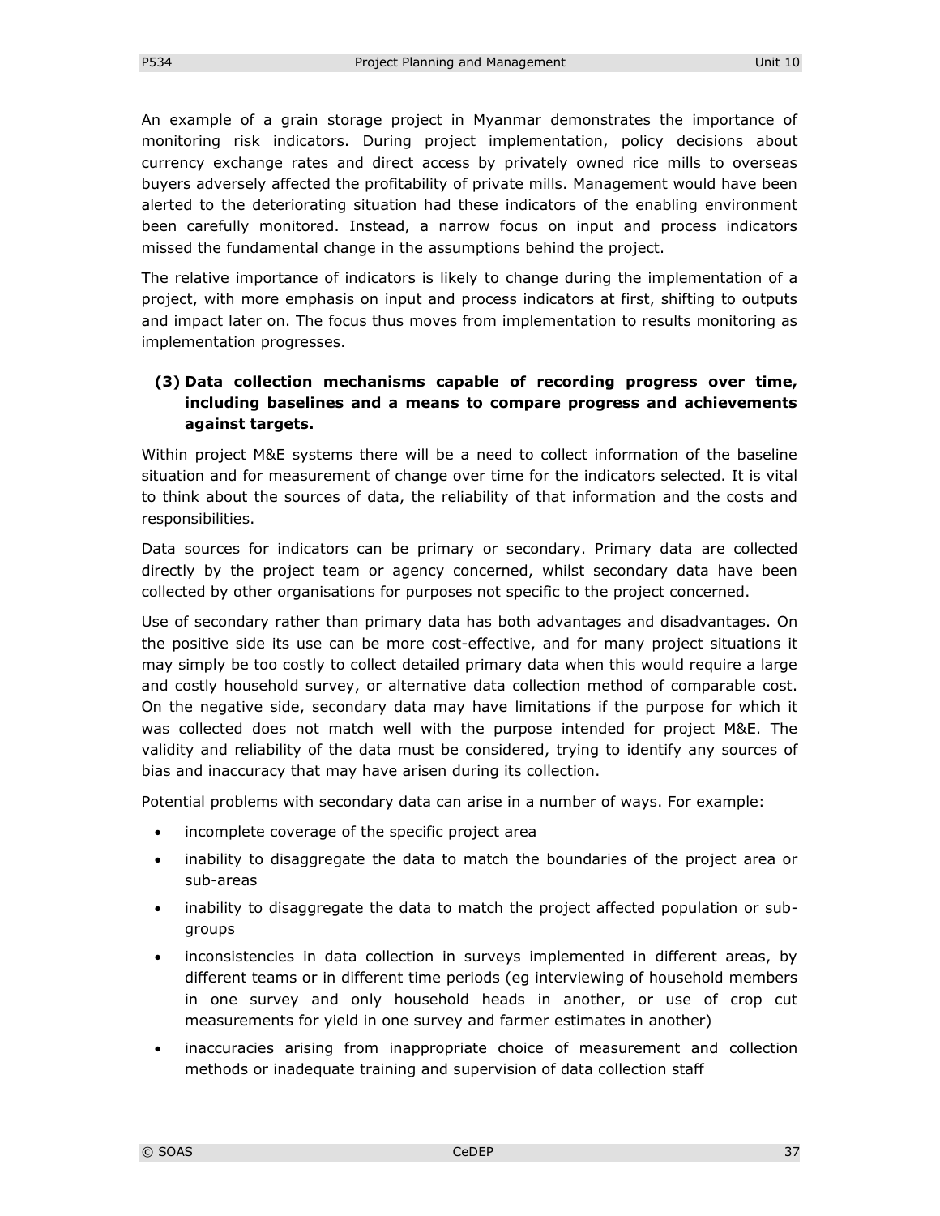An example of a grain storage project in Myanmar demonstrates the importance of monitoring risk indicators. During project implementation, policy decisions about currency exchange rates and direct access by privately owned rice mills to overseas buyers adversely affected the profitability of private mills. Management would have been alerted to the deteriorating situation had these indicators of the enabling environment been carefully monitored. Instead, a narrow focus on input and process indicators missed the fundamental change in the assumptions behind the project.

The relative importance of indicators is likely to change during the implementation of a project, with more emphasis on input and process indicators at first, shifting to outputs and impact later on. The focus thus moves from implementation to results monitoring as implementation progresses.

**(3) Data collection mechanisms capable of recording progress over time, including baselines and a means to compare progress and achievements against targets.**

Within project M&E systems there will be a need to collect information of the baseline situation and for measurement of change over time for the indicators selected. It is vital to think about the sources of data, the reliability of that information and the costs and responsibilities.

Data sources for indicators can be primary or secondary. Primary data are collected directly by the project team or agency concerned, whilst secondary data have been collected by other organisations for purposes not specific to the project concerned.

Use of secondary rather than primary data has both advantages and disadvantages. On the positive side its use can be more cost-effective, and for many project situations it may simply be too costly to collect detailed primary data when this would require a large and costly household survey, or alternative data collection method of comparable cost. On the negative side, secondary data may have limitations if the purpose for which it was collected does not match well with the purpose intended for project M&E. The validity and reliability of the data must be considered, trying to identify any sources of bias and inaccuracy that may have arisen during its collection.

Potential problems with secondary data can arise in a number of ways. For example:

- incomplete coverage of the specific project area
- inability to disaggregate the data to match the boundaries of the project area or sub-areas
- inability to disaggregate the data to match the project affected population or sub-groups
- inconsistencies in data collection in surveys implemented in different areas, by different teams or in different time periods (eg interviewing of household members in one survey and only household heads in another, or use of crop cut measurements for yield in one survey and farmer estimates in another)
- inaccuracies arising from inappropriate choice of measurement and collection methods or inadequate training and supervision of data collection staff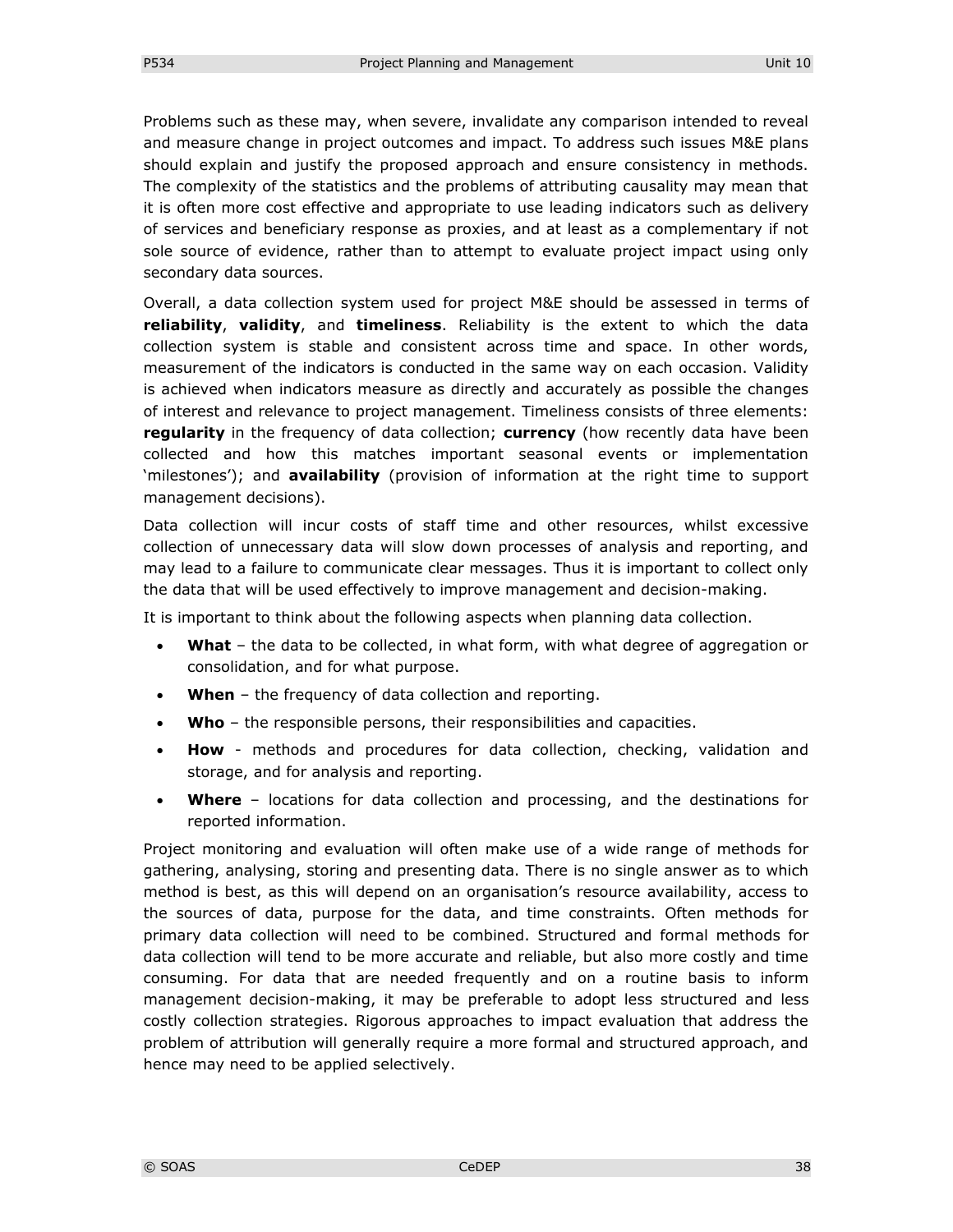Problems such as these may, when severe, invalidate any comparison intended to reveal and measure change in project outcomes and impact. To address such issues M&E plans should explain and justify the proposed approach and ensure consistency in methods. The complexity of the statistics and the problems of attributing causality may mean that it is often more cost effective and appropriate to use leading indicators such as delivery of services and beneficiary response as proxies, and at least as a complementary if not sole source of evidence, rather than to attempt to evaluate project impact using only secondary data sources.

Overall, a data collection system used for project M&E should be assessed in terms of **reliability**, **validity**, and **timeliness**. Reliability is the extent to which the data collection system is stable and consistent across time and space. In other words, measurement of the indicators is conducted in the same way on each occasion. Validity is achieved when indicators measure as directly and accurately as possible the changes of interest and relevance to project management. Timeliness consists of three elements: **regularity** in the frequency of data collection; **currency** (how recently data have been collected and how this matches important seasonal events or implementation 'milestones'); and **availability** (provision of information at the right time to support management decisions).

Data collection will incur costs of staff time and other resources, whilst excessive collection of unnecessary data will slow down processes of analysis and reporting, and may lead to a failure to communicate clear messages. Thus it is important to collect only the data that will be used effectively to improve management and decision-making.

It is important to think about the following aspects when planning data collection.

- **What** – the data to be collected, in what form, with what degree of aggregation or consolidation, and for what purpose.
- **When** – the frequency of data collection and reporting.
- **Who** – the responsible persons, their responsibilities and capacities.
- **How** - methods and procedures for data collection, checking, validation and storage, and for analysis and reporting.
- **Where** – locations for data collection and processing, and the destinations for reported information.

Project monitoring and evaluation will often make use of a wide range of methods for gathering, analysing, storing and presenting data. There is no single answer as to which method is best, as this will depend on an organisation's resource availability, access to the sources of data, purpose for the data, and time constraints. Often methods for primary data collection will need to be combined. Structured and formal methods for data collection will tend to be more accurate and reliable, but also more costly and time consuming. For data that are needed frequently and on a routine basis to inform management decision-making, it may be preferable to adopt less structured and less costly collection strategies. Rigorous approaches to impact evaluation that address the problem of attribution will generally require a more formal and structured approach, and hence may need to be applied selectively.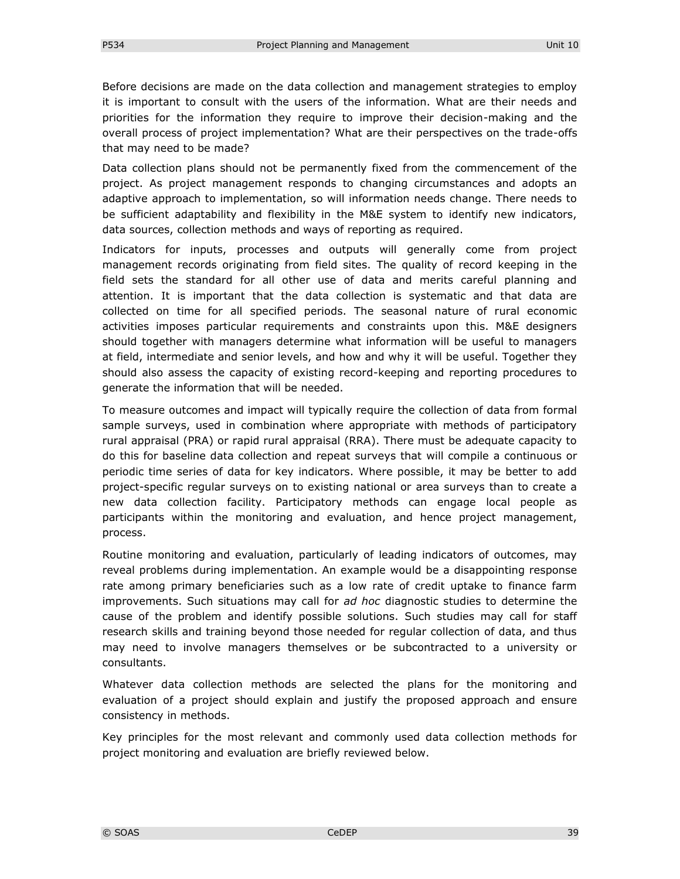Before decisions are made on the data collection and management strategies to employ it is important to consult with the users of the information. What are their needs and priorities for the information they require to improve their decision-making and the overall process of project implementation? What are their perspectives on the trade-offs that may need to be made?

Data collection plans should not be permanently fixed from the commencement of the project. As project management responds to changing circumstances and adopts an adaptive approach to implementation, so will information needs change. There needs to be sufficient adaptability and flexibility in the M&E system to identify new indicators, data sources, collection methods and ways of reporting as required.

Indicators for inputs, processes and outputs will generally come from project management records originating from field sites. The quality of record keeping in the field sets the standard for all other use of data and merits careful planning and attention. It is important that the data collection is systematic and that data are collected on time for all specified periods. The seasonal nature of rural economic activities imposes particular requirements and constraints upon this. M&E designers should together with managers determine what information will be useful to managers at field, intermediate and senior levels, and how and why it will be useful. Together they should also assess the capacity of existing record-keeping and reporting procedures to generate the information that will be needed.

To measure outcomes and impact will typically require the collection of data from formal sample surveys, used in combination where appropriate with methods of participatory rural appraisal (PRA) or rapid rural appraisal (RRA). There must be adequate capacity to do this for baseline data collection and repeat surveys that will compile a continuous or periodic time series of data for key indicators. Where possible, it may be better to add project-specific regular surveys on to existing national or area surveys than to create a new data collection facility. Participatory methods can engage local people as participants within the monitoring and evaluation, and hence project management, process.

Routine monitoring and evaluation, particularly of leading indicators of outcomes, may reveal problems during implementation. An example would be a disappointing response rate among primary beneficiaries such as a low rate of credit uptake to finance farm improvements. Such situations may call for *ad hoc* diagnostic studies to determine the cause of the problem and identify possible solutions. Such studies may call for staff research skills and training beyond those needed for regular collection of data, and thus may need to involve managers themselves or be subcontracted to a university or consultants.

Whatever data collection methods are selected the plans for the monitoring and evaluation of a project should explain and justify the proposed approach and ensure consistency in methods.

Key principles for the most relevant and commonly used data collection methods for project monitoring and evaluation are briefly reviewed below.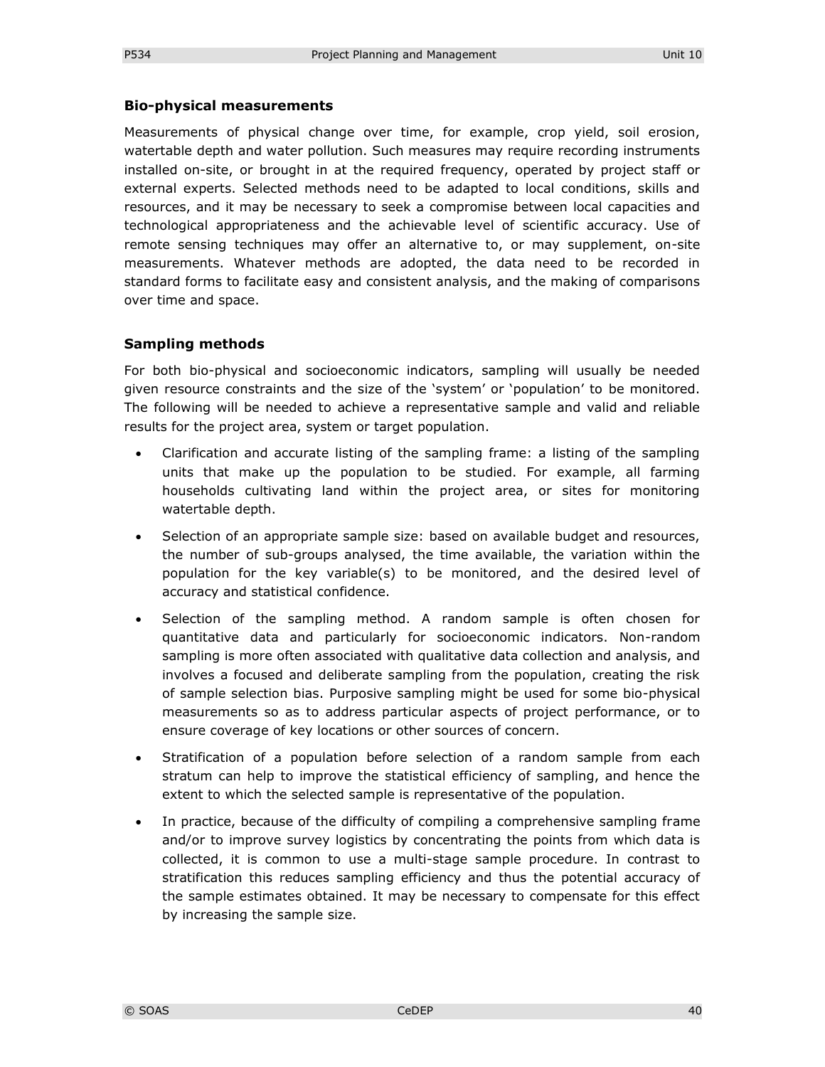### Bio-physical measurements

Measurements of physical change over time, for example, crop yield, soil erosion, watertable depth and water pollution. Such measures may require recording instruments installed on-site, or brought in at the required frequency, operated by project staff or external experts. Selected methods need to be adapted to local conditions, skills and resources, and it may be necessary to seek a compromise between local capacities and technological appropriateness and the achievable level of scientific accuracy. Use of remote sensing techniques may offer an alternative to, or may supplement, on-site measurements. Whatever methods are adopted, the data need to be recorded in standard forms to facilitate easy and consistent analysis, and the making of comparisons over time and space.

### Sampling methods

For both bio-physical and socioeconomic indicators, sampling will usually be needed given resource constraints and the size of the 'system' or 'population' to be monitored. The following will be needed to achieve a representative sample and valid and reliable results for the project area, system or target population.

- Clarification and accurate listing of the sampling frame: a listing of the sampling units that make up the population to be studied. For example, all farming households cultivating land within the project area, or sites for monitoring watertable depth.
- Selection of an appropriate sample size: based on available budget and resources, the number of sub-groups analysed, the time available, the variation within the population for the key variable(s) to be monitored, and the desired level of accuracy and statistical confidence.
- Selection of the sampling method. A random sample is often chosen for quantitative data and particularly for socioeconomic indicators. Non-random sampling is more often associated with qualitative data collection and analysis, and involves a focused and deliberate sampling from the population, creating the risk of sample selection bias. Purposive sampling might be used for some bio-physical measurements so as to address particular aspects of project performance, or to ensure coverage of key locations or other sources of concern.
- Stratification of a population before selection of a random sample from each stratum can help to improve the statistical efficiency of sampling, and hence the extent to which the selected sample is representative of the population.
- In practice, because of the difficulty of compiling a comprehensive sampling frame and/or to improve survey logistics by concentrating the points from which data is collected, it is common to use a multi-stage sample procedure. In contrast to stratification this reduces sampling efficiency and thus the potential accuracy of the sample estimates obtained. It may be necessary to compensate for this effect by increasing the sample size.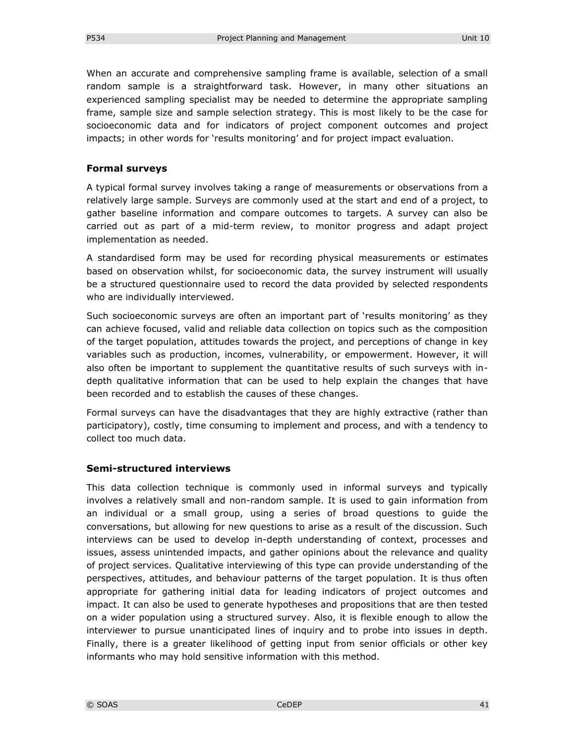When an accurate and comprehensive sampling frame is available, selection of a small random sample is a straightforward task. However, in many other situations an experienced sampling specialist may be needed to determine the appropriate sampling frame, sample size and sample selection strategy. This is most likely to be the case for socioeconomic data and for indicators of project component outcomes and project impacts; in other words for 'results monitoring' and for project impact evaluation.

### Formal surveys

A typical formal survey involves taking a range of measurements or observations from a relatively large sample. Surveys are commonly used at the start and end of a project, to gather baseline information and compare outcomes to targets. A survey can also be carried out as part of a mid-term review, to monitor progress and adapt project implementation as needed.

A standardised form may be used for recording physical measurements or estimates based on observation whilst, for socioeconomic data, the survey instrument will usually be a structured questionnaire used to record the data provided by selected respondents who are individually interviewed.

Such socioeconomic surveys are often an important part of 'results monitoring' as they can achieve focused, valid and reliable data collection on topics such as the composition of the target population, attitudes towards the project, and perceptions of change in key variables such as production, incomes, vulnerability, or empowerment. However, it will also often be important to supplement the quantitative results of such surveys with in-depth qualitative information that can be used to help explain the changes that have been recorded and to establish the causes of these changes.

Formal surveys can have the disadvantages that they are highly extractive (rather than participatory), costly, time consuming to implement and process, and with a tendency to collect too much data.

### Semi-structured interviews

This data collection technique is commonly used in informal surveys and typically involves a relatively small and non-random sample. It is used to gain information from an individual or a small group, using a series of broad questions to guide the conversations, but allowing for new questions to arise as a result of the discussion. Such interviews can be used to develop in-depth understanding of context, processes and issues, assess unintended impacts, and gather opinions about the relevance and quality of project services. Qualitative interviewing of this type can provide understanding of the perspectives, attitudes, and behaviour patterns of the target population. It is thus often appropriate for gathering initial data for leading indicators of project outcomes and impact. It can also be used to generate hypotheses and propositions that are then tested on a wider population using a structured survey. Also, it is flexible enough to allow the interviewer to pursue unanticipated lines of inquiry and to probe into issues in depth. Finally, there is a greater likelihood of getting input from senior officials or other key informants who may hold sensitive information with this method.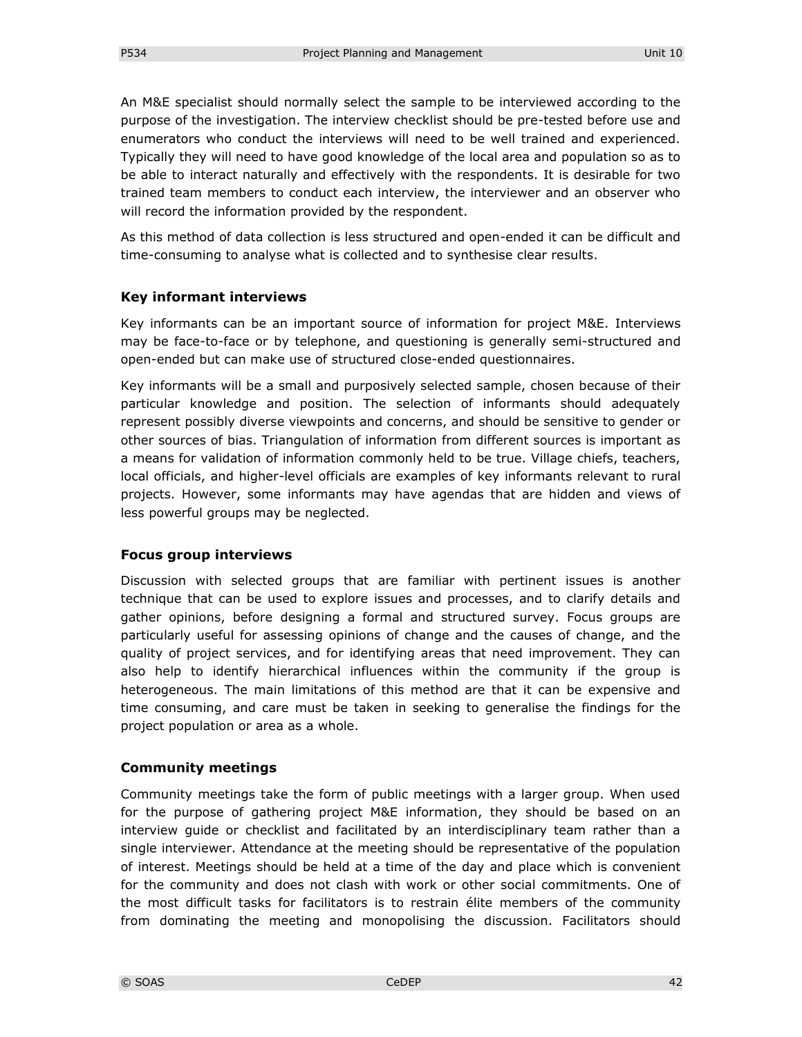An M&E specialist should normally select the sample to be interviewed according to the purpose of the investigation. The interview checklist should be pre-tested before use and enumerators who conduct the interviews will need to be well trained and experienced. Typically they will need to have good knowledge of the local area and population so as to be able to interact naturally and effectively with the respondents. It is desirable for two trained team members to conduct each interview, the interviewer and an observer who will record the information provided by the respondent.

As this method of data collection is less structured and open-ended it can be difficult and time-consuming to analyse what is collected and to synthesise clear results.

### Key informant interviews

Key informants can be an important source of information for project M&E. Interviews may be face-to-face or by telephone, and questioning is generally semi-structured and open-ended but can make use of structured close-ended questionnaires.

Key informants will be a small and purposively selected sample, chosen because of their particular knowledge and position. The selection of informants should adequately represent possibly diverse viewpoints and concerns, and should be sensitive to gender or other sources of bias. Triangulation of information from different sources is important as a means for validation of information commonly held to be true. Village chiefs, teachers, local officials, and higher-level officials are examples of key informants relevant to rural projects. However, some informants may have agendas that are hidden and views of less powerful groups may be neglected.

### Focus group interviews

Discussion with selected groups that are familiar with pertinent issues is another technique that can be used to explore issues and processes, and to clarify details and gather opinions, before designing a formal and structured survey. Focus groups are particularly useful for assessing opinions of change and the causes of change, and the quality of project services, and for identifying areas that need improvement. They can also help to identify hierarchical influences within the community if the group is heterogeneous. The main limitations of this method are that it can be expensive and time consuming, and care must be taken in seeking to generalise the findings for the project population or area as a whole.

### Community meetings

Community meetings take the form of public meetings with a larger group. When used for the purpose of gathering project M&E information, they should be based on an interview guide or checklist and facilitated by an interdisciplinary team rather than a single interviewer. Attendance at the meeting should be representative of the population of interest. Meetings should be held at a time of the day and place which is convenient for the community and does not clash with work or other social commitments. One of the most difficult tasks for facilitators is to restrain élite members of the community from dominating the meeting and monopolising the discussion. Facilitators should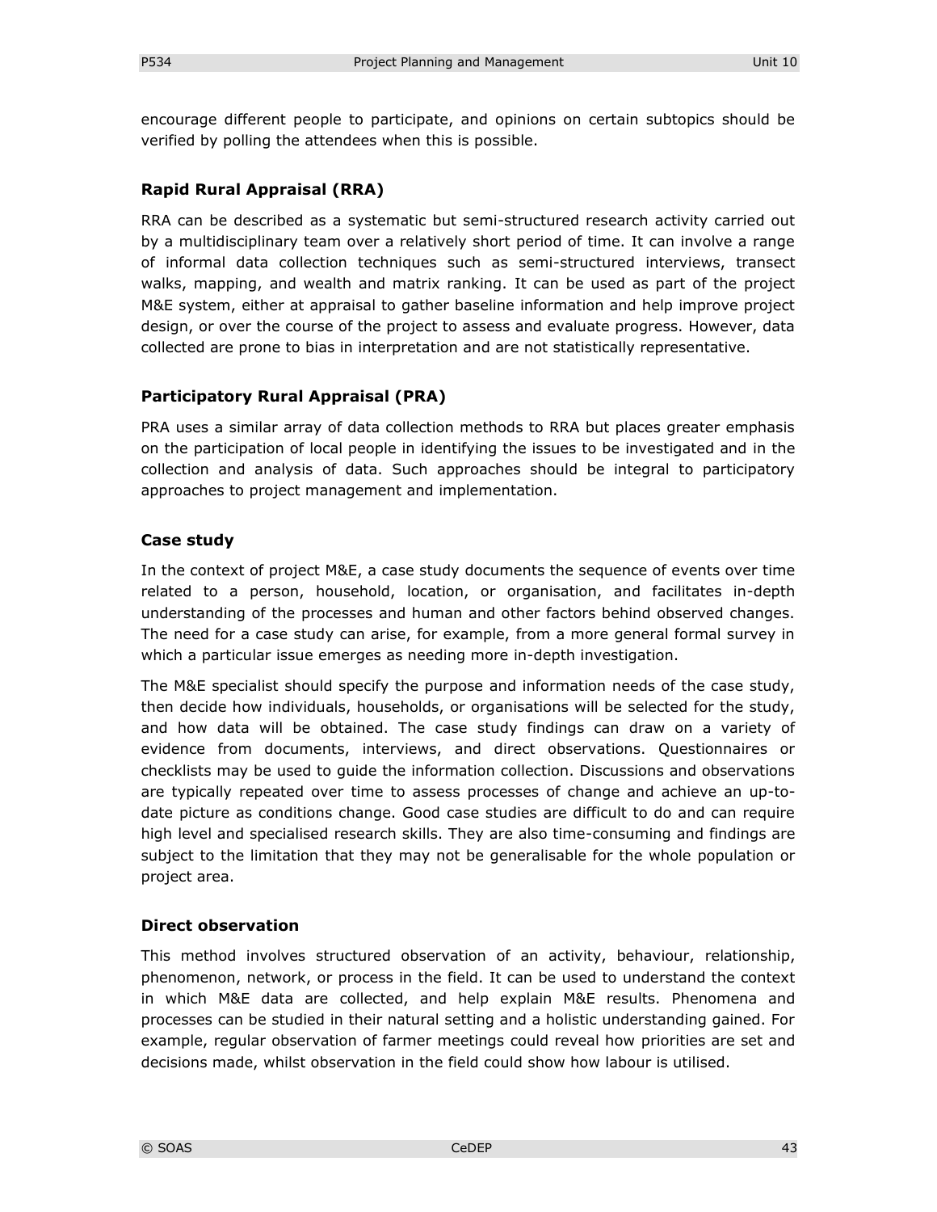encourage different people to participate, and opinions on certain subtopics should be verified by polling the attendees when this is possible.

### Rapid Rural Appraisal (RRA)

RRA can be described as a systematic but semi-structured research activity carried out by a multidisciplinary team over a relatively short period of time. It can involve a range of informal data collection techniques such as semi-structured interviews, transect walks, mapping, and wealth and matrix ranking. It can be used as part of the project M&E system, either at appraisal to gather baseline information and help improve project design, or over the course of the project to assess and evaluate progress. However, data collected are prone to bias in interpretation and are not statistically representative.

### Participatory Rural Appraisal (PRA)

PRA uses a similar array of data collection methods to RRA but places greater emphasis on the participation of local people in identifying the issues to be investigated and in the collection and analysis of data. Such approaches should be integral to participatory approaches to project management and implementation.

### Case study

In the context of project M&E, a case study documents the sequence of events over time related to a person, household, location, or organisation, and facilitates in-depth understanding of the processes and human and other factors behind observed changes. The need for a case study can arise, for example, from a more general formal survey in which a particular issue emerges as needing more in-depth investigation.

The M&E specialist should specify the purpose and information needs of the case study, then decide how individuals, households, or organisations will be selected for the study, and how data will be obtained. The case study findings can draw on a variety of evidence from documents, interviews, and direct observations. Questionnaires or checklists may be used to guide the information collection. Discussions and observations are typically repeated over time to assess processes of change and achieve an up-to-date picture as conditions change. Good case studies are difficult to do and can require high level and specialised research skills. They are also time-consuming and findings are subject to the limitation that they may not be generalisable for the whole population or project area.

### Direct observation

This method involves structured observation of an activity, behaviour, relationship, phenomenon, network, or process in the field. It can be used to understand the context in which M&E data are collected, and help explain M&E results. Phenomena and processes can be studied in their natural setting and a holistic understanding gained. For example, regular observation of farmer meetings could reveal how priorities are set and decisions made, whilst observation in the field could show how labour is utilised.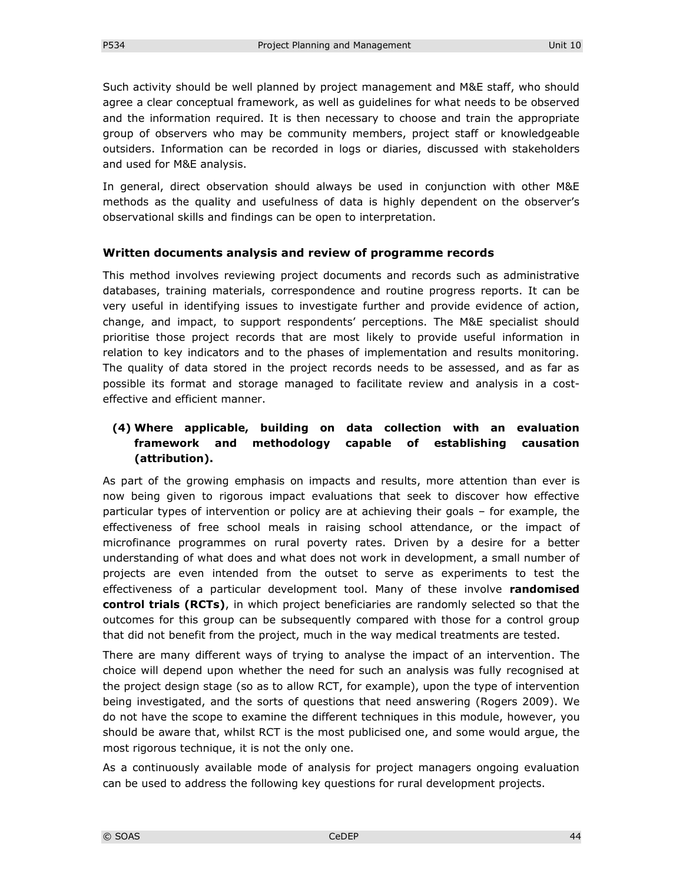Such activity should be well planned by project management and M&E staff, who should agree a clear conceptual framework, as well as guidelines for what needs to be observed and the information required. It is then necessary to choose and train the appropriate group of observers who may be community members, project staff or knowledgeable outsiders. Information can be recorded in logs or diaries, discussed with stakeholders and used for M&E analysis.

In general, direct observation should always be used in conjunction with other M&E methods as the quality and usefulness of data is highly dependent on the observer's observational skills and findings can be open to interpretation.

### Written documents analysis and review of programme records

This method involves reviewing project documents and records such as administrative databases, training materials, correspondence and routine progress reports. It can be very useful in identifying issues to investigate further and provide evidence of action, change, and impact, to support respondents' perceptions. The M&E specialist should prioritise those project records that are most likely to provide useful information in relation to key indicators and to the phases of implementation and results monitoring. The quality of data stored in the project records needs to be assessed, and as far as possible its format and storage managed to facilitate review and analysis in a cost-effective and efficient manner.

**(4) Where applicable, building on data collection with an evaluation framework and methodology capable of establishing causation (attribution).**

As part of the growing emphasis on impacts and results, more attention than ever is now being given to rigorous impact evaluations that seek to discover how effective particular types of intervention or policy are at achieving their goals – for example, the effectiveness of free school meals in raising school attendance, or the impact of microfinance programmes on rural poverty rates. Driven by a desire for a better understanding of what does and what does not work in development, a small number of projects are even intended from the outset to serve as experiments to test the effectiveness of a particular development tool. Many of these involve **randomised control trials (RCTs)**, in which project beneficiaries are randomly selected so that the outcomes for this group can be subsequently compared with those for a control group that did not benefit from the project, much in the way medical treatments are tested.

There are many different ways of trying to analyse the impact of an intervention. The choice will depend upon whether the need for such an analysis was fully recognised at the project design stage (so as to allow RCT, for example), upon the type of intervention being investigated, and the sorts of questions that need answering (Rogers 2009). We do not have the scope to examine the different techniques in this module, however, you should be aware that, whilst RCT is the most publicised one, and some would argue, the most rigorous technique, it is not the only one.

As a continuously available mode of analysis for project managers ongoing evaluation can be used to address the following key questions for rural development projects.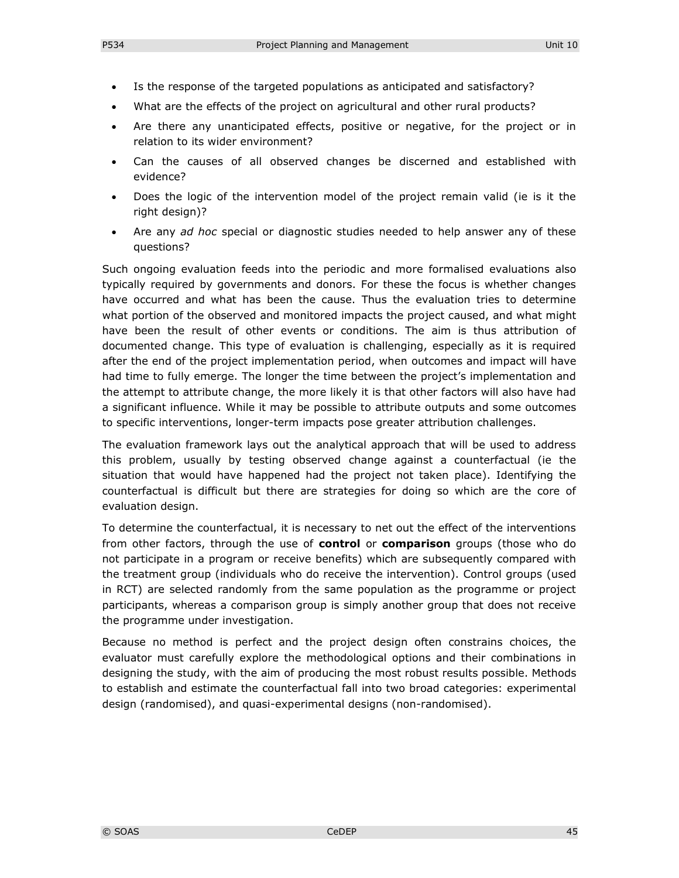- Is the response of the targeted populations as anticipated and satisfactory?
- What are the effects of the project on agricultural and other rural products?
- Are there any unanticipated effects, positive or negative, for the project or in relation to its wider environment?
- Can the causes of all observed changes be discerned and established with evidence?
- Does the logic of the intervention model of the project remain valid (ie is it the right design)?
- Are any *ad hoc* special or diagnostic studies needed to help answer any of these questions?

Such ongoing evaluation feeds into the periodic and more formalised evaluations also typically required by governments and donors. For these the focus is whether changes have occurred and what has been the cause. Thus the evaluation tries to determine what portion of the observed and monitored impacts the project caused, and what might have been the result of other events or conditions. The aim is thus attribution of documented change. This type of evaluation is challenging, especially as it is required after the end of the project implementation period, when outcomes and impact will have had time to fully emerge. The longer the time between the project's implementation and the attempt to attribute change, the more likely it is that other factors will also have had a significant influence. While it may be possible to attribute outputs and some outcomes to specific interventions, longer-term impacts pose greater attribution challenges.

The evaluation framework lays out the analytical approach that will be used to address this problem, usually by testing observed change against a counterfactual (ie the situation that would have happened had the project not taken place). Identifying the counterfactual is difficult but there are strategies for doing so which are the core of evaluation design.

To determine the counterfactual, it is necessary to net out the effect of the interventions from other factors, through the use of **control** or **comparison** groups (those who do not participate in a program or receive benefits) which are subsequently compared with the treatment group (individuals who do receive the intervention). Control groups (used in RCT) are selected randomly from the same population as the programme or project participants, whereas a comparison group is simply another group that does not receive the programme under investigation.

Because no method is perfect and the project design often constrains choices, the evaluator must carefully explore the methodological options and their combinations in designing the study, with the aim of producing the most robust results possible. Methods to establish and estimate the counterfactual fall into two broad categories: experimental design (randomised), and quasi-experimental designs (non-randomised).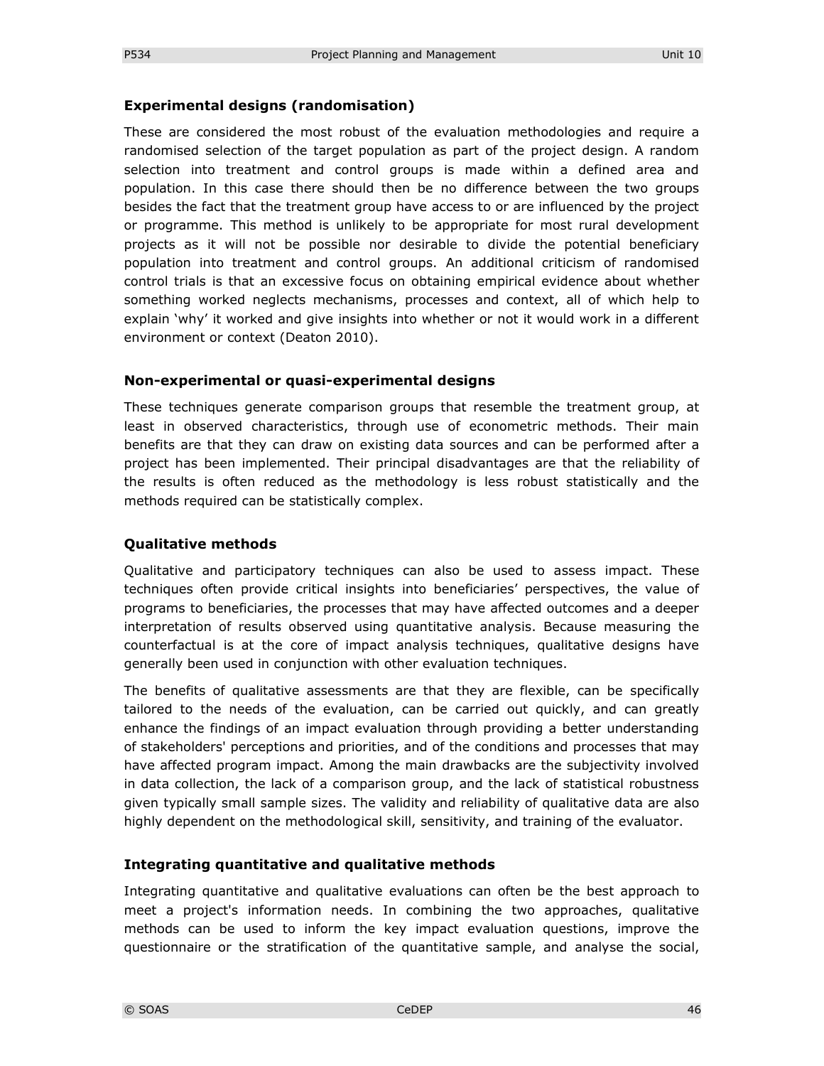### Experimental designs (randomisation)

These are considered the most robust of the evaluation methodologies and require a randomised selection of the target population as part of the project design. A random selection into treatment and control groups is made within a defined area and population. In this case there should then be no difference between the two groups besides the fact that the treatment group have access to or are influenced by the project or programme. This method is unlikely to be appropriate for most rural development projects as it will not be possible nor desirable to divide the potential beneficiary population into treatment and control groups. An additional criticism of randomised control trials is that an excessive focus on obtaining empirical evidence about whether something worked neglects mechanisms, processes and context, all of which help to explain 'why' it worked and give insights into whether or not it would work in a different environment or context (Deaton 2010).

### Non-experimental or quasi-experimental designs

These techniques generate comparison groups that resemble the treatment group, at least in observed characteristics, through use of econometric methods. Their main benefits are that they can draw on existing data sources and can be performed after a project has been implemented. Their principal disadvantages are that the reliability of the results is often reduced as the methodology is less robust statistically and the methods required can be statistically complex.

### Qualitative methods

Qualitative and participatory techniques can also be used to assess impact. These techniques often provide critical insights into beneficiaries' perspectives, the value of programs to beneficiaries, the processes that may have affected outcomes and a deeper interpretation of results observed using quantitative analysis. Because measuring the counterfactual is at the core of impact analysis techniques, qualitative designs have generally been used in conjunction with other evaluation techniques.

The benefits of qualitative assessments are that they are flexible, can be specifically tailored to the needs of the evaluation, can be carried out quickly, and can greatly enhance the findings of an impact evaluation through providing a better understanding of stakeholders' perceptions and priorities, and of the conditions and processes that may have affected program impact. Among the main drawbacks are the subjectivity involved in data collection, the lack of a comparison group, and the lack of statistical robustness given typically small sample sizes. The validity and reliability of qualitative data are also highly dependent on the methodological skill, sensitivity, and training of the evaluator.

### Integrating quantitative and qualitative methods

Integrating quantitative and qualitative evaluations can often be the best approach to meet a project's information needs. In combining the two approaches, qualitative methods can be used to inform the key impact evaluation questions, improve the questionnaire or the stratification of the quantitative sample, and analyse the social,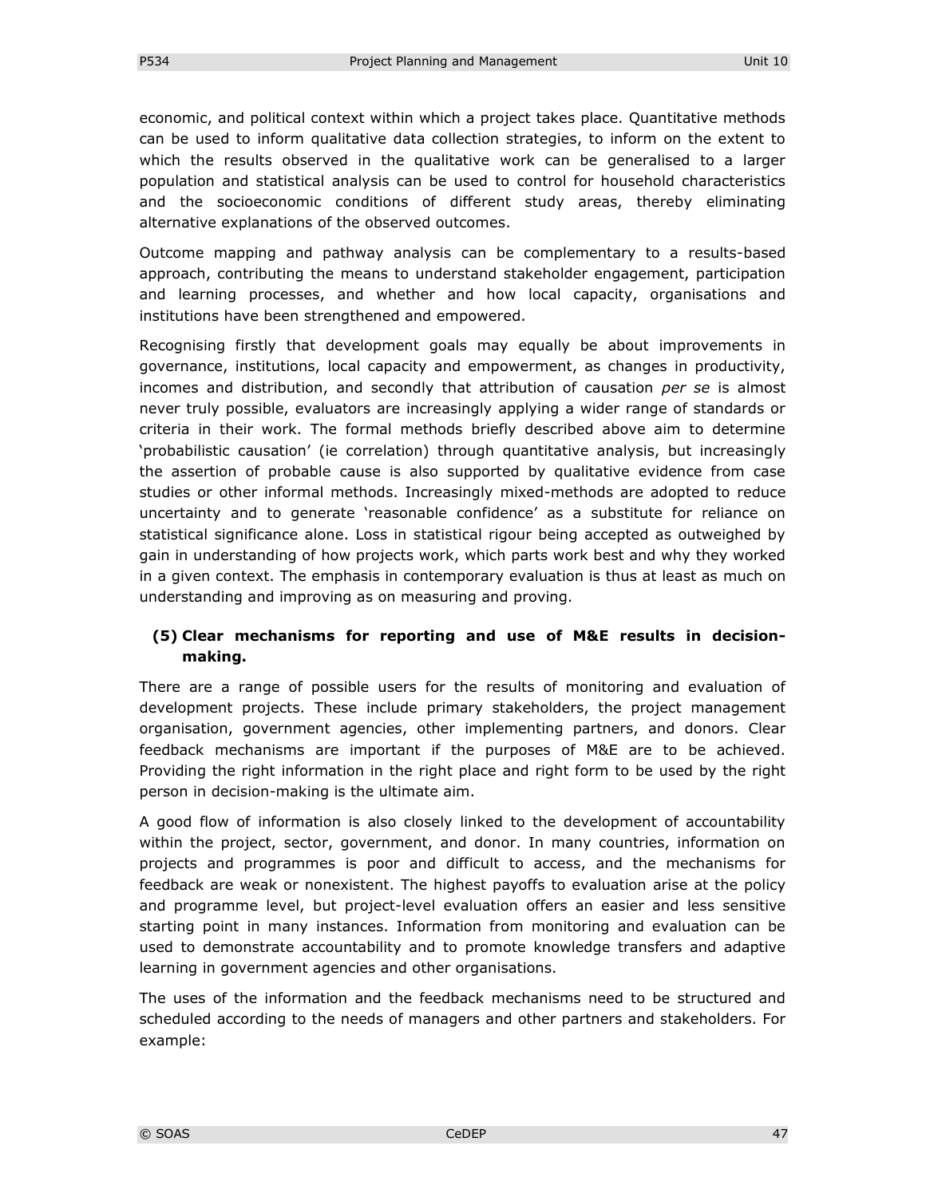economic, and political context within which a project takes place. Quantitative methods can be used to inform qualitative data collection strategies, to inform on the extent to which the results observed in the qualitative work can be generalised to a larger population and statistical analysis can be used to control for household characteristics and the socioeconomic conditions of different study areas, thereby eliminating alternative explanations of the observed outcomes.

Outcome mapping and pathway analysis can be complementary to a results-based approach, contributing the means to understand stakeholder engagement, participation and learning processes, and whether and how local capacity, organisations and institutions have been strengthened and empowered.

Recognising firstly that development goals may equally be about improvements in governance, institutions, local capacity and empowerment, as changes in productivity, incomes and distribution, and secondly that attribution of causation *per se* is almost never truly possible, evaluators are increasingly applying a wider range of standards or criteria in their work. The formal methods briefly described above aim to determine 'probabilistic causation' (ie correlation) through quantitative analysis, but increasingly the assertion of probable cause is also supported by qualitative evidence from case studies or other informal methods. Increasingly mixed-methods are adopted to reduce uncertainty and to generate 'reasonable confidence' as a substitute for reliance on statistical significance alone. Loss in statistical rigour being accepted as outweighed by gain in understanding of how projects work, which parts work best and why they worked in a given context. The emphasis in contemporary evaluation is thus at least as much on understanding and improving as on measuring and proving.

**(5) Clear mechanisms for reporting and use of M&E results in decision-making.**

There are a range of possible users for the results of monitoring and evaluation of development projects. These include primary stakeholders, the project management organisation, government agencies, other implementing partners, and donors. Clear feedback mechanisms are important if the purposes of M&E are to be achieved. Providing the right information in the right place and right form to be used by the right person in decision-making is the ultimate aim.

A good flow of information is also closely linked to the development of accountability within the project, sector, government, and donor. In many countries, information on projects and programmes is poor and difficult to access, and the mechanisms for feedback are weak or nonexistent. The highest payoffs to evaluation arise at the policy and programme level, but project-level evaluation offers an easier and less sensitive starting point in many instances. Information from monitoring and evaluation can be used to demonstrate accountability and to promote knowledge transfers and adaptive learning in government agencies and other organisations.

The uses of the information and the feedback mechanisms need to be structured and scheduled according to the needs of managers and other partners and stakeholders. For example: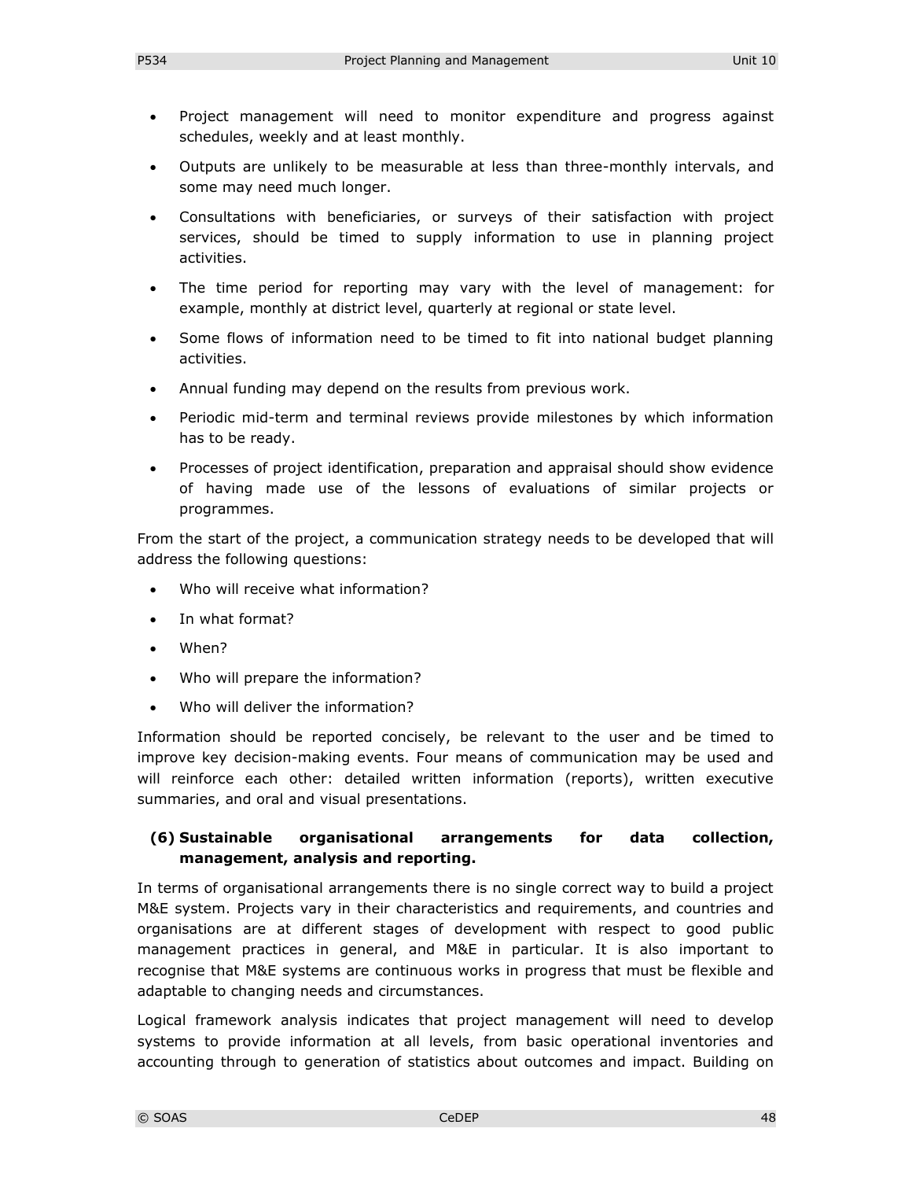- Project management will need to monitor expenditure and progress against schedules, weekly and at least monthly.
- Outputs are unlikely to be measurable at less than three-monthly intervals, and some may need much longer.
- Consultations with beneficiaries, or surveys of their satisfaction with project services, should be timed to supply information to use in planning project activities.
- The time period for reporting may vary with the level of management: for example, monthly at district level, quarterly at regional or state level.
- Some flows of information need to be timed to fit into national budget planning activities.
- Annual funding may depend on the results from previous work.
- Periodic mid-term and terminal reviews provide milestones by which information has to be ready.
- Processes of project identification, preparation and appraisal should show evidence of having made use of the lessons of evaluations of similar projects or programmes.

From the start of the project, a communication strategy needs to be developed that will address the following questions:

- Who will receive what information?
- In what format?
- When?
- Who will prepare the information?
- Who will deliver the information?

Information should be reported concisely, be relevant to the user and be timed to improve key decision-making events. Four means of communication may be used and will reinforce each other: detailed written information (reports), written executive summaries, and oral and visual presentations.

**(6) Sustainable organisational arrangements for data collection, management, analysis and reporting.**

In terms of organisational arrangements there is no single correct way to build a project M&E system. Projects vary in their characteristics and requirements, and countries and organisations are at different stages of development with respect to good public management practices in general, and M&E in particular. It is also important to recognise that M&E systems are continuous works in progress that must be flexible and adaptable to changing needs and circumstances.

Logical framework analysis indicates that project management will need to develop systems to provide information at all levels, from basic operational inventories and accounting through to generation of statistics about outcomes and impact. Building on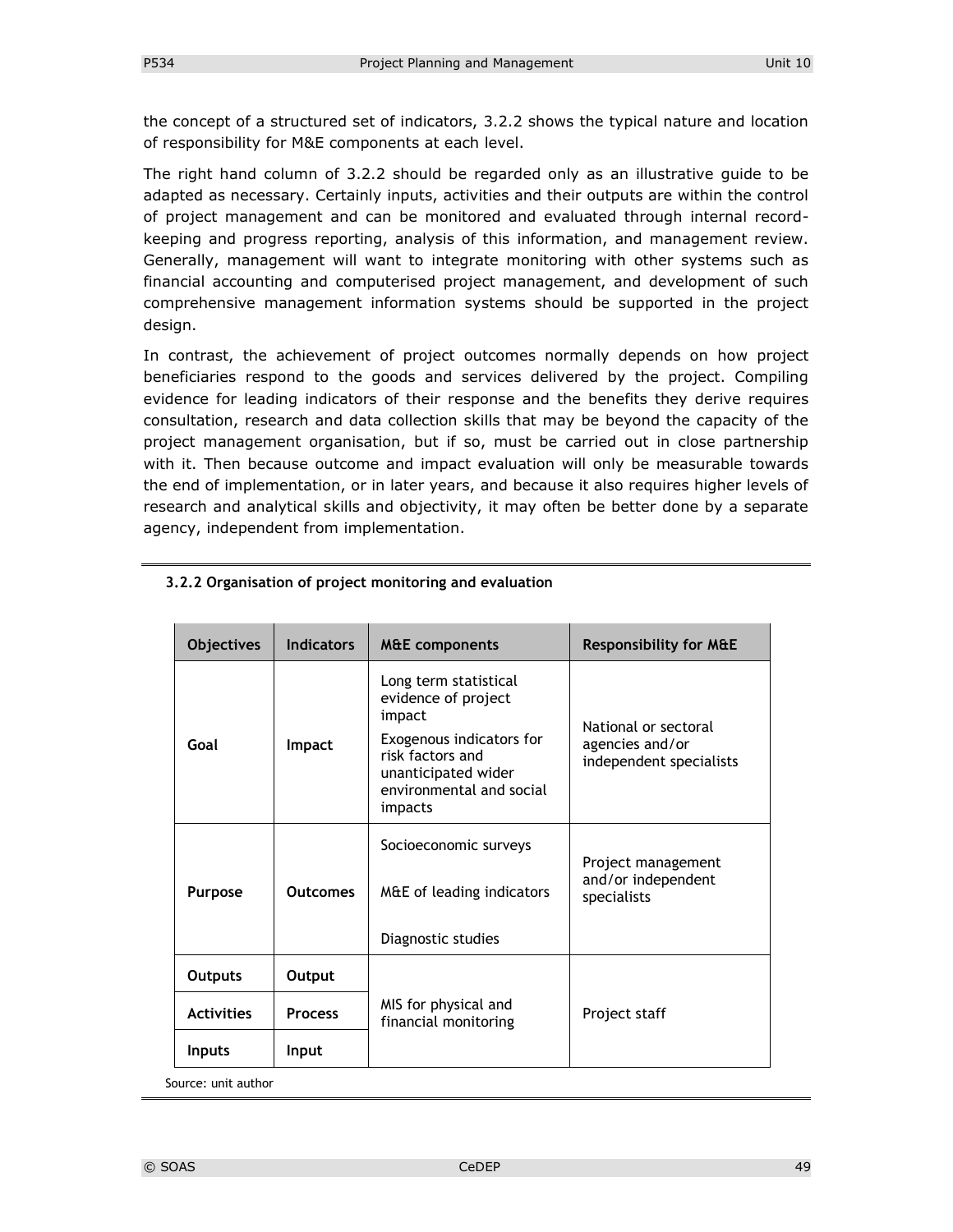the concept of a structured set of indicators, 3.2.2 shows the typical nature and location of responsibility for M&E components at each level.

The right hand column of 3.2.2 should be regarded only as an illustrative guide to be adapted as necessary. Certainly inputs, activities and their outputs are within the control of project management and can be monitored and evaluated through internal record-keeping and progress reporting, analysis of this information, and management review. Generally, management will want to integrate monitoring with other systems such as financial accounting and computerised project management, and development of such comprehensive management information systems should be supported in the project design.

In contrast, the achievement of project outcomes normally depends on how project beneficiaries respond to the goods and services delivered by the project. Compiling evidence for leading indicators of their response and the benefits they derive requires consultation, research and data collection skills that may be beyond the capacity of the project management organisation, but if so, must be carried out in close partnership with it. Then because outcome and impact evaluation will only be measurable towards the end of implementation, or in later years, and because it also requires higher levels of research and analytical skills and objectivity, it may often be better done by a separate agency, independent from implementation.

**3.2.2 Organisation of project monitoring and evaluation**

| Objectives | Indicators | M&E components | Responsibility for M&E |
|---|---|---|---|
| **Goal** | **Impact** | Long term statistical evidence of project impact<br>Exogenous indicators for risk factors and unanticipated wider environmental and social impacts | National or sectoral agencies and/or independent specialists |
| **Purpose** | **Outcomes** | Socioeconomic surveys<br>M&E of leading indicators<br>Diagnostic studies | Project management and/or independent specialists |
| **Outputs** | **Output** | MIS for physical and financial monitoring | Project staff |
| **Activities** | **Process** | | |
| **Inputs** | **Input** | | |

Source: unit author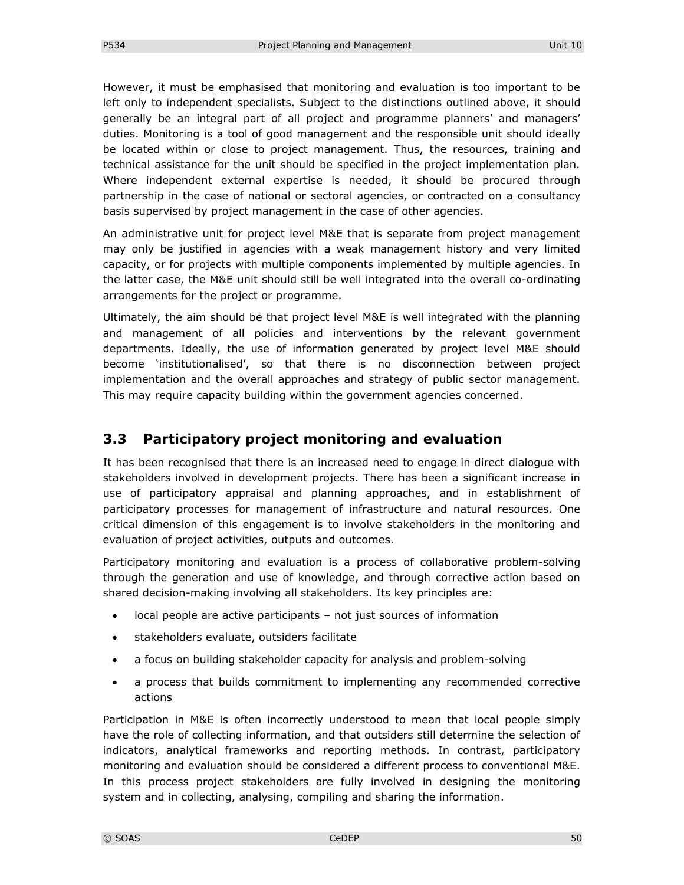However, it must be emphasised that monitoring and evaluation is too important to be left only to independent specialists. Subject to the distinctions outlined above, it should generally be an integral part of all project and programme planners' and managers' duties. Monitoring is a tool of good management and the responsible unit should ideally be located within or close to project management. Thus, the resources, training and technical assistance for the unit should be specified in the project implementation plan. Where independent external expertise is needed, it should be procured through partnership in the case of national or sectoral agencies, or contracted on a consultancy basis supervised by project management in the case of other agencies.

An administrative unit for project level M&E that is separate from project management may only be justified in agencies with a weak management history and very limited capacity, or for projects with multiple components implemented by multiple agencies. In the latter case, the M&E unit should still be well integrated into the overall co-ordinating arrangements for the project or programme.

Ultimately, the aim should be that project level M&E is well integrated with the planning and management of all policies and interventions by the relevant government departments. Ideally, the use of information generated by project level M&E should become 'institutionalised', so that there is no disconnection between project implementation and the overall approaches and strategy of public sector management. This may require capacity building within the government agencies concerned.

## 3.3 Participatory project monitoring and evaluation

It has been recognised that there is an increased need to engage in direct dialogue with stakeholders involved in development projects. There has been a significant increase in use of participatory appraisal and planning approaches, and in establishment of participatory processes for management of infrastructure and natural resources. One critical dimension of this engagement is to involve stakeholders in the monitoring and evaluation of project activities, outputs and outcomes.

Participatory monitoring and evaluation is a process of collaborative problem-solving through the generation and use of knowledge, and through corrective action based on shared decision-making involving all stakeholders. Its key principles are:

- local people are active participants – not just sources of information
- stakeholders evaluate, outsiders facilitate
- a focus on building stakeholder capacity for analysis and problem-solving
- a process that builds commitment to implementing any recommended corrective actions

Participation in M&E is often incorrectly understood to mean that local people simply have the role of collecting information, and that outsiders still determine the selection of indicators, analytical frameworks and reporting methods. In contrast, participatory monitoring and evaluation should be considered a different process to conventional M&E. In this process project stakeholders are fully involved in designing the monitoring system and in collecting, analysing, compiling and sharing the information.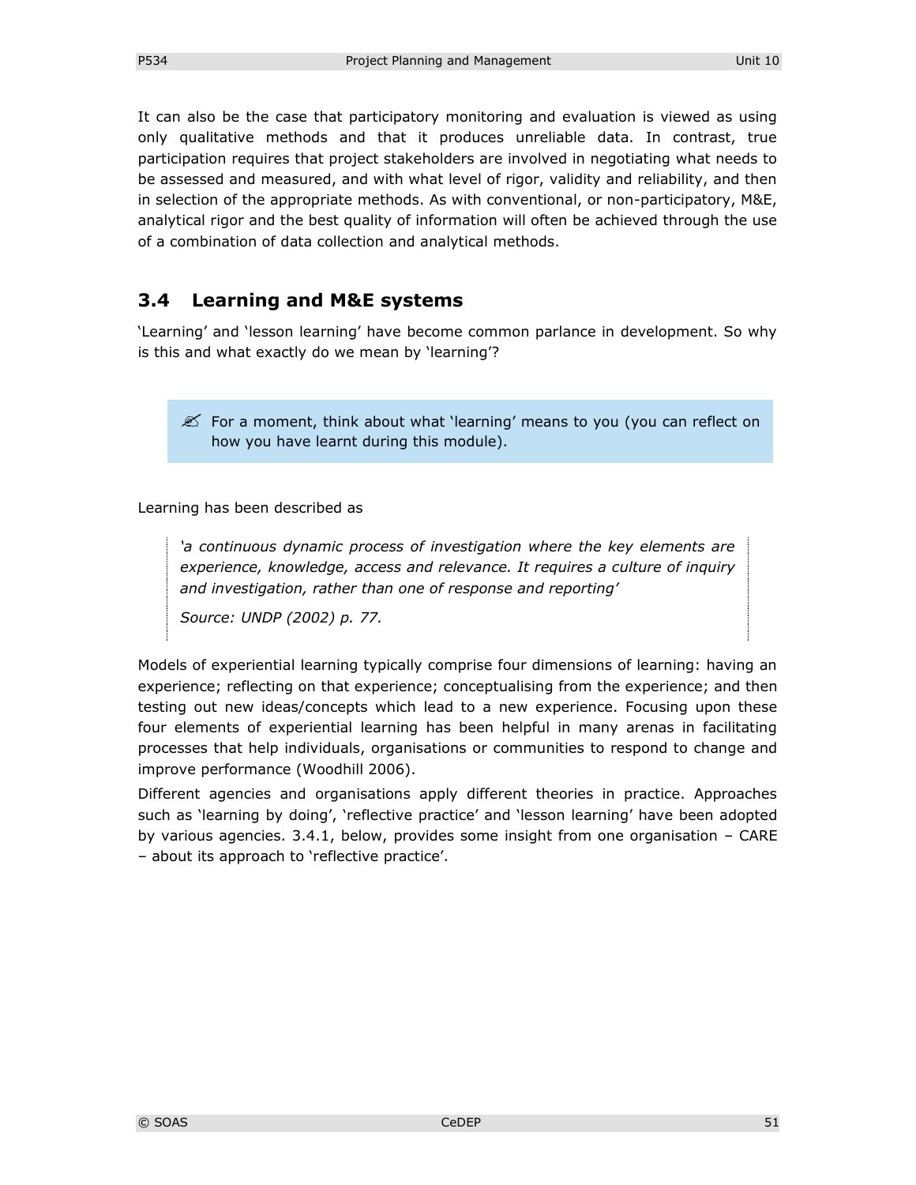It can also be the case that participatory monitoring and evaluation is viewed as using only qualitative methods and that it produces unreliable data. In contrast, true participation requires that project stakeholders are involved in negotiating what needs to be assessed and measured, and with what level of rigor, validity and reliability, and then in selection of the appropriate methods. As with conventional, or non-participatory, M&E, analytical rigor and the best quality of information will often be achieved through the use of a combination of data collection and analytical methods.

## 3.4 Learning and M&E systems

'Learning' and 'lesson learning' have become common parlance in development. So why is this and what exactly do we mean by 'learning'?

> ✍ For a moment, think about what 'learning' means to you (you can reflect on how you have learnt during this module).

Learning has been described as

> *'a continuous dynamic process of investigation where the key elements are experience, knowledge, access and relevance. It requires a culture of inquiry and investigation, rather than one of response and reporting'*
>
> *Source: UNDP (2002) p. 77.*

Models of experiential learning typically comprise four dimensions of learning: having an experience; reflecting on that experience; conceptualising from the experience; and then testing out new ideas/concepts which lead to a new experience. Focusing upon these four elements of experiential learning has been helpful in many arenas in facilitating processes that help individuals, organisations or communities to respond to change and improve performance (Woodhill 2006).

Different agencies and organisations apply different theories in practice. Approaches such as 'learning by doing', 'reflective practice' and 'lesson learning' have been adopted by various agencies. 3.4.1, below, provides some insight from one organisation – CARE – about its approach to 'reflective practice'.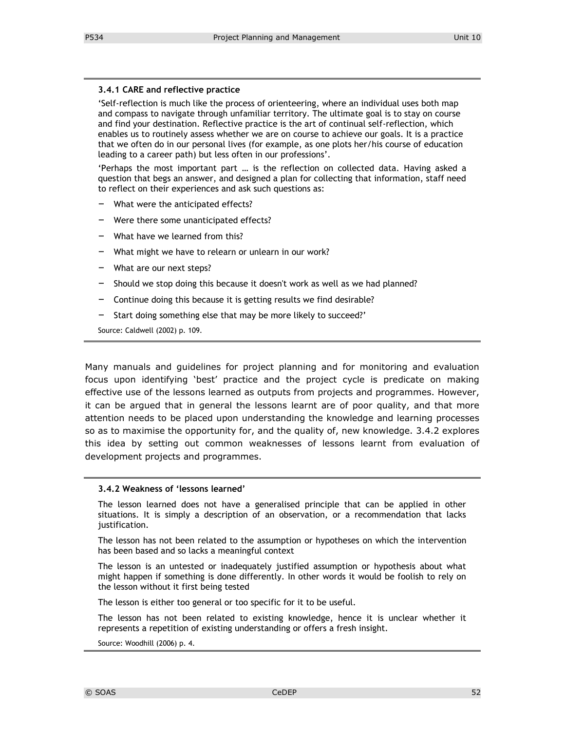### 3.4.1 CARE and reflective practice

'Self-reflection is much like the process of orienteering, where an individual uses both map and compass to navigate through unfamiliar territory. The ultimate goal is to stay on course and find your destination. Reflective practice is the art of continual self-reflection, which enables us to routinely assess whether we are on course to achieve our goals. It is a practice that we often do in our personal lives (for example, as one plots her/his course of education leading to a career path) but less often in our professions'.

'Perhaps the most important part … is the reflection on collected data. Having asked a question that begs an answer, and designed a plan for collecting that information, staff need to reflect on their experiences and ask such questions as:

- What were the anticipated effects?
- Were there some unanticipated effects?
- What have we learned from this?
- What might we have to relearn or unlearn in our work?
- What are our next steps?
- Should we stop doing this because it doesn't work as well as we had planned?
- Continue doing this because it is getting results we find desirable?
- Start doing something else that may be more likely to succeed?'

Source: Caldwell (2002) p. 109.

Many manuals and guidelines for project planning and for monitoring and evaluation focus upon identifying 'best' practice and the project cycle is predicate on making effective use of the lessons learned as outputs from projects and programmes. However, it can be argued that in general the lessons learnt are of poor quality, and that more attention needs to be placed upon understanding the knowledge and learning processes so as to maximise the opportunity for, and the quality of, new knowledge. 3.4.2 explores this idea by setting out common weaknesses of lessons learnt from evaluation of development projects and programmes.

### 3.4.2 Weakness of 'lessons learned'

The lesson learned does not have a generalised principle that can be applied in other situations. It is simply a description of an observation, or a recommendation that lacks justification.

The lesson has not been related to the assumption or hypotheses on which the intervention has been based and so lacks a meaningful context

The lesson is an untested or inadequately justified assumption or hypothesis about what might happen if something is done differently. In other words it would be foolish to rely on the lesson without it first being tested

The lesson is either too general or too specific for it to be useful.

The lesson has not been related to existing knowledge, hence it is unclear whether it represents a repetition of existing understanding or offers a fresh insight.

Source: Woodhill (2006) p. 4.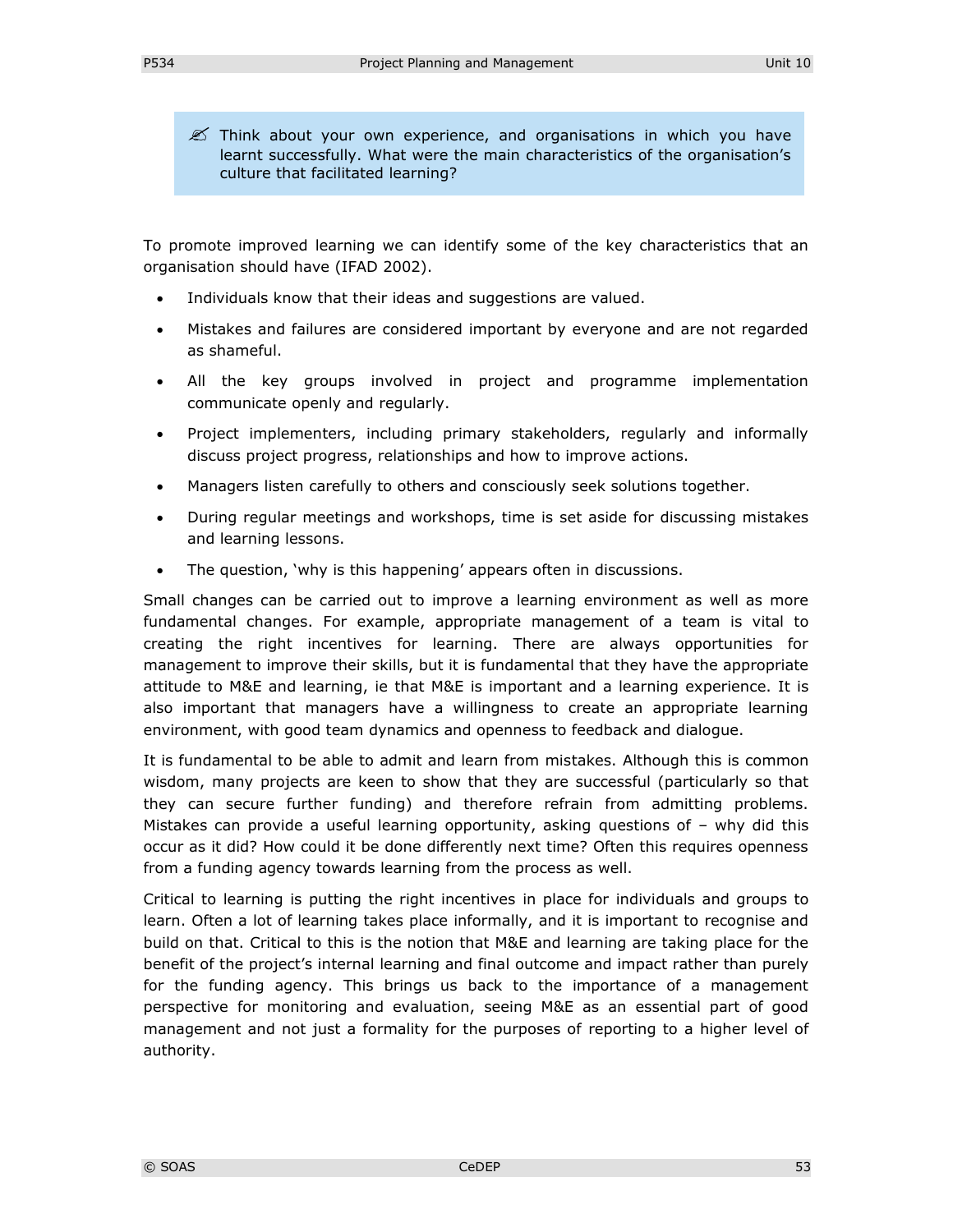> ✍ Think about your own experience, and organisations in which you have learnt successfully. What were the main characteristics of the organisation's culture that facilitated learning?

To promote improved learning we can identify some of the key characteristics that an organisation should have (IFAD 2002).

- Individuals know that their ideas and suggestions are valued.
- Mistakes and failures are considered important by everyone and are not regarded as shameful.
- All the key groups involved in project and programme implementation communicate openly and regularly.
- Project implementers, including primary stakeholders, regularly and informally discuss project progress, relationships and how to improve actions.
- Managers listen carefully to others and consciously seek solutions together.
- During regular meetings and workshops, time is set aside for discussing mistakes and learning lessons.
- The question, 'why is this happening' appears often in discussions.

Small changes can be carried out to improve a learning environment as well as more fundamental changes. For example, appropriate management of a team is vital to creating the right incentives for learning. There are always opportunities for management to improve their skills, but it is fundamental that they have the appropriate attitude to M&E and learning, ie that M&E is important and a learning experience. It is also important that managers have a willingness to create an appropriate learning environment, with good team dynamics and openness to feedback and dialogue.

It is fundamental to be able to admit and learn from mistakes. Although this is common wisdom, many projects are keen to show that they are successful (particularly so that they can secure further funding) and therefore refrain from admitting problems. Mistakes can provide a useful learning opportunity, asking questions of – why did this occur as it did? How could it be done differently next time? Often this requires openness from a funding agency towards learning from the process as well.

Critical to learning is putting the right incentives in place for individuals and groups to learn. Often a lot of learning takes place informally, and it is important to recognise and build on that. Critical to this is the notion that M&E and learning are taking place for the benefit of the project's internal learning and final outcome and impact rather than purely for the funding agency. This brings us back to the importance of a management perspective for monitoring and evaluation, seeing M&E as an essential part of good management and not just a formality for the purposes of reporting to a higher level of authority.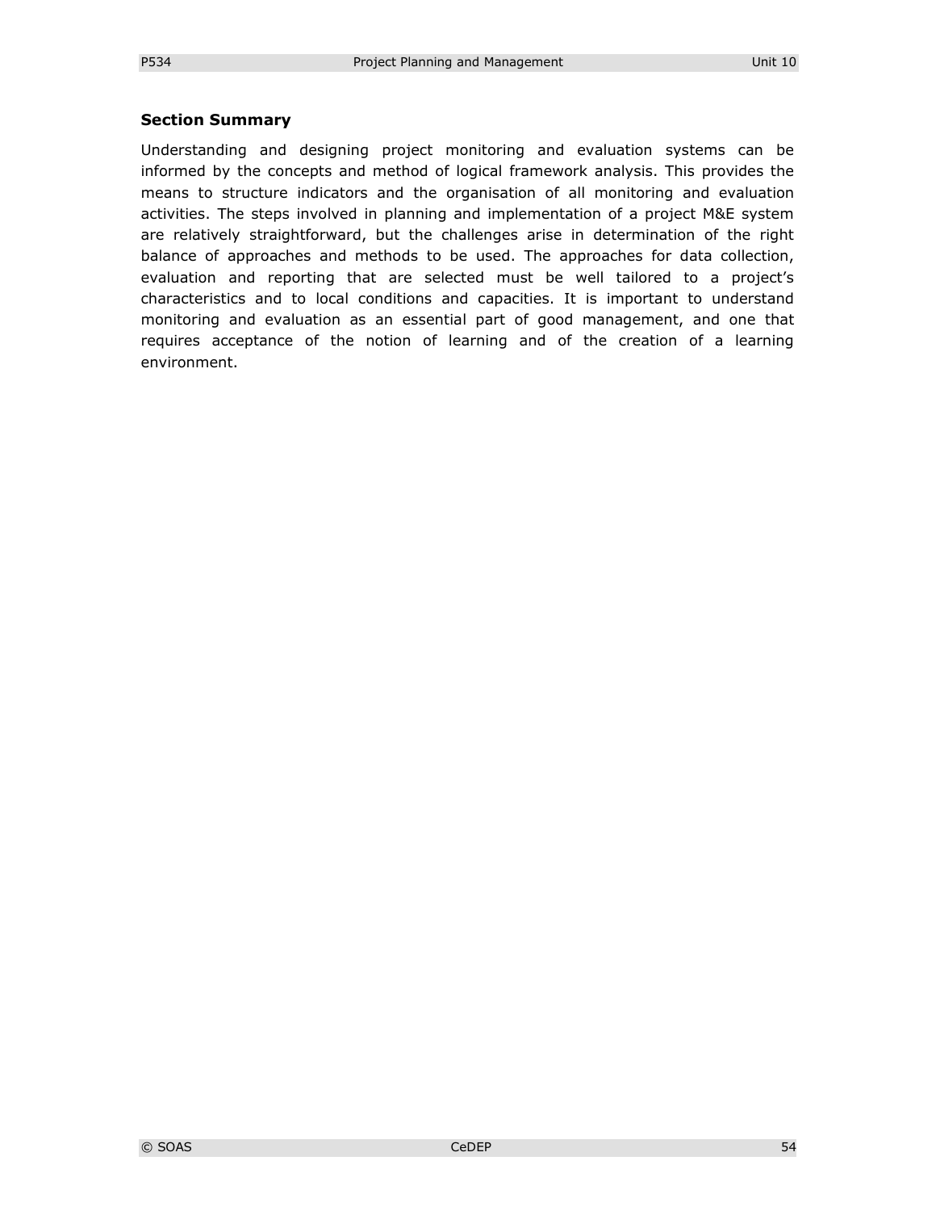### Section Summary

Understanding and designing project monitoring and evaluation systems can be informed by the concepts and method of logical framework analysis. This provides the means to structure indicators and the organisation of all monitoring and evaluation activities. The steps involved in planning and implementation of a project M&E system are relatively straightforward, but the challenges arise in determination of the right balance of approaches and methods to be used. The approaches for data collection, evaluation and reporting that are selected must be well tailored to a project's characteristics and to local conditions and capacities. It is important to understand monitoring and evaluation as an essential part of good management, and one that requires acceptance of the notion of learning and of the creation of a learning environment.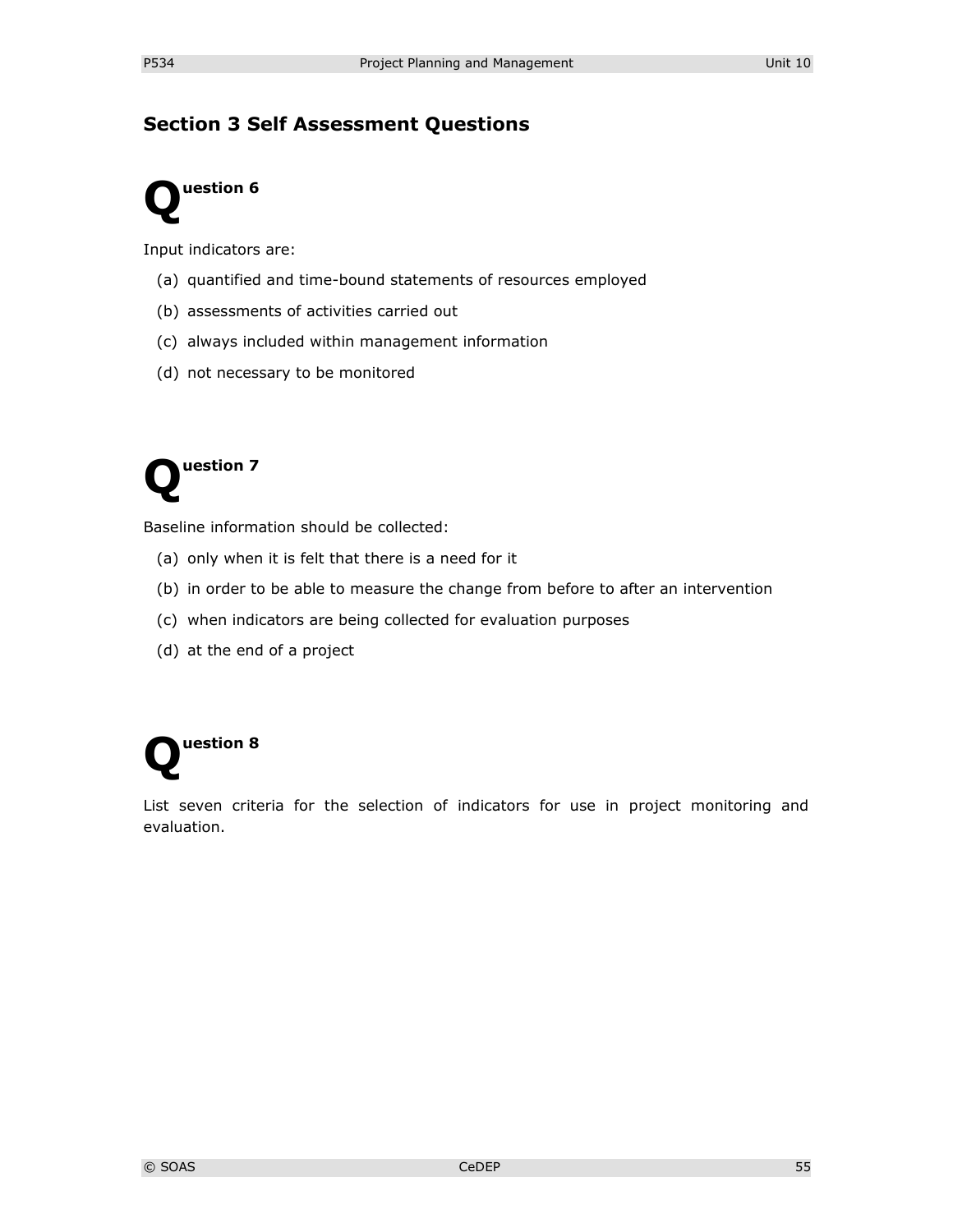## Section 3 Self Assessment Questions

### Question 6

Input indicators are:

(a) quantified and time-bound statements of resources employed

(b) assessments of activities carried out

(c) always included within management information

(d) not necessary to be monitored

### Question 7

Baseline information should be collected:

(a) only when it is felt that there is a need for it

(b) in order to be able to measure the change from before to after an intervention

(c) when indicators are being collected for evaluation purposes

(d) at the end of a project

### Question 8

List seven criteria for the selection of indicators for use in project monitoring and evaluation.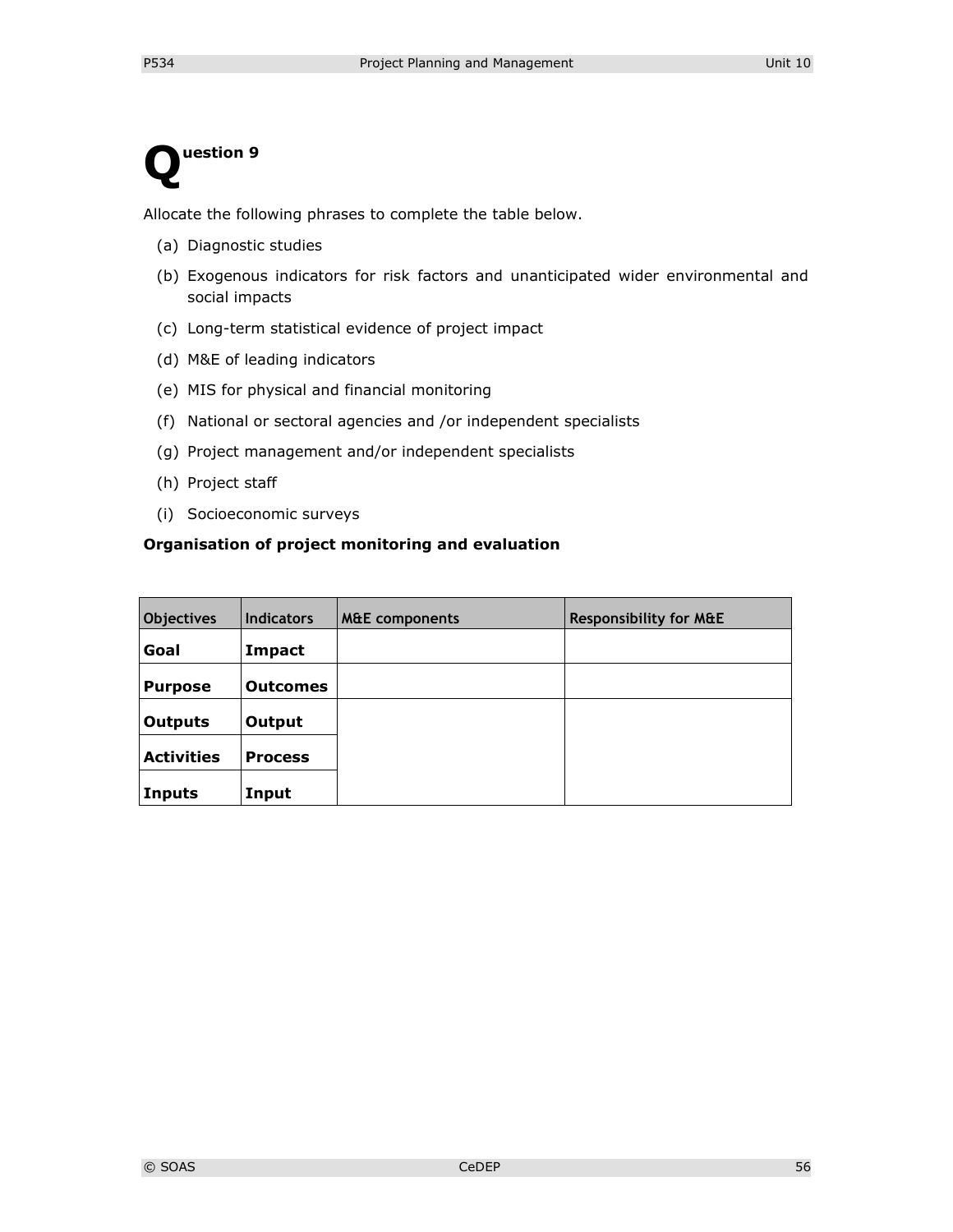# Question 9

Allocate the following phrases to complete the table below.

(a) Diagnostic studies

(b) Exogenous indicators for risk factors and unanticipated wider environmental and social impacts

(c) Long-term statistical evidence of project impact

(d) M&E of leading indicators

(e) MIS for physical and financial monitoring

(f) National or sectoral agencies and /or independent specialists

(g) Project management and/or independent specialists

(h) Project staff

(i) Socioeconomic surveys

**Organisation of project monitoring and evaluation**

| Objectives | Indicators | M&E components | Responsibility for M&E |
|---|---|---|---|
| **Goal** | **Impact** | | |
| **Purpose** | **Outcomes** | | |
| **Outputs** | **Output** | | |
| **Activities** | **Process** | | |
| **Inputs** | **Input** | | |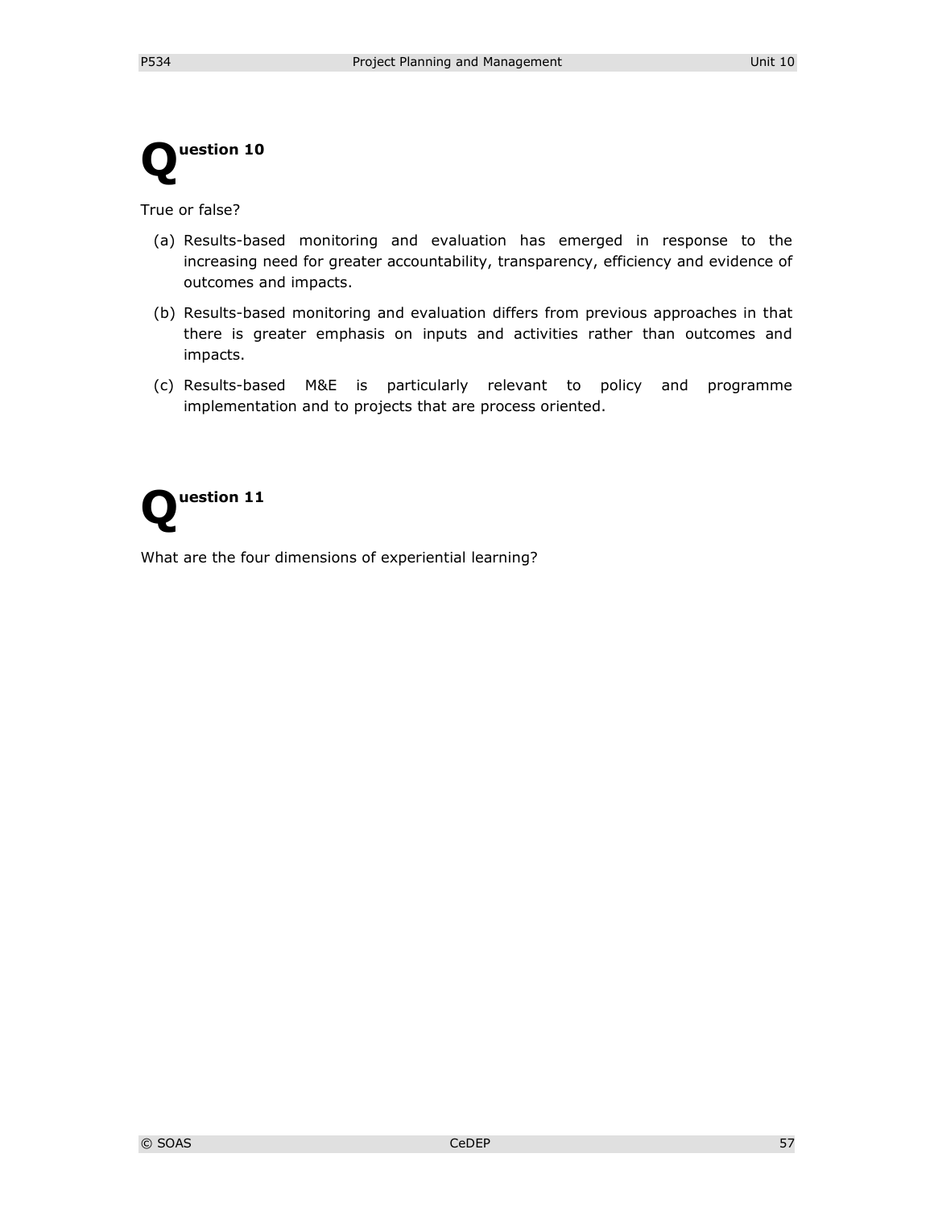## Question 10

True or false?

(a) Results-based monitoring and evaluation has emerged in response to the increasing need for greater accountability, transparency, efficiency and evidence of outcomes and impacts.

(b) Results-based monitoring and evaluation differs from previous approaches in that there is greater emphasis on inputs and activities rather than outcomes and impacts.

(c) Results-based M&E is particularly relevant to policy and programme implementation and to projects that are process oriented.

## Question 11

What are the four dimensions of experiential learning?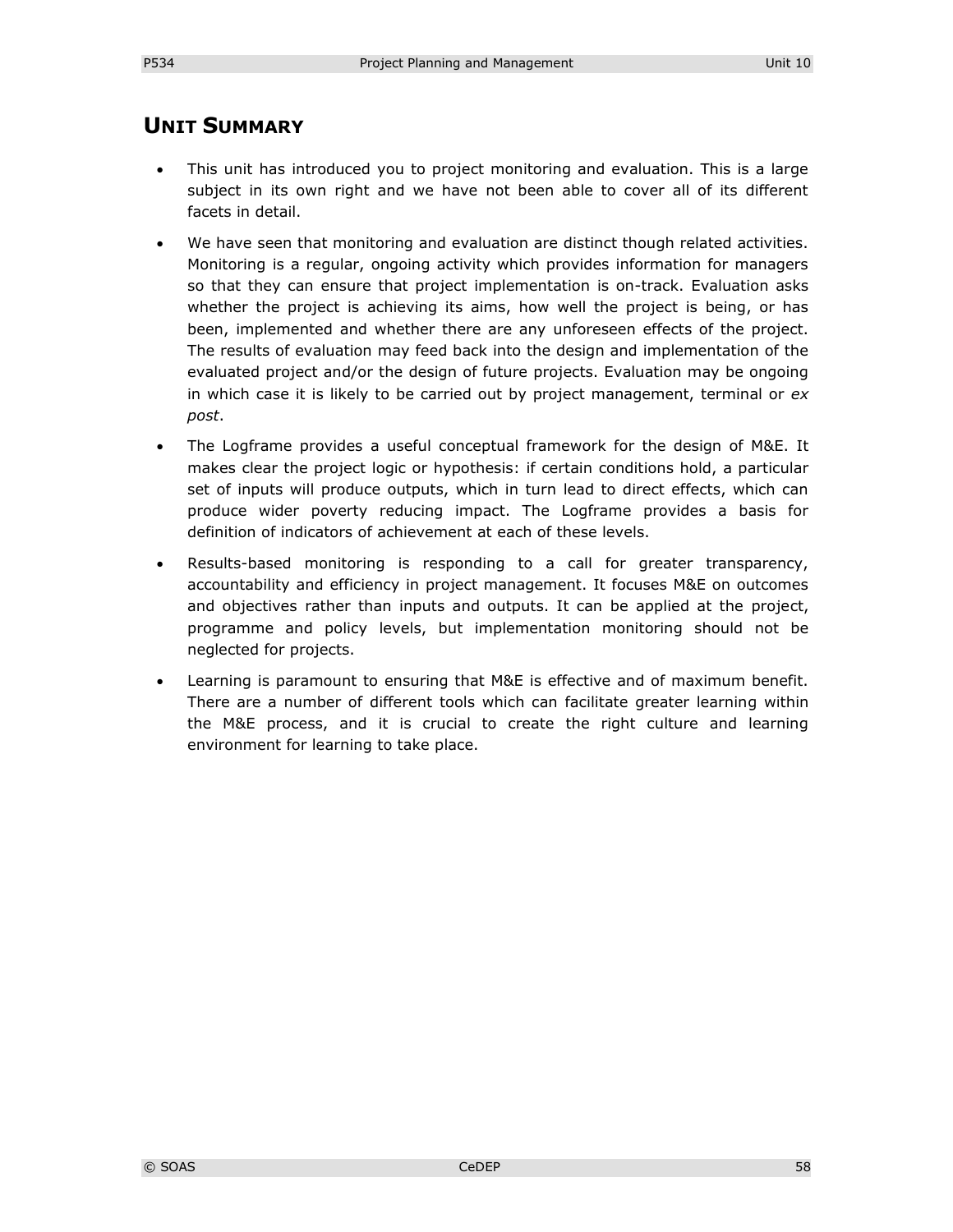## UNIT SUMMARY

- This unit has introduced you to project monitoring and evaluation. This is a large subject in its own right and we have not been able to cover all of its different facets in detail.
- We have seen that monitoring and evaluation are distinct though related activities. Monitoring is a regular, ongoing activity which provides information for managers so that they can ensure that project implementation is on-track. Evaluation asks whether the project is achieving its aims, how well the project is being, or has been, implemented and whether there are any unforeseen effects of the project. The results of evaluation may feed back into the design and implementation of the evaluated project and/or the design of future projects. Evaluation may be ongoing in which case it is likely to be carried out by project management, terminal or *ex post*.
- The Logframe provides a useful conceptual framework for the design of M&E. It makes clear the project logic or hypothesis: if certain conditions hold, a particular set of inputs will produce outputs, which in turn lead to direct effects, which can produce wider poverty reducing impact. The Logframe provides a basis for definition of indicators of achievement at each of these levels.
- Results-based monitoring is responding to a call for greater transparency, accountability and efficiency in project management. It focuses M&E on outcomes and objectives rather than inputs and outputs. It can be applied at the project, programme and policy levels, but implementation monitoring should not be neglected for projects.
- Learning is paramount to ensuring that M&E is effective and of maximum benefit. There are a number of different tools which can facilitate greater learning within the M&E process, and it is crucial to create the right culture and learning environment for learning to take place.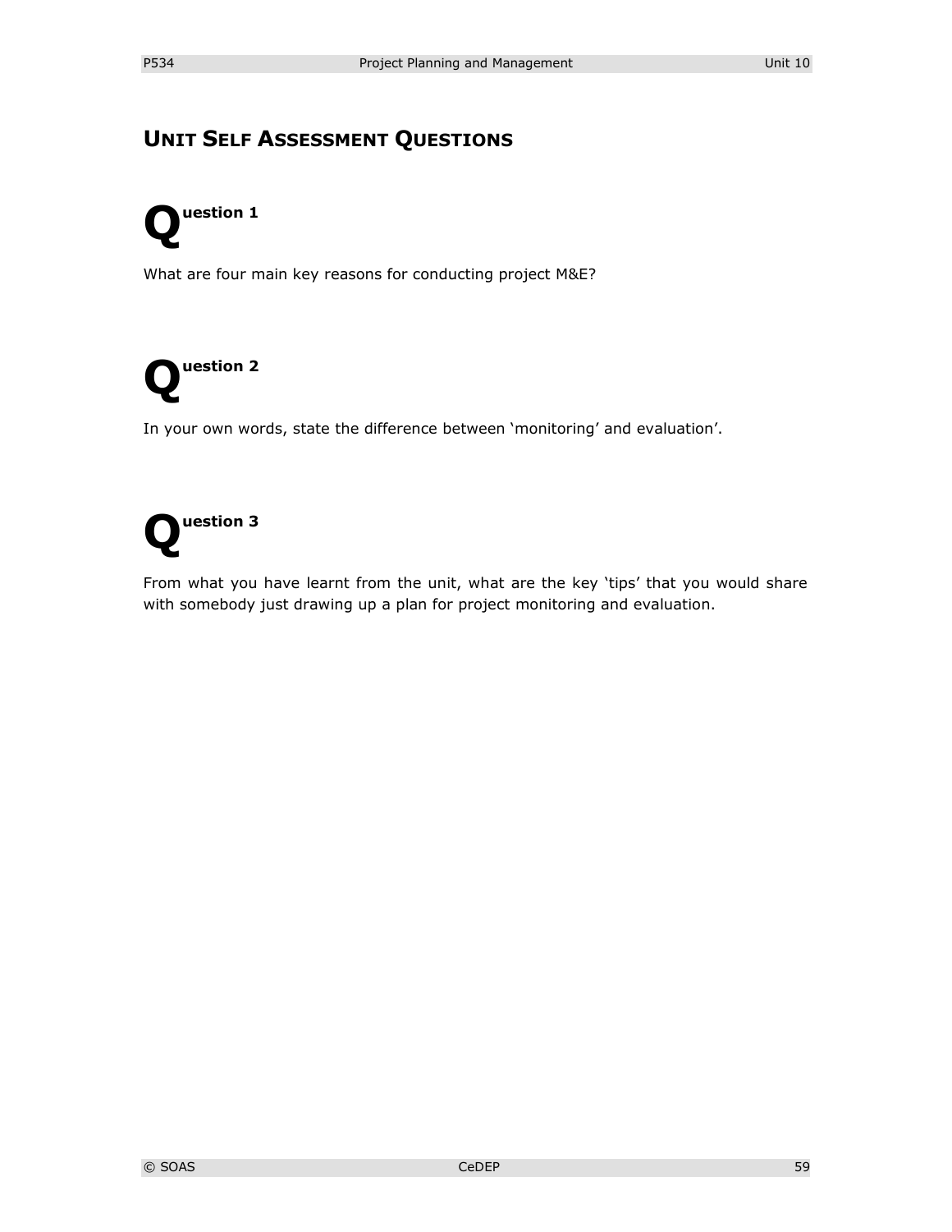## UNIT SELF ASSESSMENT QUESTIONS

### Question 1

What are four main key reasons for conducting project M&E?

### Question 2

In your own words, state the difference between 'monitoring' and evaluation'.

### Question 3

From what you have learnt from the unit, what are the key 'tips' that you would share with somebody just drawing up a plan for project monitoring and evaluation.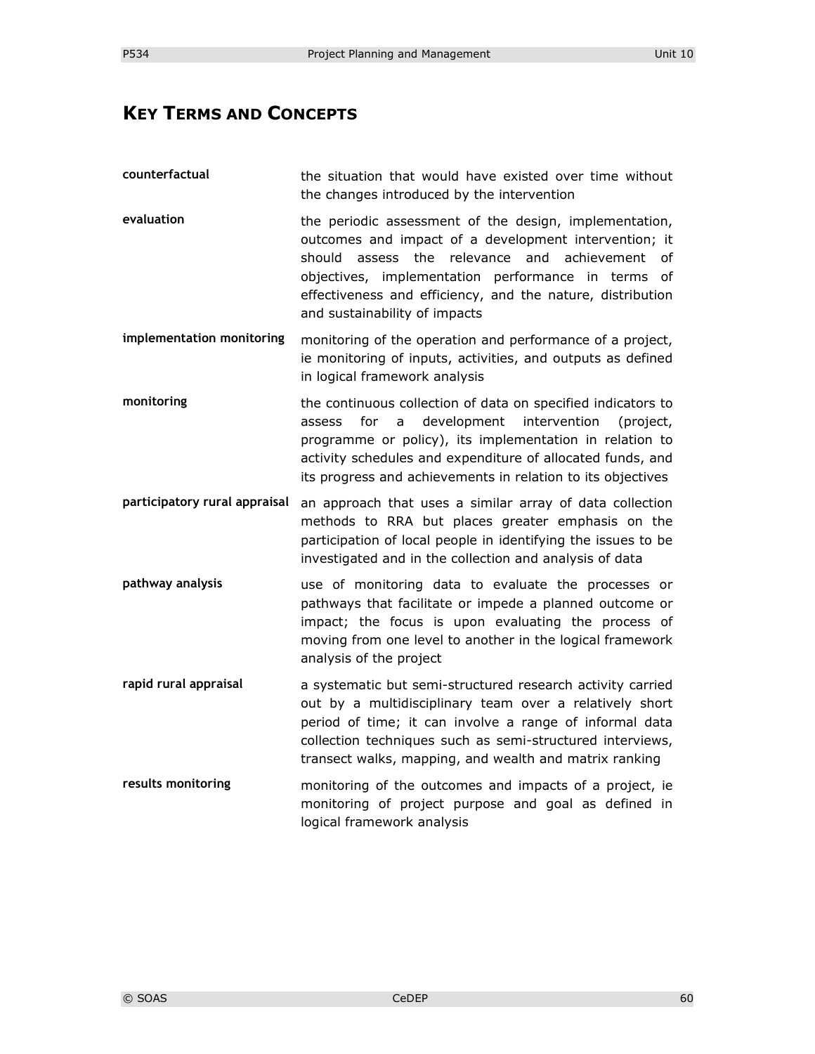# KEY TERMS AND CONCEPTS

**counterfactual**
the situation that would have existed over time without the changes introduced by the intervention

**evaluation**
the periodic assessment of the design, implementation, outcomes and impact of a development intervention; it should assess the relevance and achievement of objectives, implementation performance in terms of effectiveness and efficiency, and the nature, distribution and sustainability of impacts

**implementation monitoring**
monitoring of the operation and performance of a project, ie monitoring of inputs, activities, and outputs as defined in logical framework analysis

**monitoring**
the continuous collection of data on specified indicators to assess for a development intervention (project, programme or policy), its implementation in relation to activity schedules and expenditure of allocated funds, and its progress and achievements in relation to its objectives

**participatory rural appraisal**
an approach that uses a similar array of data collection methods to RRA but places greater emphasis on the participation of local people in identifying the issues to be investigated and in the collection and analysis of data

**pathway analysis**
use of monitoring data to evaluate the processes or pathways that facilitate or impede a planned outcome or impact; the focus is upon evaluating the process of moving from one level to another in the logical framework analysis of the project

**rapid rural appraisal**
a systematic but semi-structured research activity carried out by a multidisciplinary team over a relatively short period of time; it can involve a range of informal data collection techniques such as semi-structured interviews, transect walks, mapping, and wealth and matrix ranking

**results monitoring**
monitoring of the outcomes and impacts of a project, ie monitoring of project purpose and goal as defined in logical framework analysis